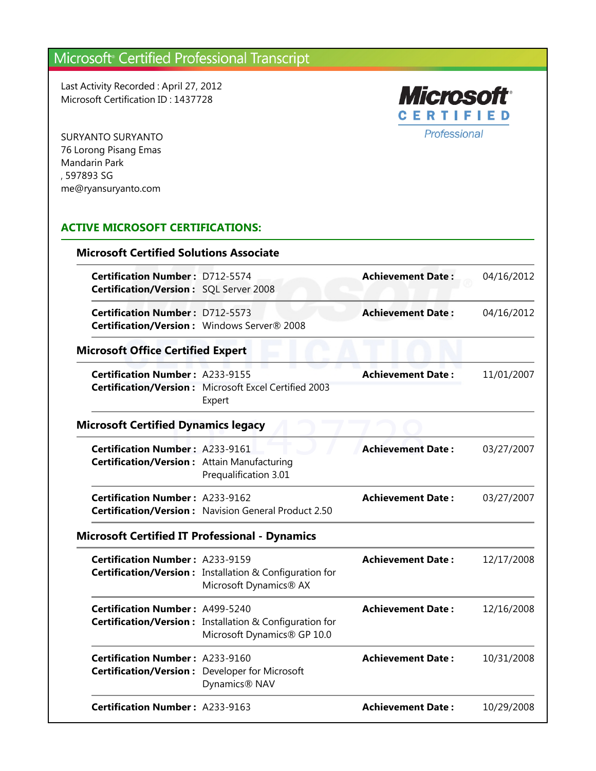# Microsoft® Certified Professional Transcript

Last Activity Recorded : April 27, 2012
Microsoft Certification ID : 1437728

SURYANTO SURYANTO
76 Lorong Pisang Emas
Mandarin Park
, 597893 SG
me@ryansuryanto.com

## ACTIVE MICROSOFT CERTIFICATIONS:

### Microsoft Certified Solutions Associate

**Certification Number :** D712-5574 **Achievement Date :** 04/16/2012
**Certification/Version :** SQL Server 2008

**Certification Number :** D712-5573 **Achievement Date :** 04/16/2012
**Certification/Version :** Windows Server® 2008

### Microsoft Office Certified Expert

**Certification Number :** A233-9155 **Achievement Date :** 11/01/2007
**Certification/Version :** Microsoft Excel Certified 2003 Expert

### Microsoft Certified Dynamics legacy

**Certification Number :** A233-9161 **Achievement Date :** 03/27/2007
**Certification/Version :** Attain Manufacturing Prequalification 3.01

**Certification Number :** A233-9162 **Achievement Date :** 03/27/2007
**Certification/Version :** Navision General Product 2.50

### Microsoft Certified IT Professional - Dynamics

**Certification Number :** A233-9159 **Achievement Date :** 12/17/2008
**Certification/Version :** Installation & Configuration for Microsoft Dynamics® AX

**Certification Number :** A499-5240 **Achievement Date :** 12/16/2008
**Certification/Version :** Installation & Configuration for Microsoft Dynamics® GP 10.0

**Certification Number :** A233-9160 **Achievement Date :** 10/31/2008
**Certification/Version :** Developer for Microsoft Dynamics® NAV

**Certification Number :** A233-9163 **Achievement Date :** 10/29/2008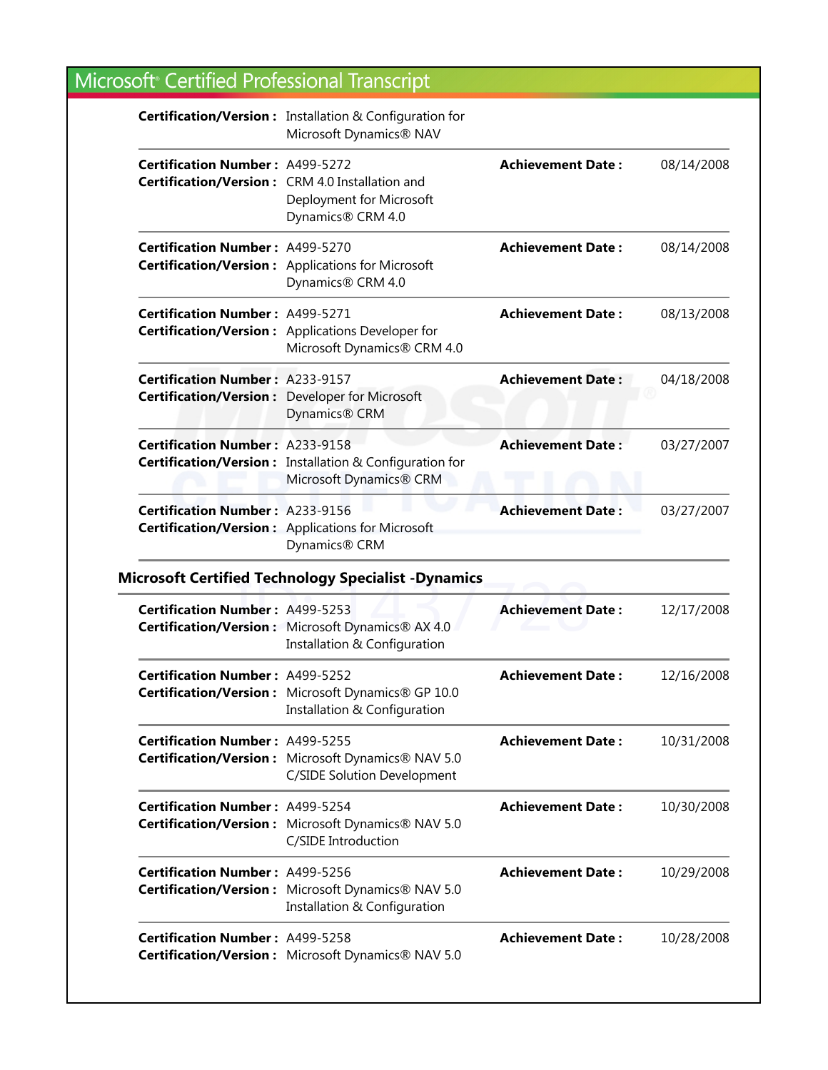# Microsoft® Certified Professional Transcript

**Certification/Version :** Installation & Configuration for Microsoft Dynamics® NAV

---

**Certification Number :** A499-5272
**Certification/Version :** CRM 4.0 Installation and Deployment for Microsoft Dynamics® CRM 4.0
**Achievement Date :** 08/14/2008

---

**Certification Number :** A499-5270
**Certification/Version :** Applications for Microsoft Dynamics® CRM 4.0
**Achievement Date :** 08/14/2008

---

**Certification Number :** A499-5271
**Certification/Version :** Applications Developer for Microsoft Dynamics® CRM 4.0
**Achievement Date :** 08/13/2008

---

**Certification Number :** A233-9157
**Certification/Version :** Developer for Microsoft Dynamics® CRM
**Achievement Date :** 04/18/2008

---

**Certification Number :** A233-9158
**Certification/Version :** Installation & Configuration for Microsoft Dynamics® CRM
**Achievement Date :** 03/27/2007

---

**Certification Number :** A233-9156
**Certification/Version :** Applications for Microsoft Dynamics® CRM
**Achievement Date :** 03/27/2007

---

## Microsoft Certified Technology Specialist -Dynamics

**Certification Number :** A499-5253
**Certification/Version :** Microsoft Dynamics® AX 4.0 Installation & Configuration
**Achievement Date :** 12/17/2008

---

**Certification Number :** A499-5252
**Certification/Version :** Microsoft Dynamics® GP 10.0 Installation & Configuration
**Achievement Date :** 12/16/2008

---

**Certification Number :** A499-5255
**Certification/Version :** Microsoft Dynamics® NAV 5.0 C/SIDE Solution Development
**Achievement Date :** 10/31/2008

---

**Certification Number :** A499-5254
**Certification/Version :** Microsoft Dynamics® NAV 5.0 C/SIDE Introduction
**Achievement Date :** 10/30/2008

---

**Certification Number :** A499-5256
**Certification/Version :** Microsoft Dynamics® NAV 5.0 Installation & Configuration
**Achievement Date :** 10/29/2008

---

**Certification Number :** A499-5258
**Certification/Version :** Microsoft Dynamics® NAV 5.0
**Achievement Date :** 10/28/2008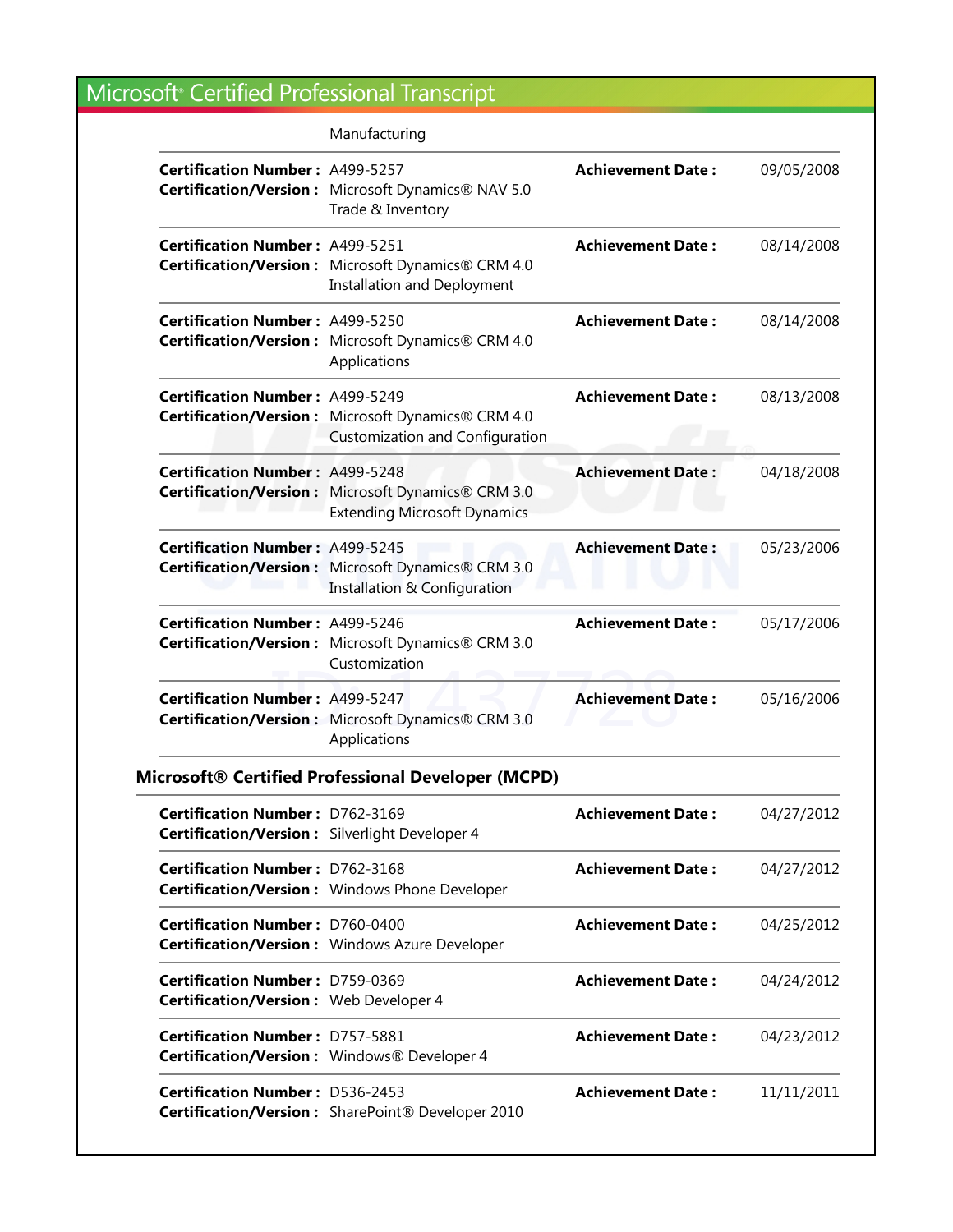Manufacturing

| | | | |
|---|---|---|---|
| **Certification Number :** | A499-5257 | **Achievement Date :** | 09/05/2008 |
| **Certification/Version :** | Microsoft Dynamics® NAV 5.0 Trade & Inventory | | |
| **Certification Number :** | A499-5251 | **Achievement Date :** | 08/14/2008 |
| **Certification/Version :** | Microsoft Dynamics® CRM 4.0 Installation and Deployment | | |
| **Certification Number :** | A499-5250 | **Achievement Date :** | 08/14/2008 |
| **Certification/Version :** | Microsoft Dynamics® CRM 4.0 Applications | | |
| **Certification Number :** | A499-5249 | **Achievement Date :** | 08/13/2008 |
| **Certification/Version :** | Microsoft Dynamics® CRM 4.0 Customization and Configuration | | |
| **Certification Number :** | A499-5248 | **Achievement Date :** | 04/18/2008 |
| **Certification/Version :** | Microsoft Dynamics® CRM 3.0 Extending Microsoft Dynamics | | |
| **Certification Number :** | A499-5245 | **Achievement Date :** | 05/23/2006 |
| **Certification/Version :** | Microsoft Dynamics® CRM 3.0 Installation & Configuration | | |
| **Certification Number :** | A499-5246 | **Achievement Date :** | 05/17/2006 |
| **Certification/Version :** | Microsoft Dynamics® CRM 3.0 Customization | | |
| **Certification Number :** | A499-5247 | **Achievement Date :** | 05/16/2006 |
| **Certification/Version :** | Microsoft Dynamics® CRM 3.0 Applications | | |

## Microsoft® Certified Professional Developer (MCPD)

| | | | |
|---|---|---|---|
| **Certification Number :** | D762-3169 | **Achievement Date :** | 04/27/2012 |
| **Certification/Version :** | Silverlight Developer 4 | | |
| **Certification Number :** | D762-3168 | **Achievement Date :** | 04/27/2012 |
| **Certification/Version :** | Windows Phone Developer | | |
| **Certification Number :** | D760-0400 | **Achievement Date :** | 04/25/2012 |
| **Certification/Version :** | Windows Azure Developer | | |
| **Certification Number :** | D759-0369 | **Achievement Date :** | 04/24/2012 |
| **Certification/Version :** | Web Developer 4 | | |
| **Certification Number :** | D757-5881 | **Achievement Date :** | 04/23/2012 |
| **Certification/Version :** | Windows® Developer 4 | | |
| **Certification Number :** | D536-2453 | **Achievement Date :** | 11/11/2011 |
| **Certification/Version :** | SharePoint® Developer 2010 | | |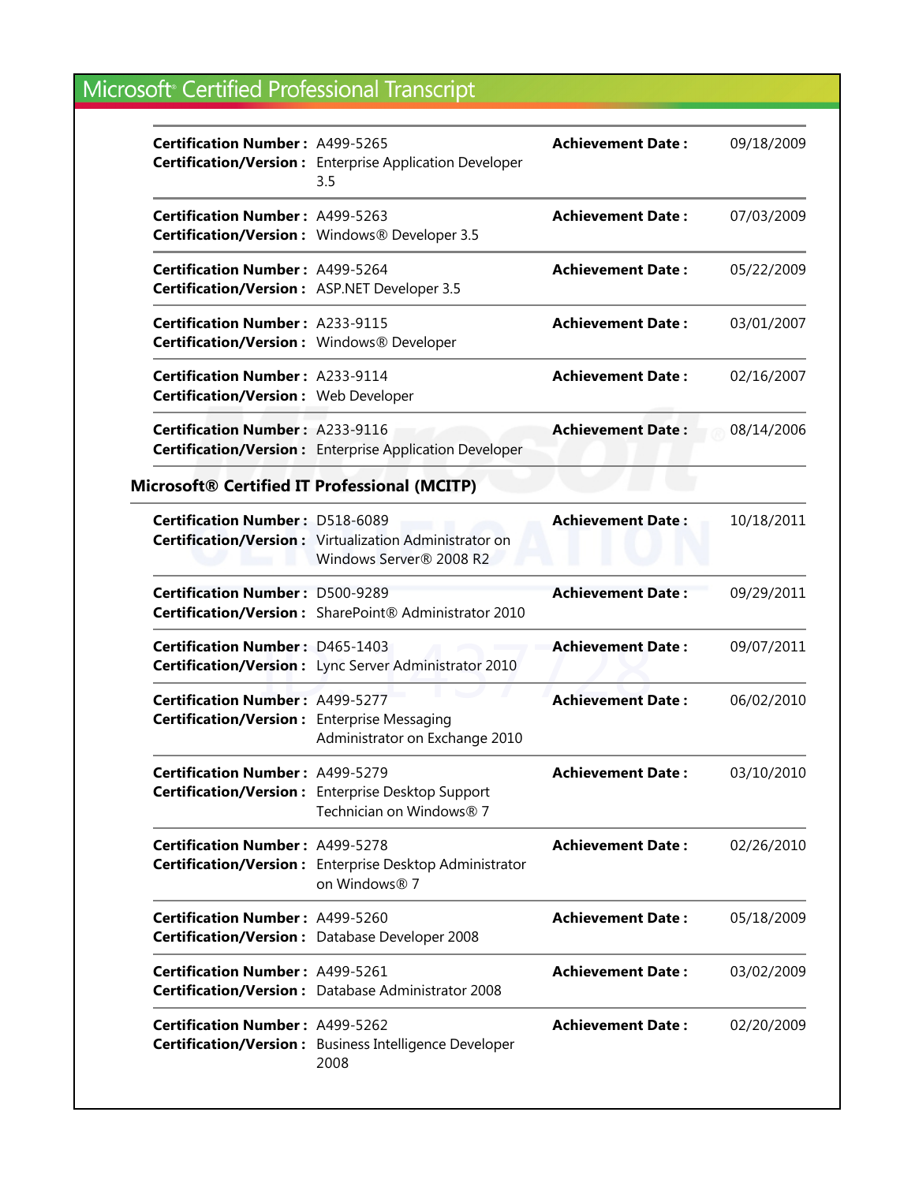# Microsoft® Certified Professional Transcript

| | | | |
|---|---|---|---|
| **Certification Number :** A499-5265 | **Certification/Version :** Enterprise Application Developer 3.5 | **Achievement Date :** | 09/18/2009 |
| **Certification Number :** A499-5263 | **Certification/Version :** Windows® Developer 3.5 | **Achievement Date :** | 07/03/2009 |
| **Certification Number :** A499-5264 | **Certification/Version :** ASP.NET Developer 3.5 | **Achievement Date :** | 05/22/2009 |
| **Certification Number :** A233-9115 | **Certification/Version :** Windows® Developer | **Achievement Date :** | 03/01/2007 |
| **Certification Number :** A233-9114 | **Certification/Version :** Web Developer | **Achievement Date :** | 02/16/2007 |
| **Certification Number :** A233-9116 | **Certification/Version :** Enterprise Application Developer | **Achievement Date :** | 08/14/2006 |

## Microsoft® Certified IT Professional (MCITP)

| | | | |
|---|---|---|---|
| **Certification Number :** D518-6089 | **Certification/Version :** Virtualization Administrator on Windows Server® 2008 R2 | **Achievement Date :** | 10/18/2011 |
| **Certification Number :** D500-9289 | **Certification/Version :** SharePoint® Administrator 2010 | **Achievement Date :** | 09/29/2011 |
| **Certification Number :** D465-1403 | **Certification/Version :** Lync Server Administrator 2010 | **Achievement Date :** | 09/07/2011 |
| **Certification Number :** A499-5277 | **Certification/Version :** Enterprise Messaging Administrator on Exchange 2010 | **Achievement Date :** | 06/02/2010 |
| **Certification Number :** A499-5279 | **Certification/Version :** Enterprise Desktop Support Technician on Windows® 7 | **Achievement Date :** | 03/10/2010 |
| **Certification Number :** A499-5278 | **Certification/Version :** Enterprise Desktop Administrator on Windows® 7 | **Achievement Date :** | 02/26/2010 |
| **Certification Number :** A499-5260 | **Certification/Version :** Database Developer 2008 | **Achievement Date :** | 05/18/2009 |
| **Certification Number :** A499-5261 | **Certification/Version :** Database Administrator 2008 | **Achievement Date :** | 03/02/2009 |
| **Certification Number :** A499-5262 | **Certification/Version :** Business Intelligence Developer 2008 | **Achievement Date :** | 02/20/2009 |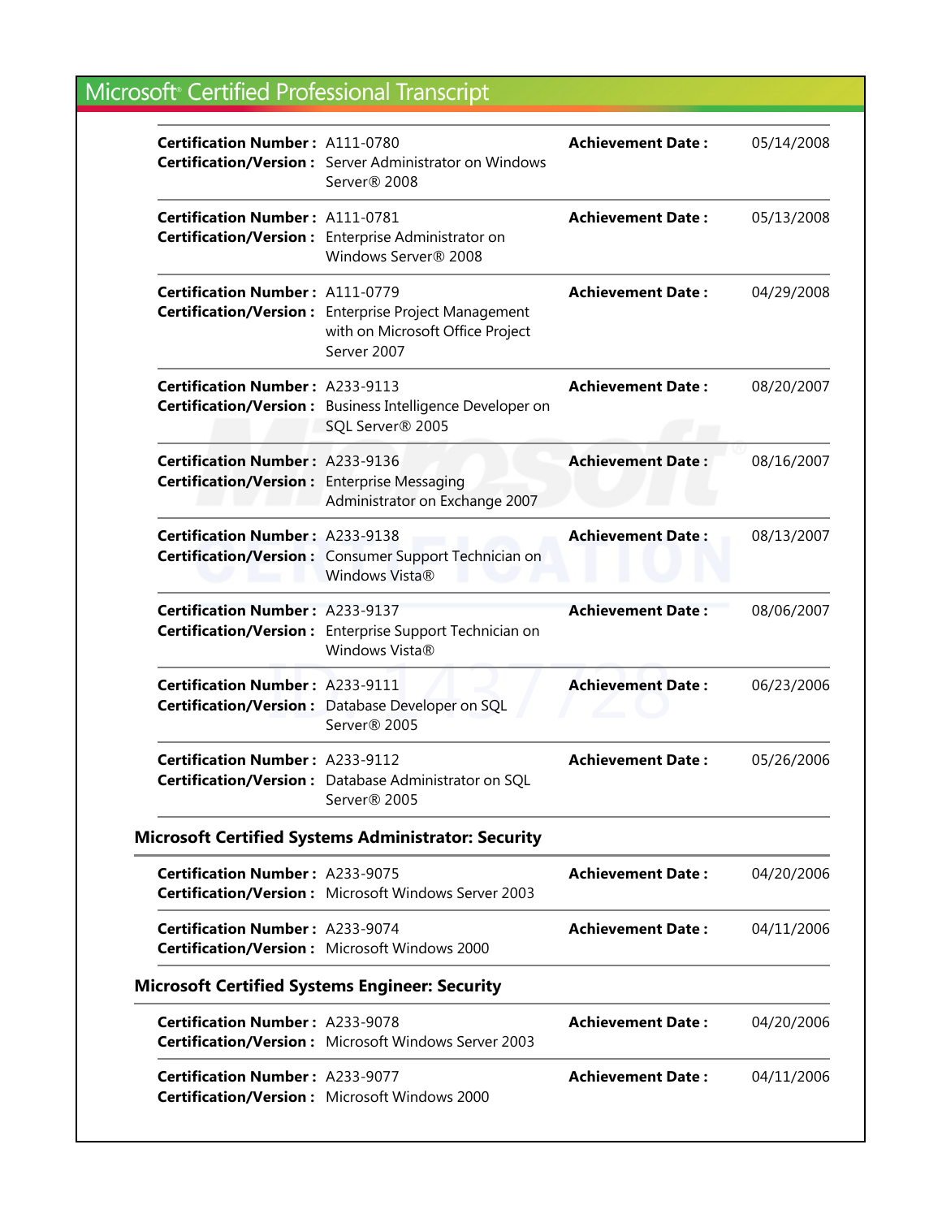# Microsoft® Certified Professional Transcript

| | | | |
|---|---|---|---|
| **Certification Number :** | A111-0780 | **Achievement Date :** | 05/14/2008 |
| **Certification/Version :** | Server Administrator on Windows Server® 2008 | | |
| **Certification Number :** | A111-0781 | **Achievement Date :** | 05/13/2008 |
| **Certification/Version :** | Enterprise Administrator on Windows Server® 2008 | | |
| **Certification Number :** | A111-0779 | **Achievement Date :** | 04/29/2008 |
| **Certification/Version :** | Enterprise Project Management with on Microsoft Office Project Server 2007 | | |
| **Certification Number :** | A233-9113 | **Achievement Date :** | 08/20/2007 |
| **Certification/Version :** | Business Intelligence Developer on SQL Server® 2005 | | |
| **Certification Number :** | A233-9136 | **Achievement Date :** | 08/16/2007 |
| **Certification/Version :** | Enterprise Messaging Administrator on Exchange 2007 | | |
| **Certification Number :** | A233-9138 | **Achievement Date :** | 08/13/2007 |
| **Certification/Version :** | Consumer Support Technician on Windows Vista® | | |
| **Certification Number :** | A233-9137 | **Achievement Date :** | 08/06/2007 |
| **Certification/Version :** | Enterprise Support Technician on Windows Vista® | | |
| **Certification Number :** | A233-9111 | **Achievement Date :** | 06/23/2006 |
| **Certification/Version :** | Database Developer on SQL Server® 2005 | | |
| **Certification Number :** | A233-9112 | **Achievement Date :** | 05/26/2006 |
| **Certification/Version :** | Database Administrator on SQL Server® 2005 | | |

## Microsoft Certified Systems Administrator: Security

| | | | |
|---|---|---|---|
| **Certification Number :** | A233-9075 | **Achievement Date :** | 04/20/2006 |
| **Certification/Version :** | Microsoft Windows Server 2003 | | |
| **Certification Number :** | A233-9074 | **Achievement Date :** | 04/11/2006 |
| **Certification/Version :** | Microsoft Windows 2000 | | |

## Microsoft Certified Systems Engineer: Security

| | | | |
|---|---|---|---|
| **Certification Number :** | A233-9078 | **Achievement Date :** | 04/20/2006 |
| **Certification/Version :** | Microsoft Windows Server 2003 | | |
| **Certification Number :** | A233-9077 | **Achievement Date :** | 04/11/2006 |
| **Certification/Version :** | Microsoft Windows 2000 | | |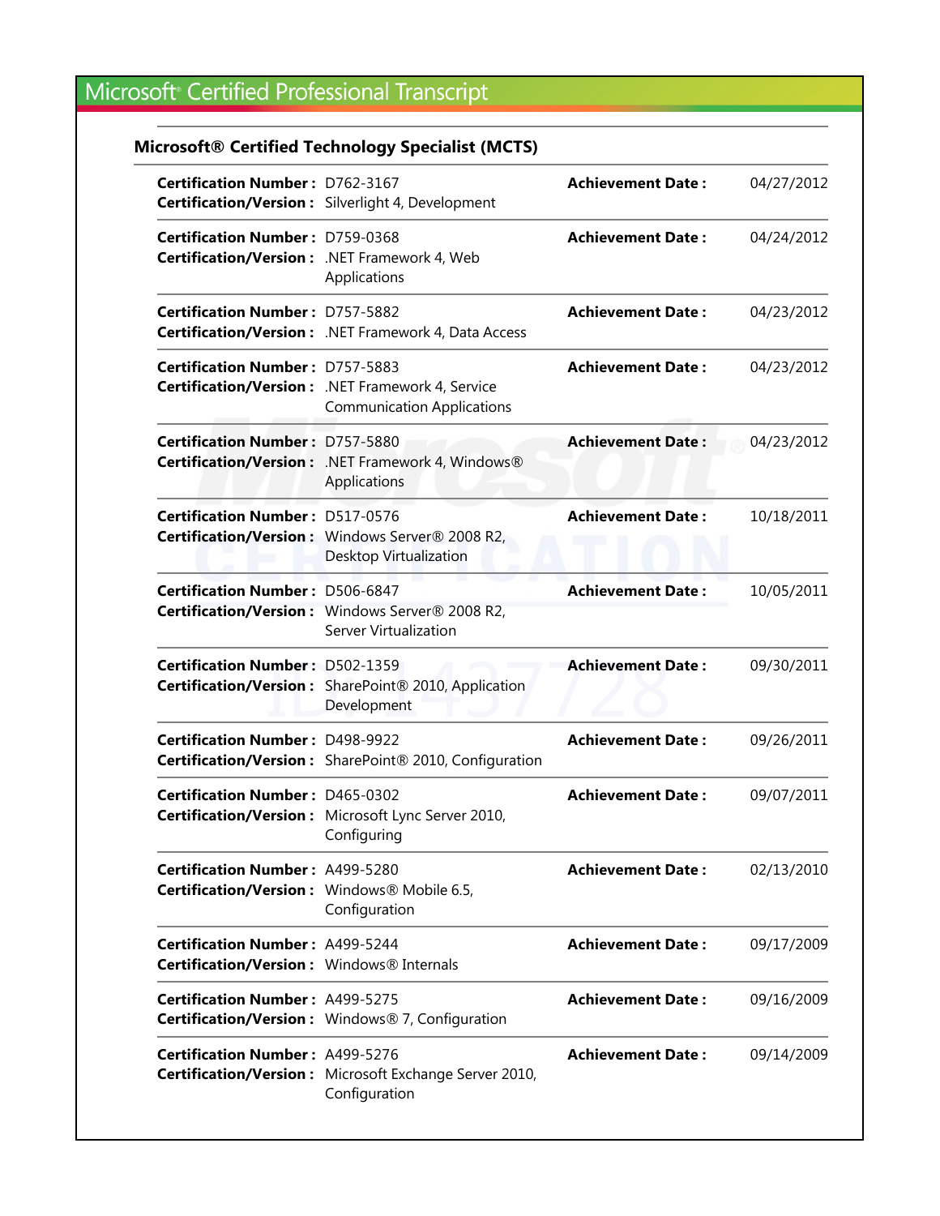# Microsoft® Certified Professional Transcript

## Microsoft® Certified Technology Specialist (MCTS)

| Certification Number | Certification/Version | Achievement Date |
|---|---|---|
| D762-3167 | Silverlight 4, Development | 04/27/2012 |
| D759-0368 | .NET Framework 4, Web Applications | 04/24/2012 |
| D757-5882 | .NET Framework 4, Data Access | 04/23/2012 |
| D757-5883 | .NET Framework 4, Service Communication Applications | 04/23/2012 |
| D757-5880 | .NET Framework 4, Windows® Applications | 04/23/2012 |
| D517-0576 | Windows Server® 2008 R2, Desktop Virtualization | 10/18/2011 |
| D506-6847 | Windows Server® 2008 R2, Server Virtualization | 10/05/2011 |
| D502-1359 | SharePoint® 2010, Application Development | 09/30/2011 |
| D498-9922 | SharePoint® 2010, Configuration | 09/26/2011 |
| D465-0302 | Microsoft Lync Server 2010, Configuring | 09/07/2011 |
| A499-5280 | Windows® Mobile 6.5, Configuration | 02/13/2010 |
| A499-5244 | Windows® Internals | 09/17/2009 |
| A499-5275 | Windows® 7, Configuration | 09/16/2009 |
| A499-5276 | Microsoft Exchange Server 2010, Configuration | 09/14/2009 |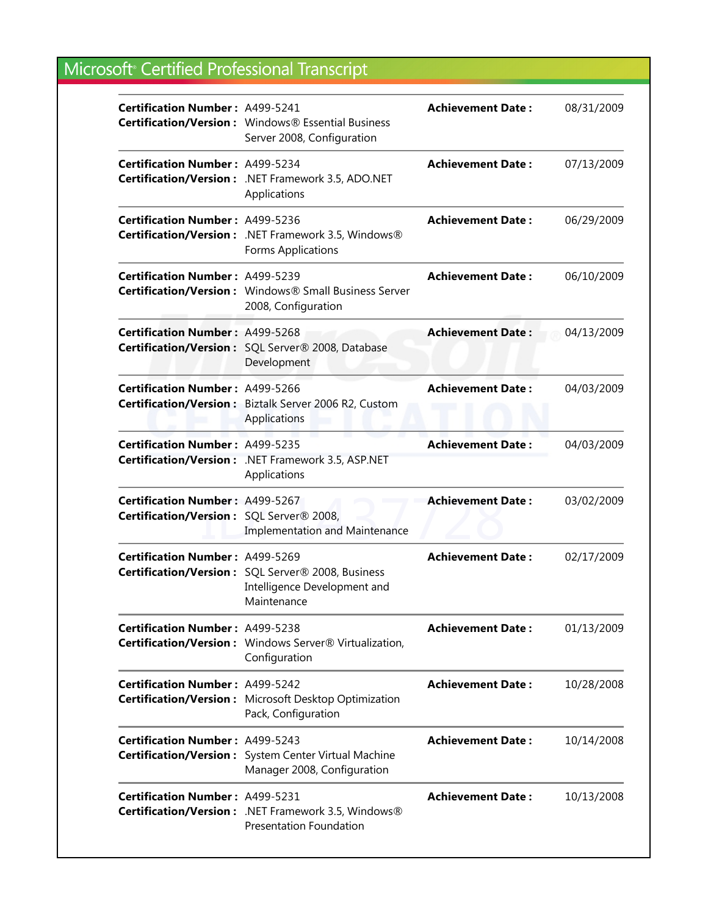# Microsoft® Certified Professional Transcript

| Certification Number | Certification/Version | Achievement Date |
|---|---|---|
| A499-5241 | Windows® Essential Business Server 2008, Configuration | 08/31/2009 |
| A499-5234 | .NET Framework 3.5, ADO.NET Applications | 07/13/2009 |
| A499-5236 | .NET Framework 3.5, Windows® Forms Applications | 06/29/2009 |
| A499-5239 | Windows® Small Business Server 2008, Configuration | 06/10/2009 |
| A499-5268 | SQL Server® 2008, Database Development | 04/13/2009 |
| A499-5266 | Biztalk Server 2006 R2, Custom Applications | 04/03/2009 |
| A499-5235 | .NET Framework 3.5, ASP.NET Applications | 04/03/2009 |
| A499-5267 | SQL Server® 2008, Implementation and Maintenance | 03/02/2009 |
| A499-5269 | SQL Server® 2008, Business Intelligence Development and Maintenance | 02/17/2009 |
| A499-5238 | Windows Server® Virtualization, Configuration | 01/13/2009 |
| A499-5242 | Microsoft Desktop Optimization Pack, Configuration | 10/28/2008 |
| A499-5243 | System Center Virtual Machine Manager 2008, Configuration | 10/14/2008 |
| A499-5231 | .NET Framework 3.5, Windows® Presentation Foundation | 10/13/2008 |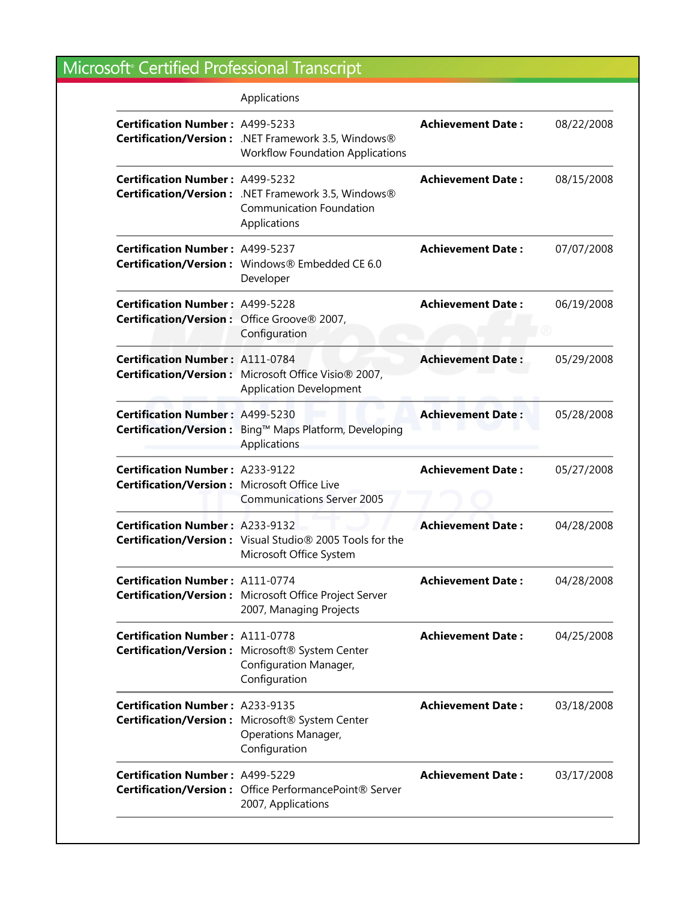Applications

| | | | |
|---|---|---|---|
| **Certification Number :** | A499-5233 | **Achievement Date :** | 08/22/2008 |
| **Certification/Version :** | .NET Framework 3.5, Windows® Workflow Foundation Applications | | |
| **Certification Number :** | A499-5232 | **Achievement Date :** | 08/15/2008 |
| **Certification/Version :** | .NET Framework 3.5, Windows® Communication Foundation Applications | | |
| **Certification Number :** | A499-5237 | **Achievement Date :** | 07/07/2008 |
| **Certification/Version :** | Windows® Embedded CE 6.0 Developer | | |
| **Certification Number :** | A499-5228 | **Achievement Date :** | 06/19/2008 |
| **Certification/Version :** | Office Groove® 2007, Configuration | | |
| **Certification Number :** | A111-0784 | **Achievement Date :** | 05/29/2008 |
| **Certification/Version :** | Microsoft Office Visio® 2007, Application Development | | |
| **Certification Number :** | A499-5230 | **Achievement Date :** | 05/28/2008 |
| **Certification/Version :** | Bing™ Maps Platform, Developing Applications | | |
| **Certification Number :** | A233-9122 | **Achievement Date :** | 05/27/2008 |
| **Certification/Version :** | Microsoft Office Live Communications Server 2005 | | |
| **Certification Number :** | A233-9132 | **Achievement Date :** | 04/28/2008 |
| **Certification/Version :** | Visual Studio® 2005 Tools for the Microsoft Office System | | |
| **Certification Number :** | A111-0774 | **Achievement Date :** | 04/28/2008 |
| **Certification/Version :** | Microsoft Office Project Server 2007, Managing Projects | | |
| **Certification Number :** | A111-0778 | **Achievement Date :** | 04/25/2008 |
| **Certification/Version :** | Microsoft® System Center Configuration Manager, Configuration | | |
| **Certification Number :** | A233-9135 | **Achievement Date :** | 03/18/2008 |
| **Certification/Version :** | Microsoft® System Center Operations Manager, Configuration | | |
| **Certification Number :** | A499-5229 | **Achievement Date :** | 03/17/2008 |
| **Certification/Version :** | Office PerformancePoint® Server 2007, Applications | | |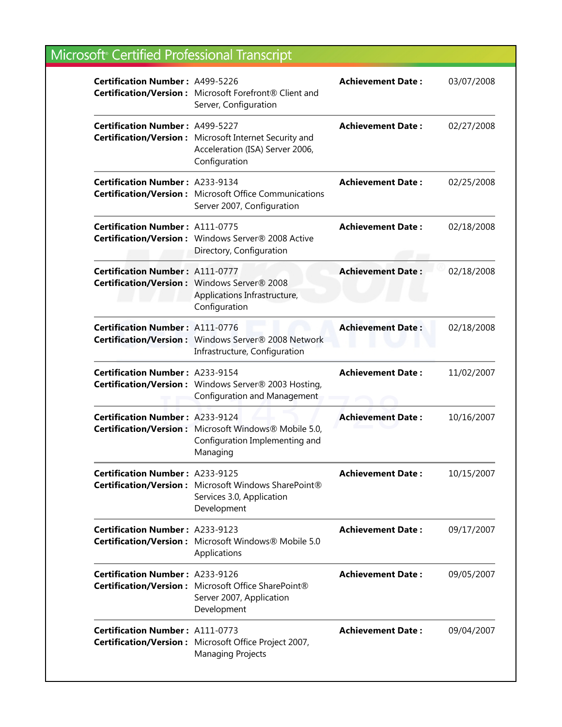# Microsoft® Certified Professional Transcript

| Certification Number | Certification/Version | Achievement Date |
|---|---|---|
| A499-5226 | Microsoft Forefront® Client and Server, Configuration | 03/07/2008 |
| A499-5227 | Microsoft Internet Security and Acceleration (ISA) Server 2006, Configuration | 02/27/2008 |
| A233-9134 | Microsoft Office Communications Server 2007, Configuration | 02/25/2008 |
| A111-0775 | Windows Server® 2008 Active Directory, Configuration | 02/18/2008 |
| A111-0777 | Windows Server® 2008 Applications Infrastructure, Configuration | 02/18/2008 |
| A111-0776 | Windows Server® 2008 Network Infrastructure, Configuration | 02/18/2008 |
| A233-9154 | Windows Server® 2003 Hosting, Configuration and Management | 11/02/2007 |
| A233-9124 | Microsoft Windows® Mobile 5.0, Configuration Implementing and Managing | 10/16/2007 |
| A233-9125 | Microsoft Windows SharePoint® Services 3.0, Application Development | 10/15/2007 |
| A233-9123 | Microsoft Windows® Mobile 5.0 Applications | 09/17/2007 |
| A233-9126 | Microsoft Office SharePoint® Server 2007, Application Development | 09/05/2007 |
| A111-0773 | Microsoft Office Project 2007, Managing Projects | 09/04/2007 |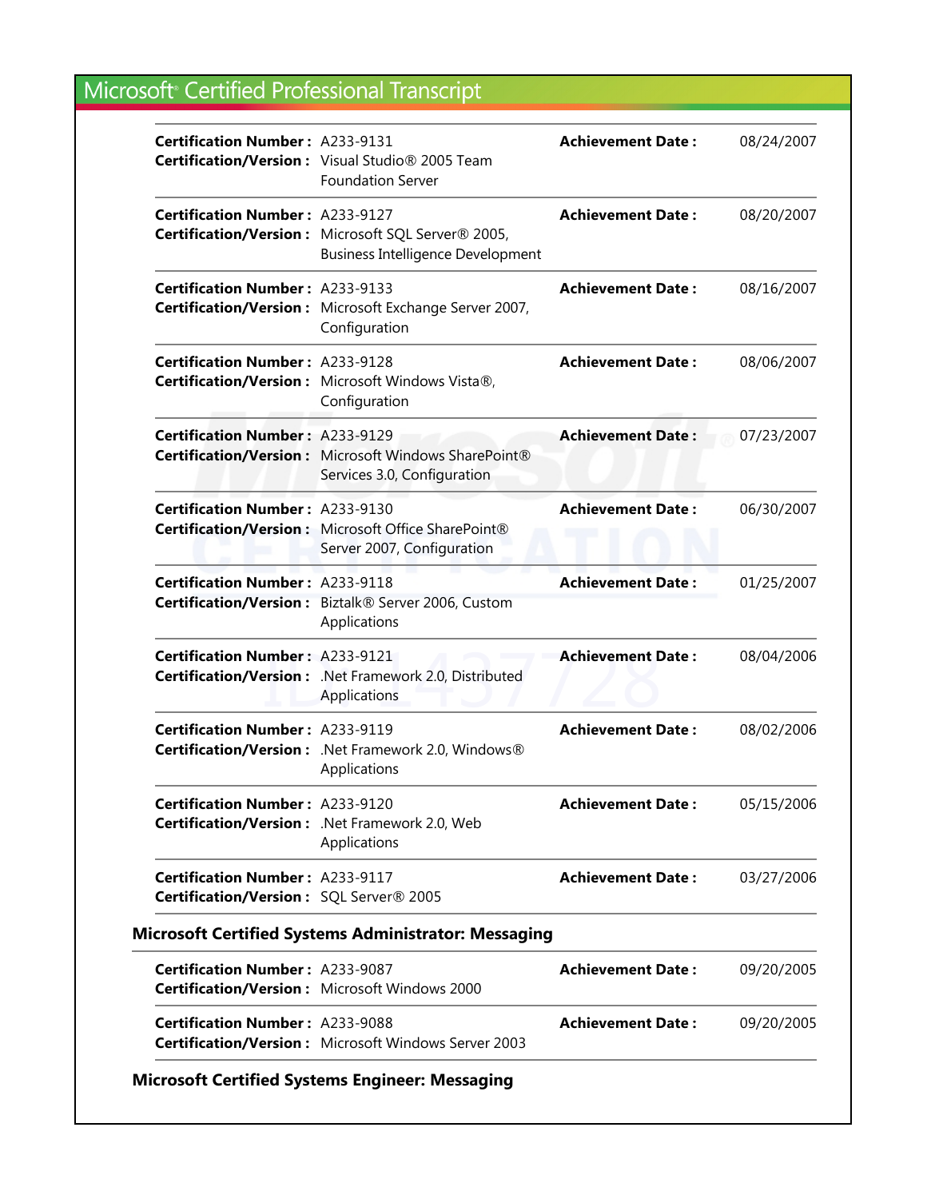# Microsoft® Certified Professional Transcript

| Certification Number / Certification/Version | | Achievement Date |
|---|---|---|
| **Certification Number :** | A233-9131 | **Achievement Date :** 08/24/2007 |
| **Certification/Version :** | Visual Studio® 2005 Team Foundation Server | |
| **Certification Number :** | A233-9127 | **Achievement Date :** 08/20/2007 |
| **Certification/Version :** | Microsoft SQL Server® 2005, Business Intelligence Development | |
| **Certification Number :** | A233-9133 | **Achievement Date :** 08/16/2007 |
| **Certification/Version :** | Microsoft Exchange Server 2007, Configuration | |
| **Certification Number :** | A233-9128 | **Achievement Date :** 08/06/2007 |
| **Certification/Version :** | Microsoft Windows Vista®, Configuration | |
| **Certification Number :** | A233-9129 | **Achievement Date :** 07/23/2007 |
| **Certification/Version :** | Microsoft Windows SharePoint® Services 3.0, Configuration | |
| **Certification Number :** | A233-9130 | **Achievement Date :** 06/30/2007 |
| **Certification/Version :** | Microsoft Office SharePoint® Server 2007, Configuration | |
| **Certification Number :** | A233-9118 | **Achievement Date :** 01/25/2007 |
| **Certification/Version :** | Biztalk® Server 2006, Custom Applications | |
| **Certification Number :** | A233-9121 | **Achievement Date :** 08/04/2006 |
| **Certification/Version :** | .Net Framework 2.0, Distributed Applications | |
| **Certification Number :** | A233-9119 | **Achievement Date :** 08/02/2006 |
| **Certification/Version :** | .Net Framework 2.0, Windows® Applications | |
| **Certification Number :** | A233-9120 | **Achievement Date :** 05/15/2006 |
| **Certification/Version :** | .Net Framework 2.0, Web Applications | |
| **Certification Number :** | A233-9117 | **Achievement Date :** 03/27/2006 |
| **Certification/Version :** | SQL Server® 2005 | |

### Microsoft Certified Systems Administrator: Messaging

| Certification Number / Certification/Version | | Achievement Date |
|---|---|---|
| **Certification Number :** | A233-9087 | **Achievement Date :** 09/20/2005 |
| **Certification/Version :** | Microsoft Windows 2000 | |
| **Certification Number :** | A233-9088 | **Achievement Date :** 09/20/2005 |
| **Certification/Version :** | Microsoft Windows Server 2003 | |

### Microsoft Certified Systems Engineer: Messaging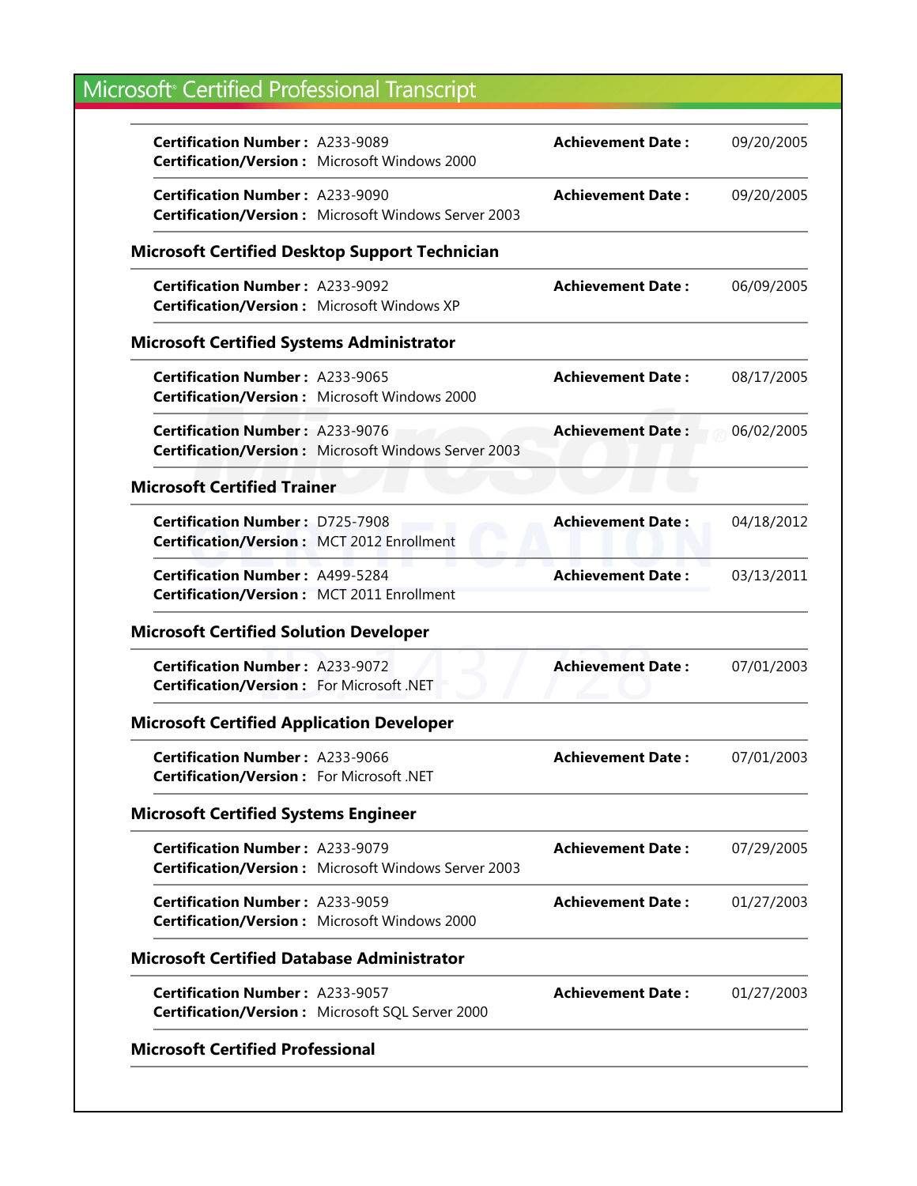# Microsoft® Certified Professional Transcript

**Certification Number :** A233-9089 **Achievement Date :** 09/20/2005
**Certification/Version :** Microsoft Windows 2000

**Certification Number :** A233-9090 **Achievement Date :** 09/20/2005
**Certification/Version :** Microsoft Windows Server 2003

## Microsoft Certified Desktop Support Technician

**Certification Number :** A233-9092 **Achievement Date :** 06/09/2005
**Certification/Version :** Microsoft Windows XP

## Microsoft Certified Systems Administrator

**Certification Number :** A233-9065 **Achievement Date :** 08/17/2005
**Certification/Version :** Microsoft Windows 2000

**Certification Number :** A233-9076 **Achievement Date :** 06/02/2005
**Certification/Version :** Microsoft Windows Server 2003

## Microsoft Certified Trainer

**Certification Number :** D725-7908 **Achievement Date :** 04/18/2012
**Certification/Version :** MCT 2012 Enrollment

**Certification Number :** A499-5284 **Achievement Date :** 03/13/2011
**Certification/Version :** MCT 2011 Enrollment

## Microsoft Certified Solution Developer

**Certification Number :** A233-9072 **Achievement Date :** 07/01/2003
**Certification/Version :** For Microsoft .NET

## Microsoft Certified Application Developer

**Certification Number :** A233-9066 **Achievement Date :** 07/01/2003
**Certification/Version :** For Microsoft .NET

## Microsoft Certified Systems Engineer

**Certification Number :** A233-9079 **Achievement Date :** 07/29/2005
**Certification/Version :** Microsoft Windows Server 2003

**Certification Number :** A233-9059 **Achievement Date :** 01/27/2003
**Certification/Version :** Microsoft Windows 2000

## Microsoft Certified Database Administrator

**Certification Number :** A233-9057 **Achievement Date :** 01/27/2003
**Certification/Version :** Microsoft SQL Server 2000

## Microsoft Certified Professional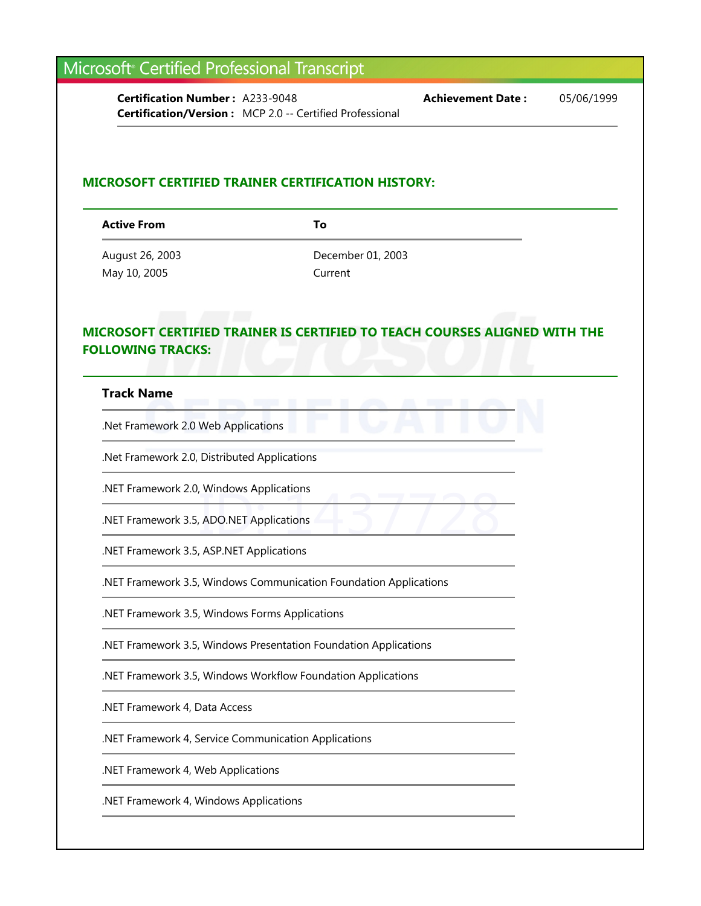# Microsoft® Certified Professional Transcript

**Certification Number :** A233-9048 **Achievement Date :** 05/06/1999
**Certification/Version :** MCP 2.0 -- Certified Professional

## MICROSOFT CERTIFIED TRAINER CERTIFICATION HISTORY:

| Active From | To |
|---|---|
| August 26, 2003 | December 01, 2003 |
| May 10, 2005 | Current |

## MICROSOFT CERTIFIED TRAINER IS CERTIFIED TO TEACH COURSES ALIGNED WITH THE FOLLOWING TRACKS:

| Track Name |
|---|
| .Net Framework 2.0 Web Applications |
| .Net Framework 2.0, Distributed Applications |
| .NET Framework 2.0, Windows Applications |
| .NET Framework 3.5, ADO.NET Applications |
| .NET Framework 3.5, ASP.NET Applications |
| .NET Framework 3.5, Windows Communication Foundation Applications |
| .NET Framework 3.5, Windows Forms Applications |
| .NET Framework 3.5, Windows Presentation Foundation Applications |
| .NET Framework 3.5, Windows Workflow Foundation Applications |
| .NET Framework 4, Data Access |
| .NET Framework 4, Service Communication Applications |
| .NET Framework 4, Web Applications |
| .NET Framework 4, Windows Applications |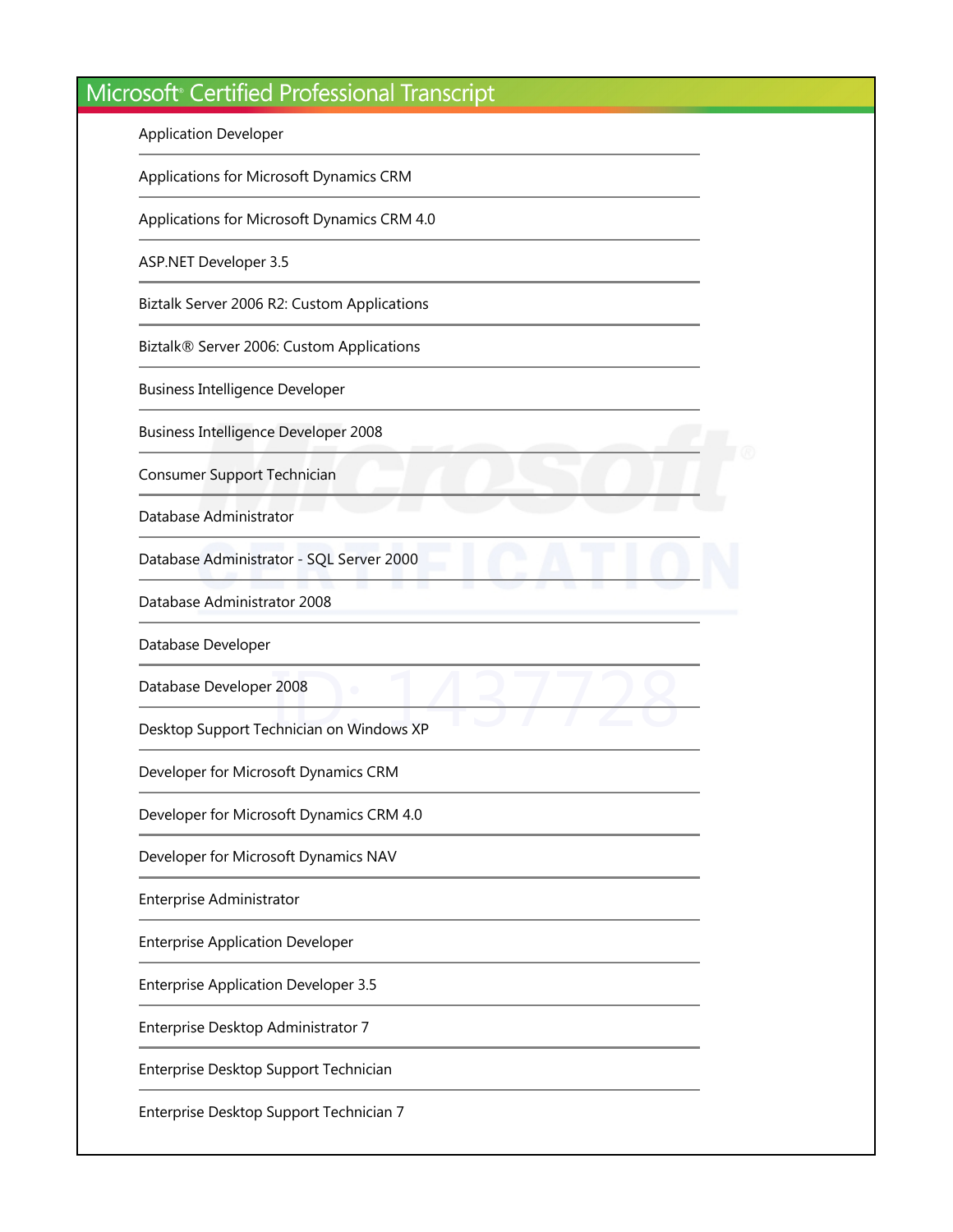# Microsoft® Certified Professional Transcript

Application Developer

Applications for Microsoft Dynamics CRM

Applications for Microsoft Dynamics CRM 4.0

ASP.NET Developer 3.5

Biztalk Server 2006 R2: Custom Applications

Biztalk® Server 2006: Custom Applications

Business Intelligence Developer

Business Intelligence Developer 2008

Consumer Support Technician

Database Administrator

Database Administrator - SQL Server 2000

Database Administrator 2008

Database Developer

Database Developer 2008

Desktop Support Technician on Windows XP

Developer for Microsoft Dynamics CRM

Developer for Microsoft Dynamics CRM 4.0

Developer for Microsoft Dynamics NAV

Enterprise Administrator

Enterprise Application Developer

Enterprise Application Developer 3.5

Enterprise Desktop Administrator 7

Enterprise Desktop Support Technician

Enterprise Desktop Support Technician 7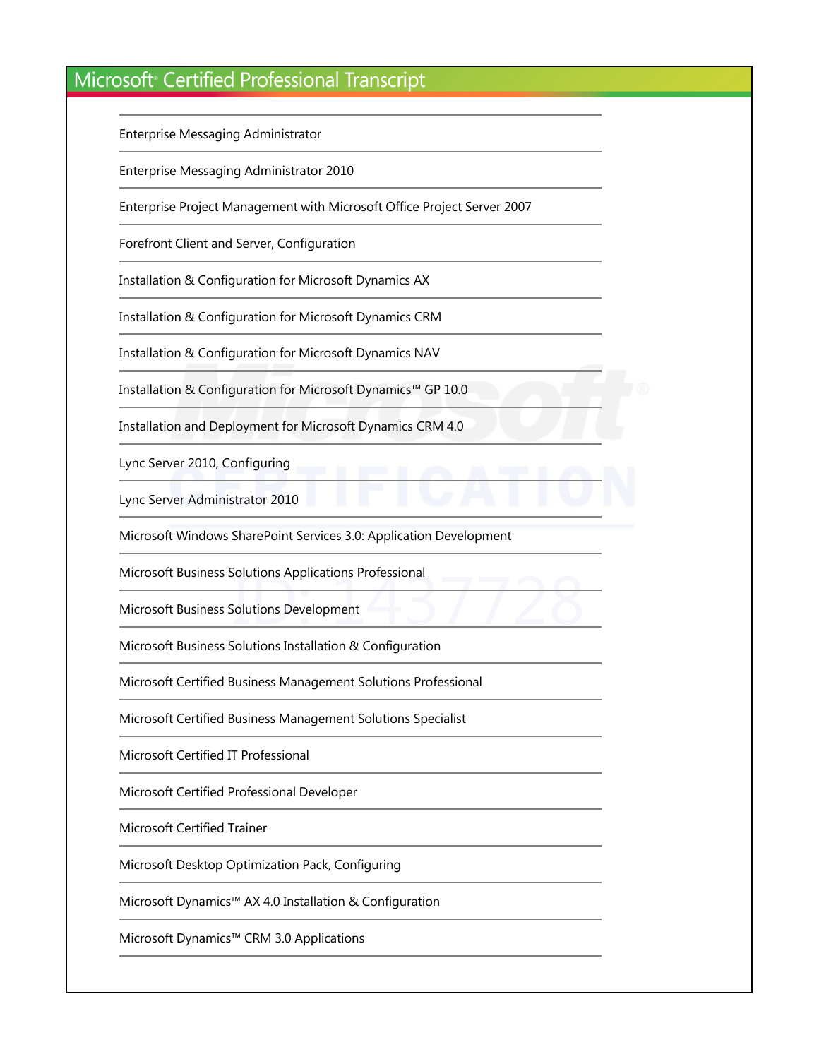# Microsoft® Certified Professional Transcript

Enterprise Messaging Administrator

Enterprise Messaging Administrator 2010

Enterprise Project Management with Microsoft Office Project Server 2007

Forefront Client and Server, Configuration

Installation & Configuration for Microsoft Dynamics AX

Installation & Configuration for Microsoft Dynamics CRM

Installation & Configuration for Microsoft Dynamics NAV

Installation & Configuration for Microsoft Dynamics™ GP 10.0

Installation and Deployment for Microsoft Dynamics CRM 4.0

Lync Server 2010, Configuring

Lync Server Administrator 2010

Microsoft Windows SharePoint Services 3.0: Application Development

Microsoft Business Solutions Applications Professional

Microsoft Business Solutions Development

Microsoft Business Solutions Installation & Configuration

Microsoft Certified Business Management Solutions Professional

Microsoft Certified Business Management Solutions Specialist

Microsoft Certified IT Professional

Microsoft Certified Professional Developer

Microsoft Certified Trainer

Microsoft Desktop Optimization Pack, Configuring

Microsoft Dynamics™ AX 4.0 Installation & Configuration

Microsoft Dynamics™ CRM 3.0 Applications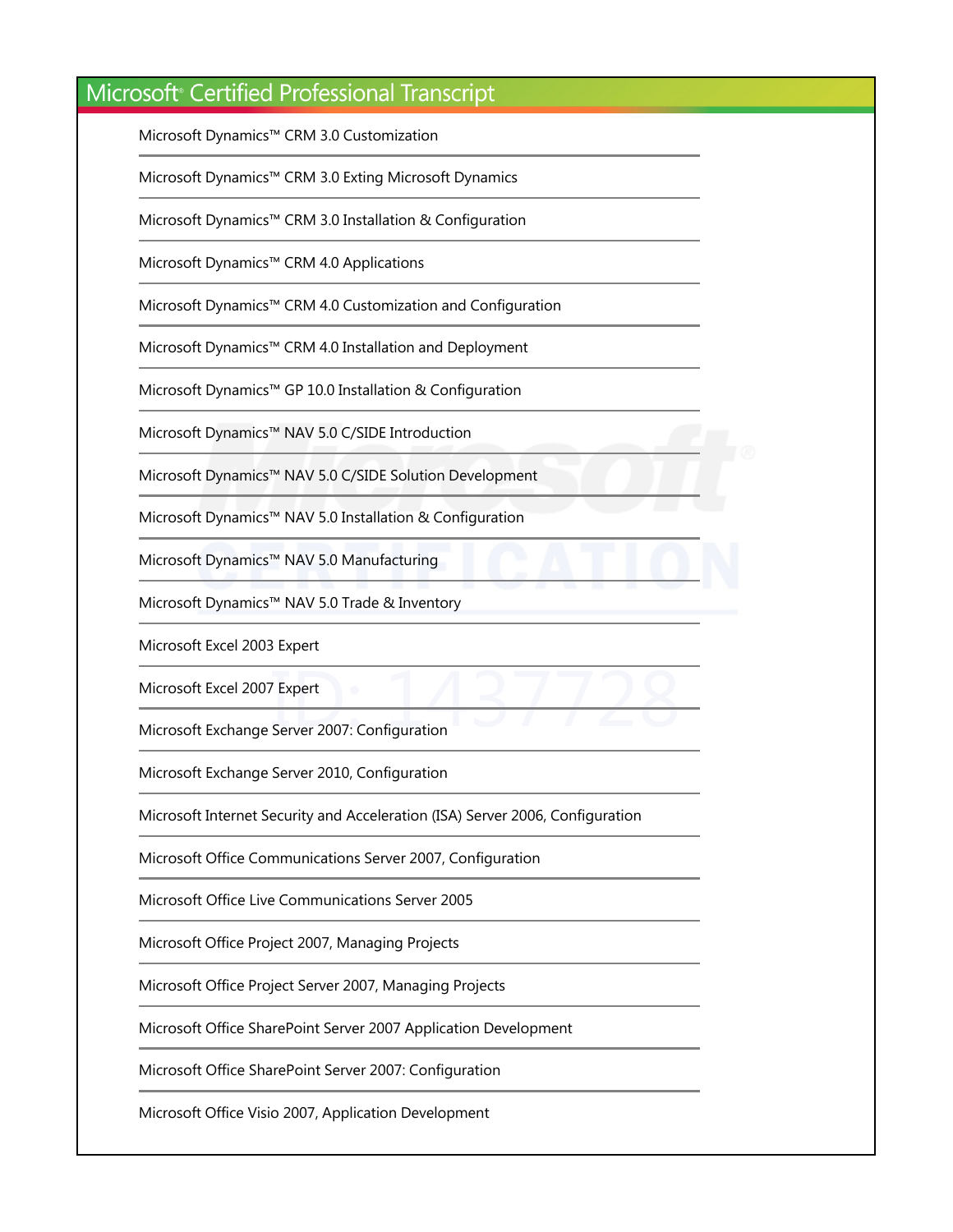# Microsoft® Certified Professional Transcript

Microsoft Dynamics™ CRM 3.0 Customization

Microsoft Dynamics™ CRM 3.0 Exting Microsoft Dynamics

Microsoft Dynamics™ CRM 3.0 Installation & Configuration

Microsoft Dynamics™ CRM 4.0 Applications

Microsoft Dynamics™ CRM 4.0 Customization and Configuration

Microsoft Dynamics™ CRM 4.0 Installation and Deployment

Microsoft Dynamics™ GP 10.0 Installation & Configuration

Microsoft Dynamics™ NAV 5.0 C/SIDE Introduction

Microsoft Dynamics™ NAV 5.0 C/SIDE Solution Development

Microsoft Dynamics™ NAV 5.0 Installation & Configuration

Microsoft Dynamics™ NAV 5.0 Manufacturing

Microsoft Dynamics™ NAV 5.0 Trade & Inventory

Microsoft Excel 2003 Expert

Microsoft Excel 2007 Expert

Microsoft Exchange Server 2007: Configuration

Microsoft Exchange Server 2010, Configuration

Microsoft Internet Security and Acceleration (ISA) Server 2006, Configuration

Microsoft Office Communications Server 2007, Configuration

Microsoft Office Live Communications Server 2005

Microsoft Office Project 2007, Managing Projects

Microsoft Office Project Server 2007, Managing Projects

Microsoft Office SharePoint Server 2007 Application Development

Microsoft Office SharePoint Server 2007: Configuration

Microsoft Office Visio 2007, Application Development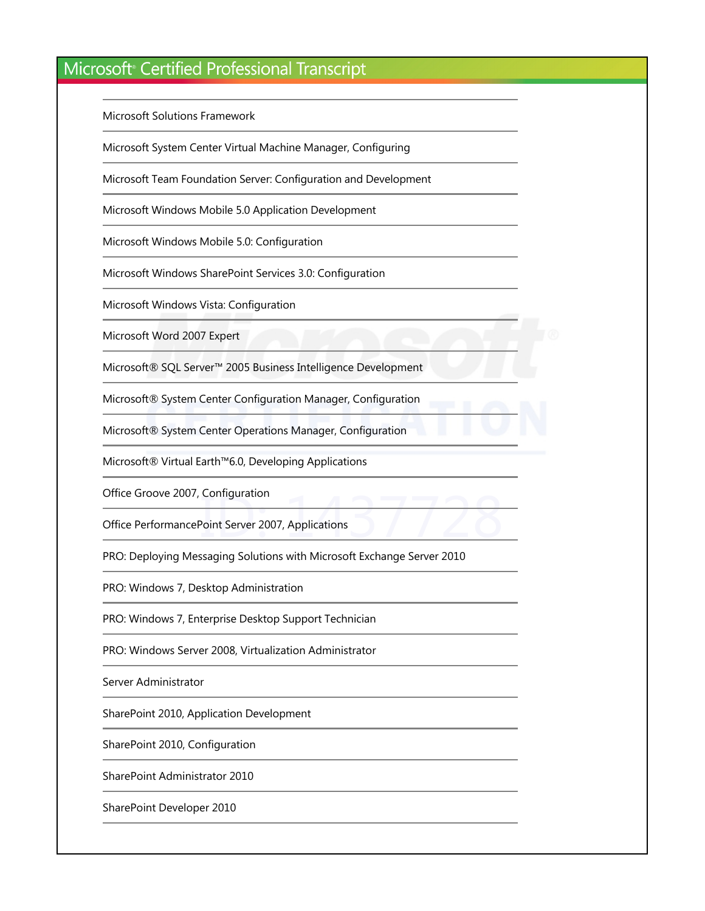# Microsoft® Certified Professional Transcript

Microsoft Solutions Framework

Microsoft System Center Virtual Machine Manager, Configuring

Microsoft Team Foundation Server: Configuration and Development

Microsoft Windows Mobile 5.0 Application Development

Microsoft Windows Mobile 5.0: Configuration

Microsoft Windows SharePoint Services 3.0: Configuration

Microsoft Windows Vista: Configuration

Microsoft Word 2007 Expert

Microsoft® SQL Server™ 2005 Business Intelligence Development

Microsoft® System Center Configuration Manager, Configuration

Microsoft® System Center Operations Manager, Configuration

Microsoft® Virtual Earth™6.0, Developing Applications

Office Groove 2007, Configuration

Office PerformancePoint Server 2007, Applications

PRO: Deploying Messaging Solutions with Microsoft Exchange Server 2010

PRO: Windows 7, Desktop Administration

PRO: Windows 7, Enterprise Desktop Support Technician

PRO: Windows Server 2008, Virtualization Administrator

Server Administrator

SharePoint 2010, Application Development

SharePoint 2010, Configuration

SharePoint Administrator 2010

SharePoint Developer 2010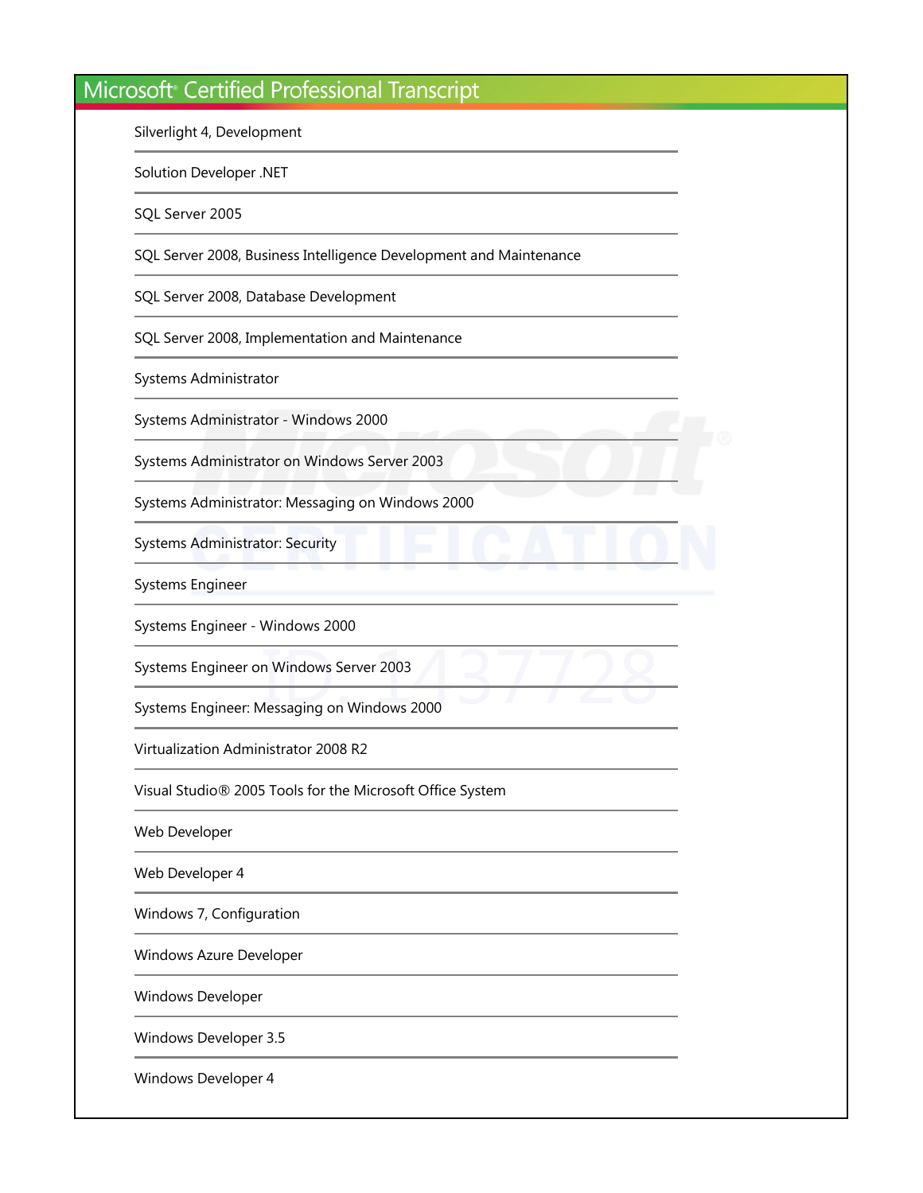# Microsoft® Certified Professional Transcript

Silverlight 4, Development

Solution Developer .NET

SQL Server 2005

SQL Server 2008, Business Intelligence Development and Maintenance

SQL Server 2008, Database Development

SQL Server 2008, Implementation and Maintenance

Systems Administrator

Systems Administrator - Windows 2000

Systems Administrator on Windows Server 2003

Systems Administrator: Messaging on Windows 2000

Systems Administrator: Security

Systems Engineer

Systems Engineer - Windows 2000

Systems Engineer on Windows Server 2003

Systems Engineer: Messaging on Windows 2000

Virtualization Administrator 2008 R2

Visual Studio® 2005 Tools for the Microsoft Office System

Web Developer

Web Developer 4

Windows 7, Configuration

Windows Azure Developer

Windows Developer

Windows Developer 3.5

Windows Developer 4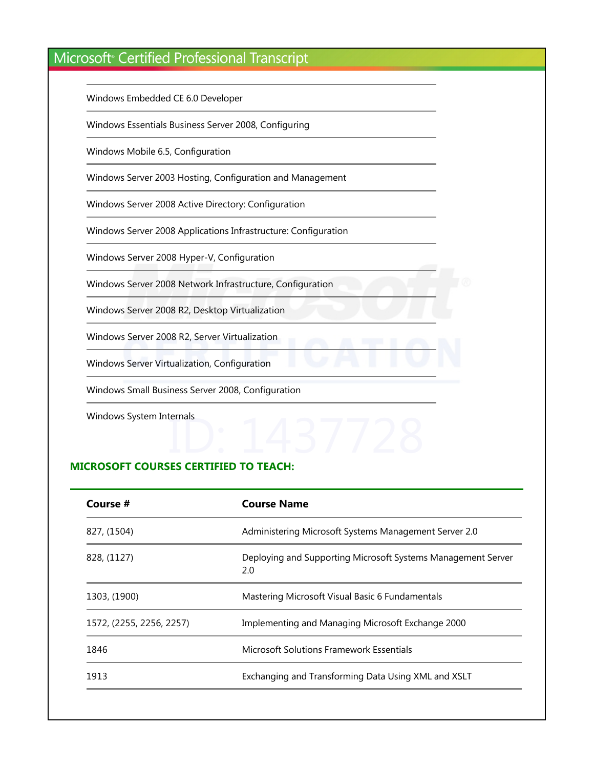Windows Embedded CE 6.0 Developer

Windows Essentials Business Server 2008, Configuring

Windows Mobile 6.5, Configuration

Windows Server 2003 Hosting, Configuration and Management

Windows Server 2008 Active Directory: Configuration

Windows Server 2008 Applications Infrastructure: Configuration

Windows Server 2008 Hyper-V, Configuration

Windows Server 2008 Network Infrastructure, Configuration

Windows Server 2008 R2, Desktop Virtualization

Windows Server 2008 R2, Server Virtualization

Windows Server Virtualization, Configuration

Windows Small Business Server 2008, Configuration

Windows System Internals

## MICROSOFT COURSES CERTIFIED TO TEACH:

| Course # | Course Name |
| --- | --- |
| 827, (1504) | Administering Microsoft Systems Management Server 2.0 |
| 828, (1127) | Deploying and Supporting Microsoft Systems Management Server 2.0 |
| 1303, (1900) | Mastering Microsoft Visual Basic 6 Fundamentals |
| 1572, (2255, 2256, 2257) | Implementing and Managing Microsoft Exchange 2000 |
| 1846 | Microsoft Solutions Framework Essentials |
| 1913 | Exchanging and Transforming Data Using XML and XSLT |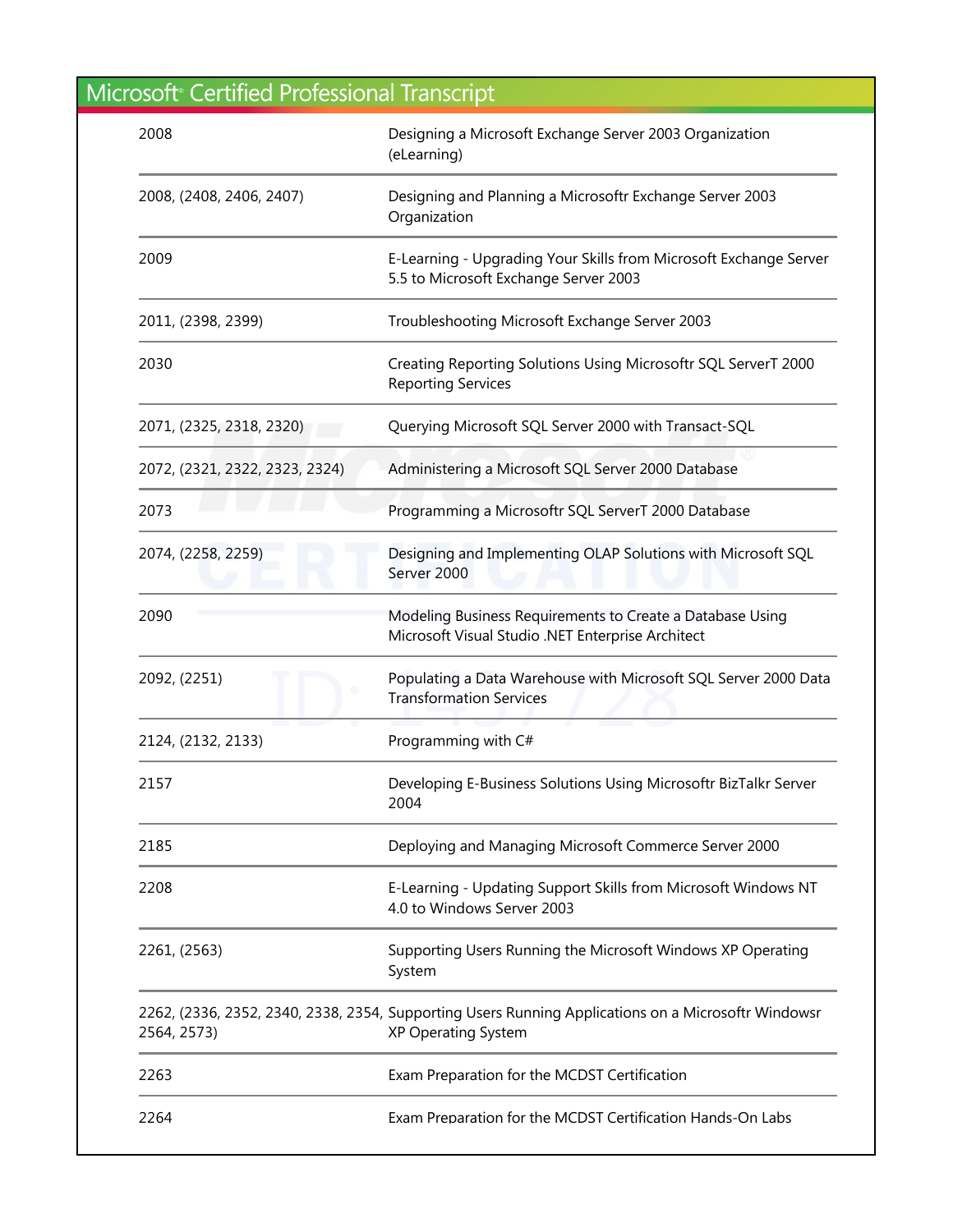# Microsoft® Certified Professional Transcript

| | |
|---|---|
| 2008 | Designing a Microsoft Exchange Server 2003 Organization (eLearning) |
| 2008, (2408, 2406, 2407) | Designing and Planning a Microsoftr Exchange Server 2003 Organization |
| 2009 | E-Learning - Upgrading Your Skills from Microsoft Exchange Server 5.5 to Microsoft Exchange Server 2003 |
| 2011, (2398, 2399) | Troubleshooting Microsoft Exchange Server 2003 |
| 2030 | Creating Reporting Solutions Using Microsoftr SQL ServerT 2000 Reporting Services |
| 2071, (2325, 2318, 2320) | Querying Microsoft SQL Server 2000 with Transact-SQL |
| 2072, (2321, 2322, 2323, 2324) | Administering a Microsoft SQL Server 2000 Database |
| 2073 | Programming a Microsoftr SQL ServerT 2000 Database |
| 2074, (2258, 2259) | Designing and Implementing OLAP Solutions with Microsoft SQL Server 2000 |
| 2090 | Modeling Business Requirements to Create a Database Using Microsoft Visual Studio .NET Enterprise Architect |
| 2092, (2251) | Populating a Data Warehouse with Microsoft SQL Server 2000 Data Transformation Services |
| 2124, (2132, 2133) | Programming with C# |
| 2157 | Developing E-Business Solutions Using Microsoftr BizTalkr Server 2004 |
| 2185 | Deploying and Managing Microsoft Commerce Server 2000 |
| 2208 | E-Learning - Updating Support Skills from Microsoft Windows NT 4.0 to Windows Server 2003 |
| 2261, (2563) | Supporting Users Running the Microsoft Windows XP Operating System |
| 2262, (2336, 2352, 2340, 2338, 2354, 2564, 2573) | Supporting Users Running Applications on a Microsoftr Windowsr XP Operating System |
| 2263 | Exam Preparation for the MCDST Certification |
| 2264 | Exam Preparation for the MCDST Certification Hands-On Labs |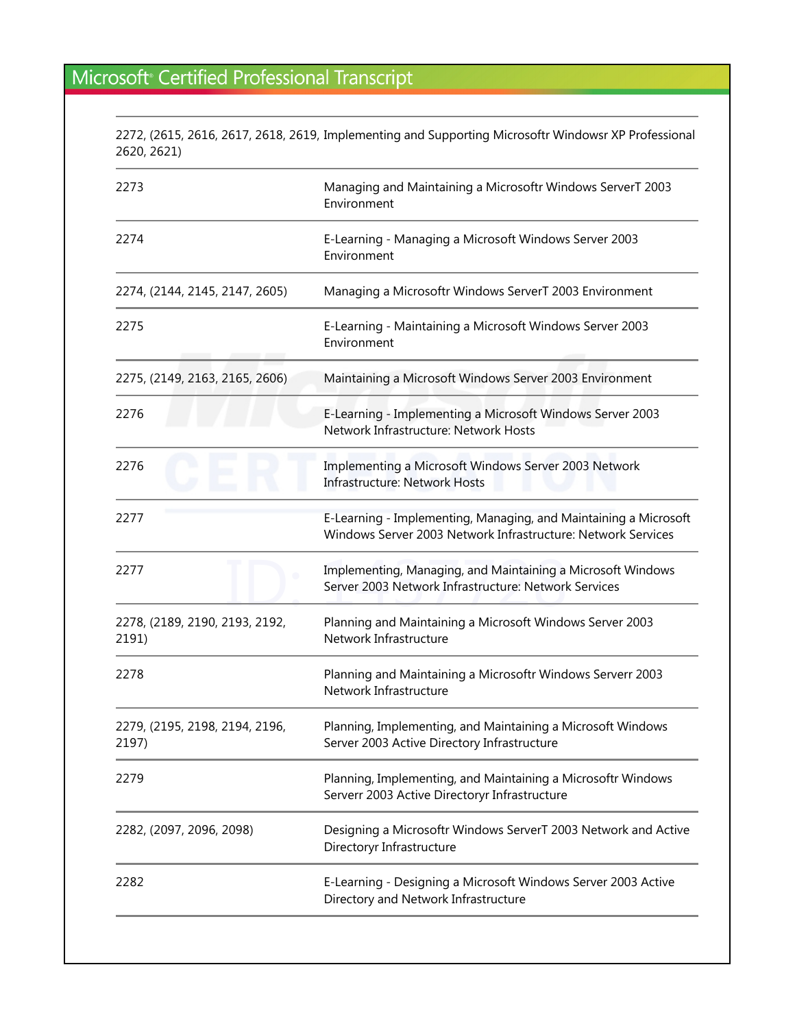# Microsoft® Certified Professional Transcript

| | |
|---|---|
| 2272, (2615, 2616, 2617, 2618, 2619, 2620, 2621) | Implementing and Supporting Microsoftr Windowsr XP Professional |
| 2273 | Managing and Maintaining a Microsoftr Windows ServerT 2003 Environment |
| 2274 | E-Learning - Managing a Microsoft Windows Server 2003 Environment |
| 2274, (2144, 2145, 2147, 2605) | Managing a Microsoftr Windows ServerT 2003 Environment |
| 2275 | E-Learning - Maintaining a Microsoft Windows Server 2003 Environment |
| 2275, (2149, 2163, 2165, 2606) | Maintaining a Microsoft Windows Server 2003 Environment |
| 2276 | E-Learning - Implementing a Microsoft Windows Server 2003 Network Infrastructure: Network Hosts |
| 2276 | Implementing a Microsoft Windows Server 2003 Network Infrastructure: Network Hosts |
| 2277 | E-Learning - Implementing, Managing, and Maintaining a Microsoft Windows Server 2003 Network Infrastructure: Network Services |
| 2277 | Implementing, Managing, and Maintaining a Microsoft Windows Server 2003 Network Infrastructure: Network Services |
| 2278, (2189, 2190, 2193, 2192, 2191) | Planning and Maintaining a Microsoft Windows Server 2003 Network Infrastructure |
| 2278 | Planning and Maintaining a Microsoftr Windows Serverr 2003 Network Infrastructure |
| 2279, (2195, 2198, 2194, 2196, 2197) | Planning, Implementing, and Maintaining a Microsoft Windows Server 2003 Active Directory Infrastructure |
| 2279 | Planning, Implementing, and Maintaining a Microsoftr Windows Serverr 2003 Active Directoryr Infrastructure |
| 2282, (2097, 2096, 2098) | Designing a Microsoftr Windows ServerT 2003 Network and Active Directoryr Infrastructure |
| 2282 | E-Learning - Designing a Microsoft Windows Server 2003 Active Directory and Network Infrastructure |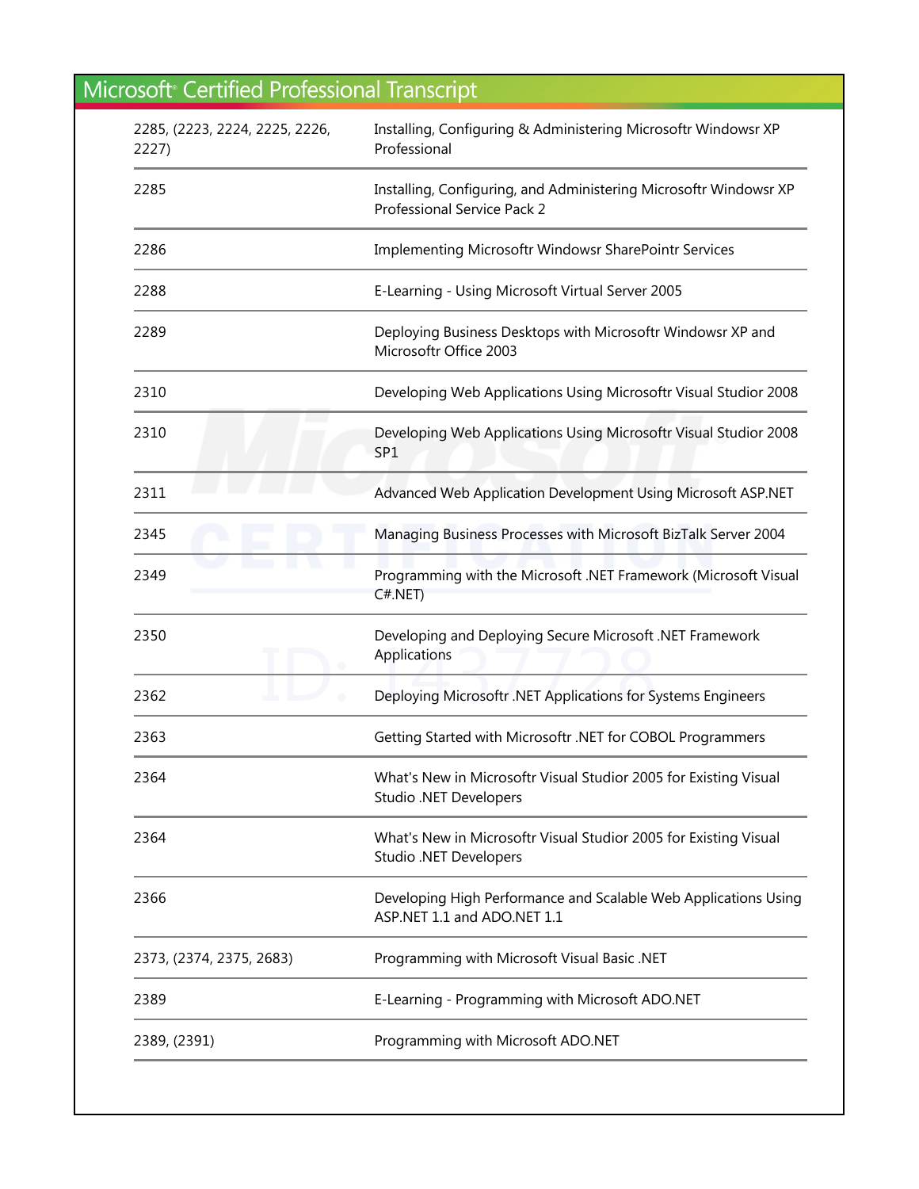# Microsoft® Certified Professional Transcript

| | |
|---|---|
| 2285, (2223, 2224, 2225, 2226, 2227) | Installing, Configuring & Administering Microsoftr Windowsr XP Professional |
| 2285 | Installing, Configuring, and Administering Microsoftr Windowsr XP Professional Service Pack 2 |
| 2286 | Implementing Microsoftr Windowsr SharePointr Services |
| 2288 | E-Learning - Using Microsoft Virtual Server 2005 |
| 2289 | Deploying Business Desktops with Microsoftr Windowsr XP and Microsoftr Office 2003 |
| 2310 | Developing Web Applications Using Microsoftr Visual Studior 2008 |
| 2310 | Developing Web Applications Using Microsoftr Visual Studior 2008 SP1 |
| 2311 | Advanced Web Application Development Using Microsoft ASP.NET |
| 2345 | Managing Business Processes with Microsoft BizTalk Server 2004 |
| 2349 | Programming with the Microsoft .NET Framework (Microsoft Visual C#.NET) |
| 2350 | Developing and Deploying Secure Microsoft .NET Framework Applications |
| 2362 | Deploying Microsoftr .NET Applications for Systems Engineers |
| 2363 | Getting Started with Microsoftr .NET for COBOL Programmers |
| 2364 | What's New in Microsoftr Visual Studior 2005 for Existing Visual Studio .NET Developers |
| 2364 | What's New in Microsoftr Visual Studior 2005 for Existing Visual Studio .NET Developers |
| 2366 | Developing High Performance and Scalable Web Applications Using ASP.NET 1.1 and ADO.NET 1.1 |
| 2373, (2374, 2375, 2683) | Programming with Microsoft Visual Basic .NET |
| 2389 | E-Learning - Programming with Microsoft ADO.NET |
| 2389, (2391) | Programming with Microsoft ADO.NET |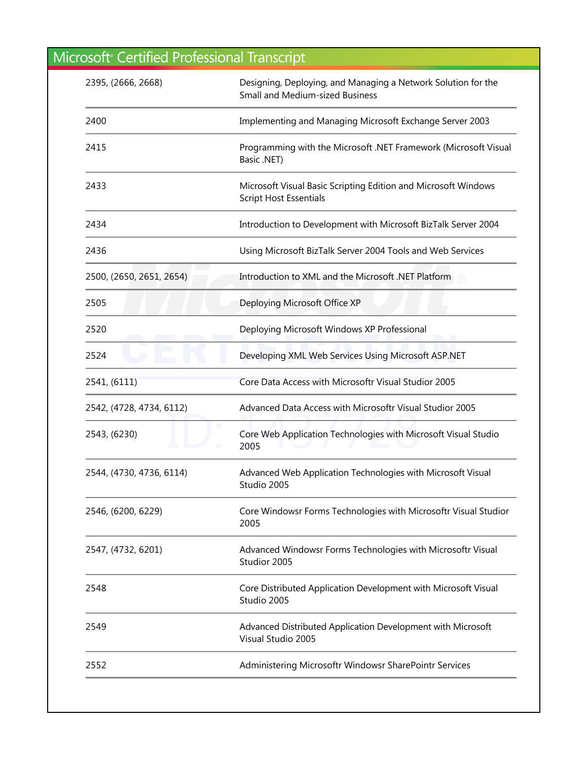# Microsoft® Certified Professional Transcript

| | |
|---|---|
| 2395, (2666, 2668) | Designing, Deploying, and Managing a Network Solution for the Small and Medium-sized Business |
| 2400 | Implementing and Managing Microsoft Exchange Server 2003 |
| 2415 | Programming with the Microsoft .NET Framework (Microsoft Visual Basic .NET) |
| 2433 | Microsoft Visual Basic Scripting Edition and Microsoft Windows Script Host Essentials |
| 2434 | Introduction to Development with Microsoft BizTalk Server 2004 |
| 2436 | Using Microsoft BizTalk Server 2004 Tools and Web Services |
| 2500, (2650, 2651, 2654) | Introduction to XML and the Microsoft .NET Platform |
| 2505 | Deploying Microsoft Office XP |
| 2520 | Deploying Microsoft Windows XP Professional |
| 2524 | Developing XML Web Services Using Microsoft ASP.NET |
| 2541, (6111) | Core Data Access with Microsoftr Visual Studior 2005 |
| 2542, (4728, 4734, 6112) | Advanced Data Access with Microsoftr Visual Studior 2005 |
| 2543, (6230) | Core Web Application Technologies with Microsoft Visual Studio 2005 |
| 2544, (4730, 4736, 6114) | Advanced Web Application Technologies with Microsoft Visual Studio 2005 |
| 2546, (6200, 6229) | Core Windowsr Forms Technologies with Microsoftr Visual Studior 2005 |
| 2547, (4732, 6201) | Advanced Windowsr Forms Technologies with Microsoftr Visual Studior 2005 |
| 2548 | Core Distributed Application Development with Microsoft Visual Studio 2005 |
| 2549 | Advanced Distributed Application Development with Microsoft Visual Studio 2005 |
| 2552 | Administering Microsoftr Windowsr SharePointr Services |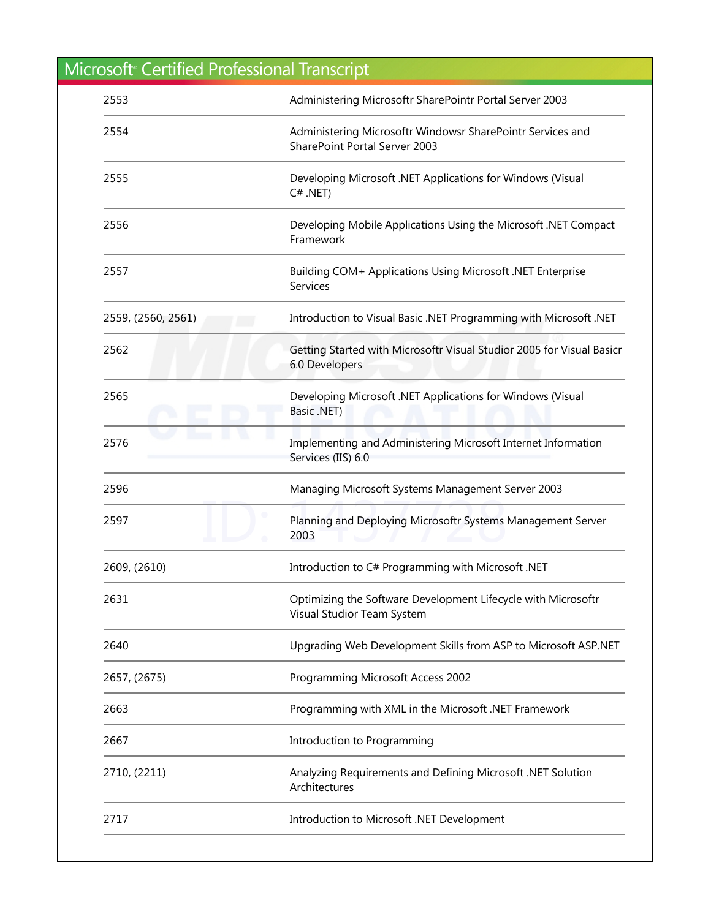# Microsoft® Certified Professional Transcript

| | |
|---|---|
| 2553 | Administering Microsoftr SharePointr Portal Server 2003 |
| 2554 | Administering Microsoftr Windowsr SharePointr Services and SharePoint Portal Server 2003 |
| 2555 | Developing Microsoft .NET Applications for Windows (Visual C# .NET) |
| 2556 | Developing Mobile Applications Using the Microsoft .NET Compact Framework |
| 2557 | Building COM+ Applications Using Microsoft .NET Enterprise Services |
| 2559, (2560, 2561) | Introduction to Visual Basic .NET Programming with Microsoft .NET |
| 2562 | Getting Started with Microsoftr Visual Studior 2005 for Visual Basicr 6.0 Developers |
| 2565 | Developing Microsoft .NET Applications for Windows (Visual Basic .NET) |
| 2576 | Implementing and Administering Microsoft Internet Information Services (IIS) 6.0 |
| 2596 | Managing Microsoft Systems Management Server 2003 |
| 2597 | Planning and Deploying Microsoftr Systems Management Server 2003 |
| 2609, (2610) | Introduction to C# Programming with Microsoft .NET |
| 2631 | Optimizing the Software Development Lifecycle with Microsoftr Visual Studior Team System |
| 2640 | Upgrading Web Development Skills from ASP to Microsoft ASP.NET |
| 2657, (2675) | Programming Microsoft Access 2002 |
| 2663 | Programming with XML in the Microsoft .NET Framework |
| 2667 | Introduction to Programming |
| 2710, (2211) | Analyzing Requirements and Defining Microsoft .NET Solution Architectures |
| 2717 | Introduction to Microsoft .NET Development |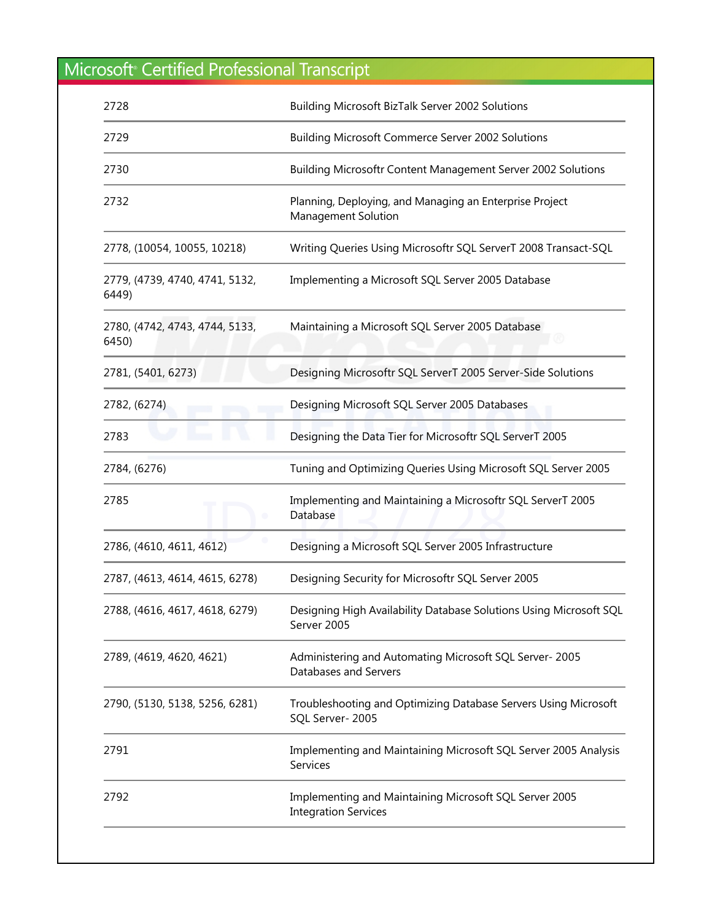# Microsoft® Certified Professional Transcript

| | |
|---|---|
| 2728 | Building Microsoft BizTalk Server 2002 Solutions |
| 2729 | Building Microsoft Commerce Server 2002 Solutions |
| 2730 | Building Microsoftr Content Management Server 2002 Solutions |
| 2732 | Planning, Deploying, and Managing an Enterprise Project Management Solution |
| 2778, (10054, 10055, 10218) | Writing Queries Using Microsoftr SQL ServerT 2008 Transact-SQL |
| 2779, (4739, 4740, 4741, 5132, 6449) | Implementing a Microsoft SQL Server 2005 Database |
| 2780, (4742, 4743, 4744, 5133, 6450) | Maintaining a Microsoft SQL Server 2005 Database |
| 2781, (5401, 6273) | Designing Microsoftr SQL ServerT 2005 Server-Side Solutions |
| 2782, (6274) | Designing Microsoft SQL Server 2005 Databases |
| 2783 | Designing the Data Tier for Microsoftr SQL ServerT 2005 |
| 2784, (6276) | Tuning and Optimizing Queries Using Microsoft SQL Server 2005 |
| 2785 | Implementing and Maintaining a Microsoftr SQL ServerT 2005 Database |
| 2786, (4610, 4611, 4612) | Designing a Microsoft SQL Server 2005 Infrastructure |
| 2787, (4613, 4614, 4615, 6278) | Designing Security for Microsoftr SQL Server 2005 |
| 2788, (4616, 4617, 4618, 6279) | Designing High Availability Database Solutions Using Microsoft SQL Server 2005 |
| 2789, (4619, 4620, 4621) | Administering and Automating Microsoft SQL Server- 2005 Databases and Servers |
| 2790, (5130, 5138, 5256, 6281) | Troubleshooting and Optimizing Database Servers Using Microsoft SQL Server- 2005 |
| 2791 | Implementing and Maintaining Microsoft SQL Server 2005 Analysis Services |
| 2792 | Implementing and Maintaining Microsoft SQL Server 2005 Integration Services |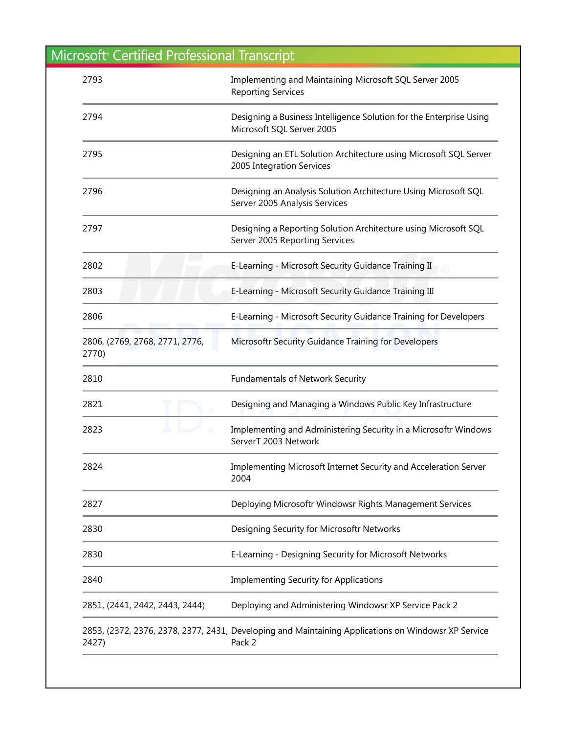| | |
|---|---|
| 2793 | Implementing and Maintaining Microsoft SQL Server 2005 Reporting Services |
| 2794 | Designing a Business Intelligence Solution for the Enterprise Using Microsoft SQL Server 2005 |
| 2795 | Designing an ETL Solution Architecture using Microsoft SQL Server 2005 Integration Services |
| 2796 | Designing an Analysis Solution Architecture Using Microsoft SQL Server 2005 Analysis Services |
| 2797 | Designing a Reporting Solution Architecture using Microsoft SQL Server 2005 Reporting Services |
| 2802 | E-Learning - Microsoft Security Guidance Training II |
| 2803 | E-Learning - Microsoft Security Guidance Training III |
| 2806 | E-Learning - Microsoft Security Guidance Training for Developers |
| 2806, (2769, 2768, 2771, 2776, 2770) | Microsoftr Security Guidance Training for Developers |
| 2810 | Fundamentals of Network Security |
| 2821 | Designing and Managing a Windows Public Key Infrastructure |
| 2823 | Implementing and Administering Security in a Microsoftr Windows ServerT 2003 Network |
| 2824 | Implementing Microsoft Internet Security and Acceleration Server 2004 |
| 2827 | Deploying Microsoftr Windowsr Rights Management Services |
| 2830 | Designing Security for Microsoftr Networks |
| 2830 | E-Learning - Designing Security for Microsoft Networks |
| 2840 | Implementing Security for Applications |
| 2851, (2441, 2442, 2443, 2444) | Deploying and Administering Windowsr XP Service Pack 2 |
| 2853, (2372, 2376, 2378, 2377, 2431, 2427) | Developing and Maintaining Applications on Windowsr XP Service Pack 2 |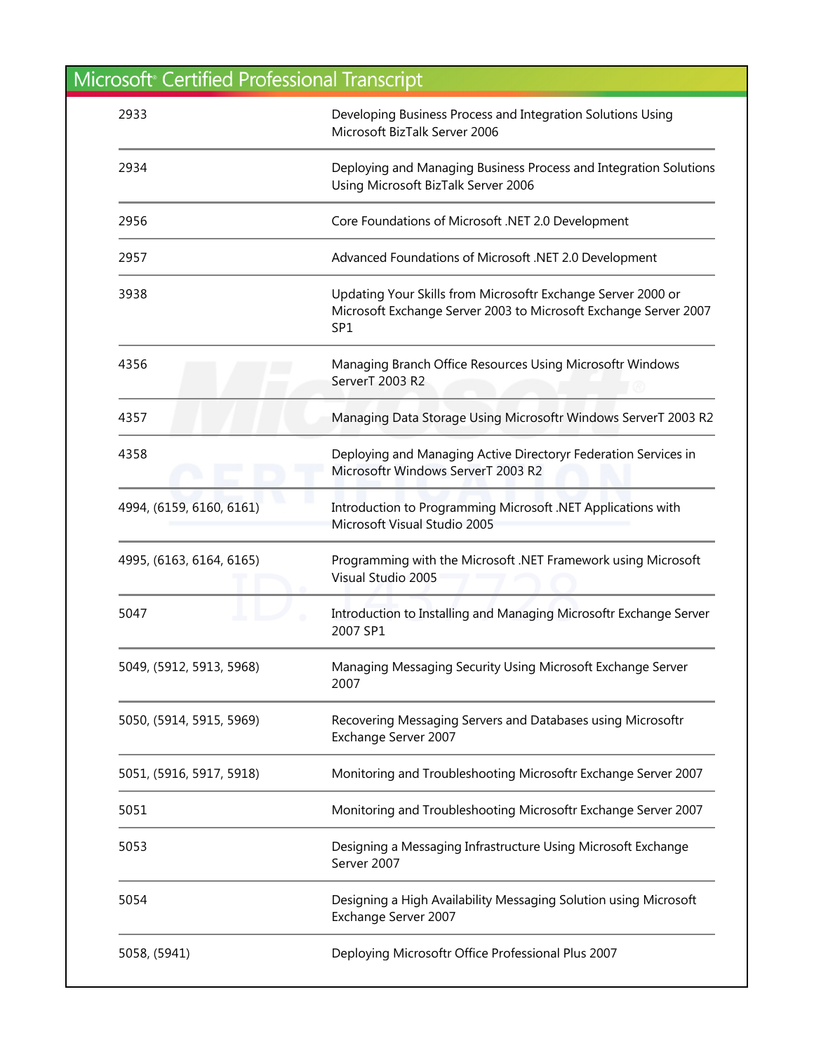| | |
|---|---|
| 2933 | Developing Business Process and Integration Solutions Using Microsoft BizTalk Server 2006 |
| 2934 | Deploying and Managing Business Process and Integration Solutions Using Microsoft BizTalk Server 2006 |
| 2956 | Core Foundations of Microsoft .NET 2.0 Development |
| 2957 | Advanced Foundations of Microsoft .NET 2.0 Development |
| 3938 | Updating Your Skills from Microsoftr Exchange Server 2000 or Microsoft Exchange Server 2003 to Microsoft Exchange Server 2007 SP1 |
| 4356 | Managing Branch Office Resources Using Microsoftr Windows ServerT 2003 R2 |
| 4357 | Managing Data Storage Using Microsoftr Windows ServerT 2003 R2 |
| 4358 | Deploying and Managing Active Directoryr Federation Services in Microsoftr Windows ServerT 2003 R2 |
| 4994, (6159, 6160, 6161) | Introduction to Programming Microsoft .NET Applications with Microsoft Visual Studio 2005 |
| 4995, (6163, 6164, 6165) | Programming with the Microsoft .NET Framework using Microsoft Visual Studio 2005 |
| 5047 | Introduction to Installing and Managing Microsoftr Exchange Server 2007 SP1 |
| 5049, (5912, 5913, 5968) | Managing Messaging Security Using Microsoft Exchange Server 2007 |
| 5050, (5914, 5915, 5969) | Recovering Messaging Servers and Databases using Microsoftr Exchange Server 2007 |
| 5051, (5916, 5917, 5918) | Monitoring and Troubleshooting Microsoftr Exchange Server 2007 |
| 5051 | Monitoring and Troubleshooting Microsoftr Exchange Server 2007 |
| 5053 | Designing a Messaging Infrastructure Using Microsoft Exchange Server 2007 |
| 5054 | Designing a High Availability Messaging Solution using Microsoft Exchange Server 2007 |
| 5058, (5941) | Deploying Microsoftr Office Professional Plus 2007 |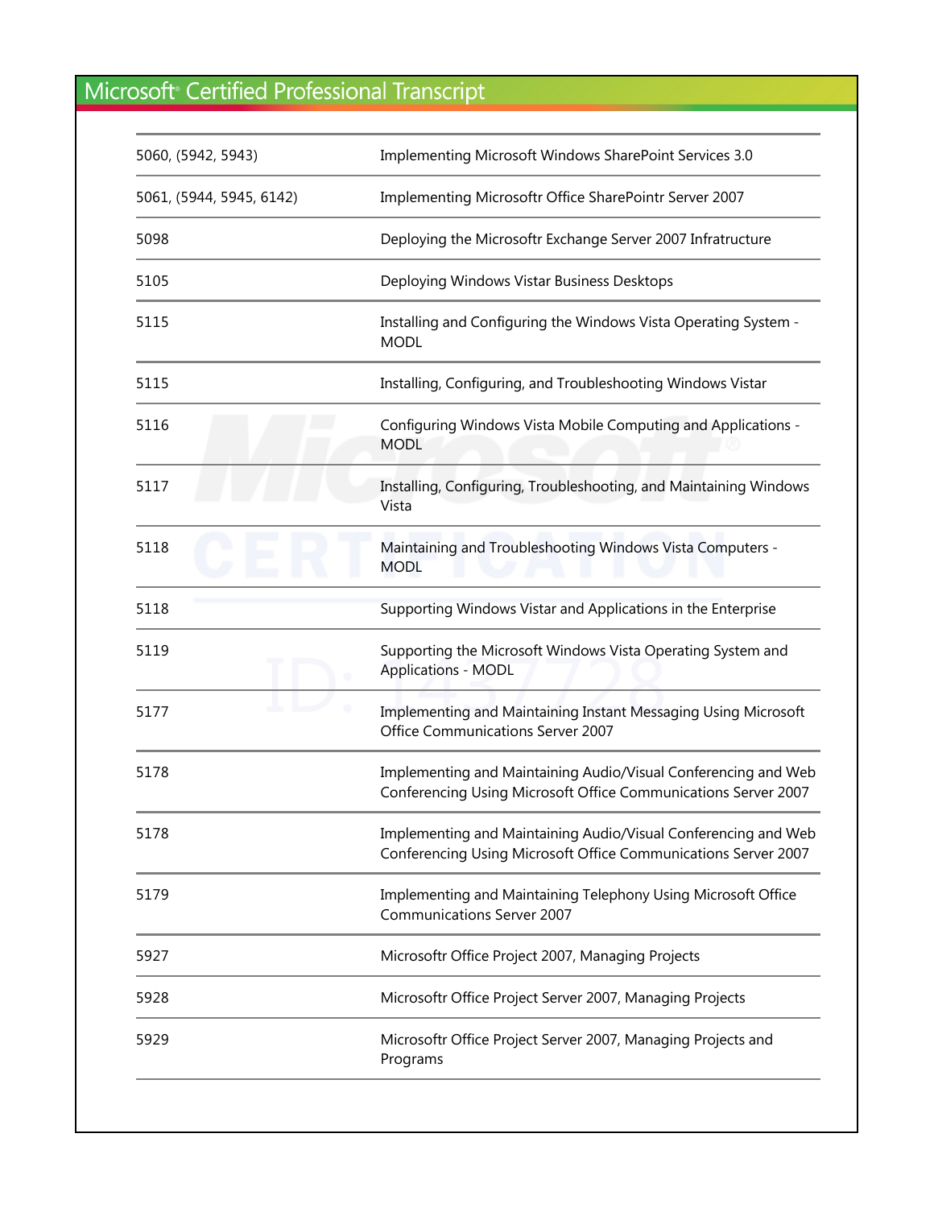# Microsoft® Certified Professional Transcript

| | |
|---|---|
| 5060, (5942, 5943) | Implementing Microsoft Windows SharePoint Services 3.0 |
| 5061, (5944, 5945, 6142) | Implementing Microsoftr Office SharePointr Server 2007 |
| 5098 | Deploying the Microsoftr Exchange Server 2007 Infratructure |
| 5105 | Deploying Windows Vistar Business Desktops |
| 5115 | Installing and Configuring the Windows Vista Operating System - MODL |
| 5115 | Installing, Configuring, and Troubleshooting Windows Vistar |
| 5116 | Configuring Windows Vista Mobile Computing and Applications - MODL |
| 5117 | Installing, Configuring, Troubleshooting, and Maintaining Windows Vista |
| 5118 | Maintaining and Troubleshooting Windows Vista Computers - MODL |
| 5118 | Supporting Windows Vistar and Applications in the Enterprise |
| 5119 | Supporting the Microsoft Windows Vista Operating System and Applications - MODL |
| 5177 | Implementing and Maintaining Instant Messaging Using Microsoft Office Communications Server 2007 |
| 5178 | Implementing and Maintaining Audio/Visual Conferencing and Web Conferencing Using Microsoft Office Communications Server 2007 |
| 5178 | Implementing and Maintaining Audio/Visual Conferencing and Web Conferencing Using Microsoft Office Communications Server 2007 |
| 5179 | Implementing and Maintaining Telephony Using Microsoft Office Communications Server 2007 |
| 5927 | Microsoftr Office Project 2007, Managing Projects |
| 5928 | Microsoftr Office Project Server 2007, Managing Projects |
| 5929 | Microsoftr Office Project Server 2007, Managing Projects and Programs |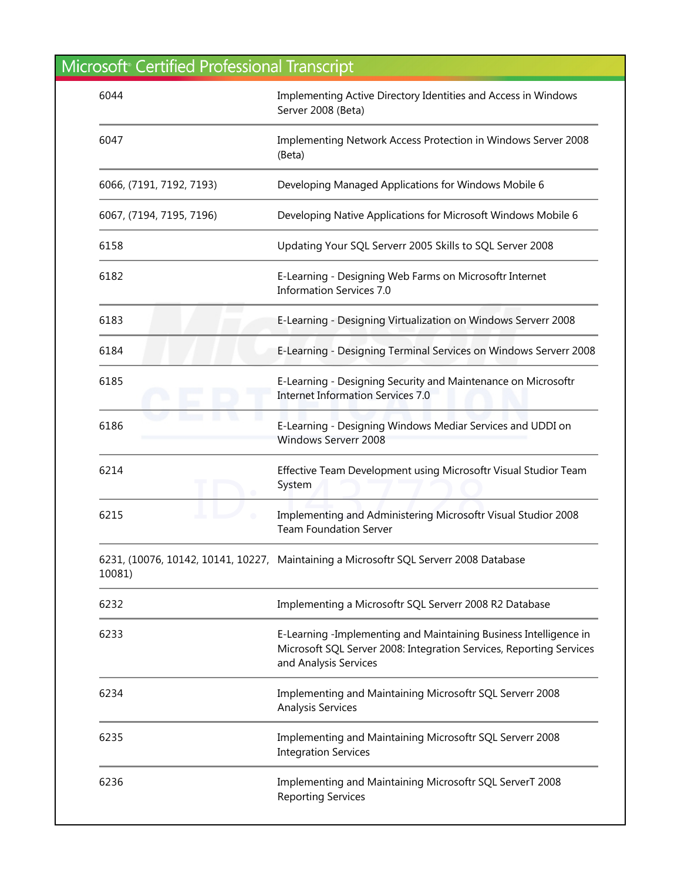| | |
|---|---|
| 6044 | Implementing Active Directory Identities and Access in Windows Server 2008 (Beta) |
| 6047 | Implementing Network Access Protection in Windows Server 2008 (Beta) |
| 6066, (7191, 7192, 7193) | Developing Managed Applications for Windows Mobile 6 |
| 6067, (7194, 7195, 7196) | Developing Native Applications for Microsoft Windows Mobile 6 |
| 6158 | Updating Your SQL Serverr 2005 Skills to SQL Server 2008 |
| 6182 | E-Learning - Designing Web Farms on Microsoftr Internet Information Services 7.0 |
| 6183 | E-Learning - Designing Virtualization on Windows Serverr 2008 |
| 6184 | E-Learning - Designing Terminal Services on Windows Serverr 2008 |
| 6185 | E-Learning - Designing Security and Maintenance on Microsoftr Internet Information Services 7.0 |
| 6186 | E-Learning - Designing Windows Mediar Services and UDDI on Windows Serverr 2008 |
| 6214 | Effective Team Development using Microsoftr Visual Studior Team System |
| 6215 | Implementing and Administering Microsoftr Visual Studior 2008 Team Foundation Server |
| 6231, (10076, 10142, 10141, 10227, 10081) | Maintaining a Microsoftr SQL Serverr 2008 Database |
| 6232 | Implementing a Microsoftr SQL Serverr 2008 R2 Database |
| 6233 | E-Learning -Implementing and Maintaining Business Intelligence in Microsoft SQL Server 2008: Integration Services, Reporting Services and Analysis Services |
| 6234 | Implementing and Maintaining Microsoftr SQL Serverr 2008 Analysis Services |
| 6235 | Implementing and Maintaining Microsoftr SQL Serverr 2008 Integration Services |
| 6236 | Implementing and Maintaining Microsoftr SQL ServerT 2008 Reporting Services |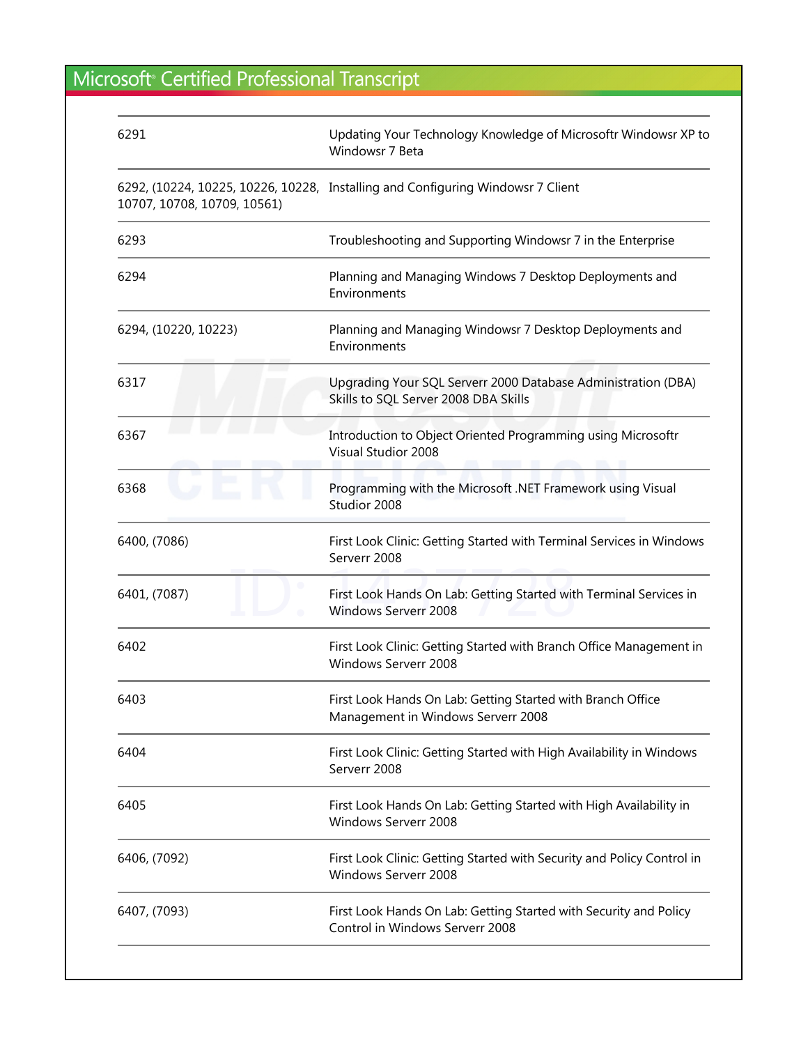| | |
|---|---|
| 6291 | Updating Your Technology Knowledge of Microsoftr Windowsr XP to Windowsr 7 Beta |
| 6292, (10224, 10225, 10226, 10228, 10707, 10708, 10709, 10561) | Installing and Configuring Windowsr 7 Client |
| 6293 | Troubleshooting and Supporting Windowsr 7 in the Enterprise |
| 6294 | Planning and Managing Windows 7 Desktop Deployments and Environments |
| 6294, (10220, 10223) | Planning and Managing Windowsr 7 Desktop Deployments and Environments |
| 6317 | Upgrading Your SQL Serverr 2000 Database Administration (DBA) Skills to SQL Server 2008 DBA Skills |
| 6367 | Introduction to Object Oriented Programming using Microsoftr Visual Studior 2008 |
| 6368 | Programming with the Microsoft .NET Framework using Visual Studior 2008 |
| 6400, (7086) | First Look Clinic: Getting Started with Terminal Services in Windows Serverr 2008 |
| 6401, (7087) | First Look Hands On Lab: Getting Started with Terminal Services in Windows Serverr 2008 |
| 6402 | First Look Clinic: Getting Started with Branch Office Management in Windows Serverr 2008 |
| 6403 | First Look Hands On Lab: Getting Started with Branch Office Management in Windows Serverr 2008 |
| 6404 | First Look Clinic: Getting Started with High Availability in Windows Serverr 2008 |
| 6405 | First Look Hands On Lab: Getting Started with High Availability in Windows Serverr 2008 |
| 6406, (7092) | First Look Clinic: Getting Started with Security and Policy Control in Windows Serverr 2008 |
| 6407, (7093) | First Look Hands On Lab: Getting Started with Security and Policy Control in Windows Serverr 2008 |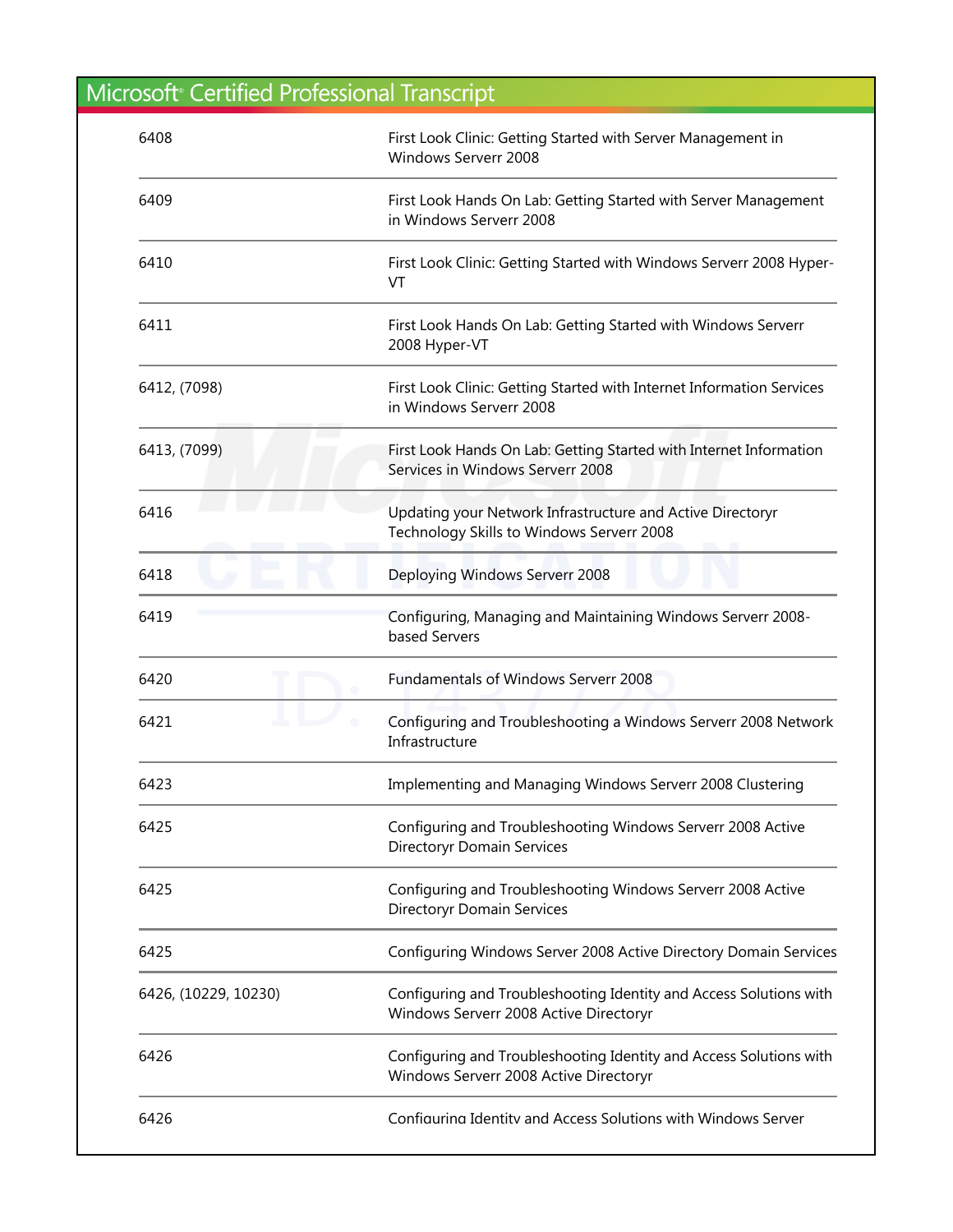| | |
|---|---|
| 6408 | First Look Clinic: Getting Started with Server Management in Windows Serverr 2008 |
| 6409 | First Look Hands On Lab: Getting Started with Server Management in Windows Serverr 2008 |
| 6410 | First Look Clinic: Getting Started with Windows Serverr 2008 Hyper-VT |
| 6411 | First Look Hands On Lab: Getting Started with Windows Serverr 2008 Hyper-VT |
| 6412, (7098) | First Look Clinic: Getting Started with Internet Information Services in Windows Serverr 2008 |
| 6413, (7099) | First Look Hands On Lab: Getting Started with Internet Information Services in Windows Serverr 2008 |
| 6416 | Updating your Network Infrastructure and Active Directoryr Technology Skills to Windows Serverr 2008 |
| 6418 | Deploying Windows Serverr 2008 |
| 6419 | Configuring, Managing and Maintaining Windows Serverr 2008-based Servers |
| 6420 | Fundamentals of Windows Serverr 2008 |
| 6421 | Configuring and Troubleshooting a Windows Serverr 2008 Network Infrastructure |
| 6423 | Implementing and Managing Windows Serverr 2008 Clustering |
| 6425 | Configuring and Troubleshooting Windows Serverr 2008 Active Directoryr Domain Services |
| 6425 | Configuring and Troubleshooting Windows Serverr 2008 Active Directoryr Domain Services |
| 6425 | Configuring Windows Server 2008 Active Directory Domain Services |
| 6426, (10229, 10230) | Configuring and Troubleshooting Identity and Access Solutions with Windows Serverr 2008 Active Directoryr |
| 6426 | Configuring and Troubleshooting Identity and Access Solutions with Windows Serverr 2008 Active Directoryr |
| 6426 | Configuring Identity and Access Solutions with Windows Server |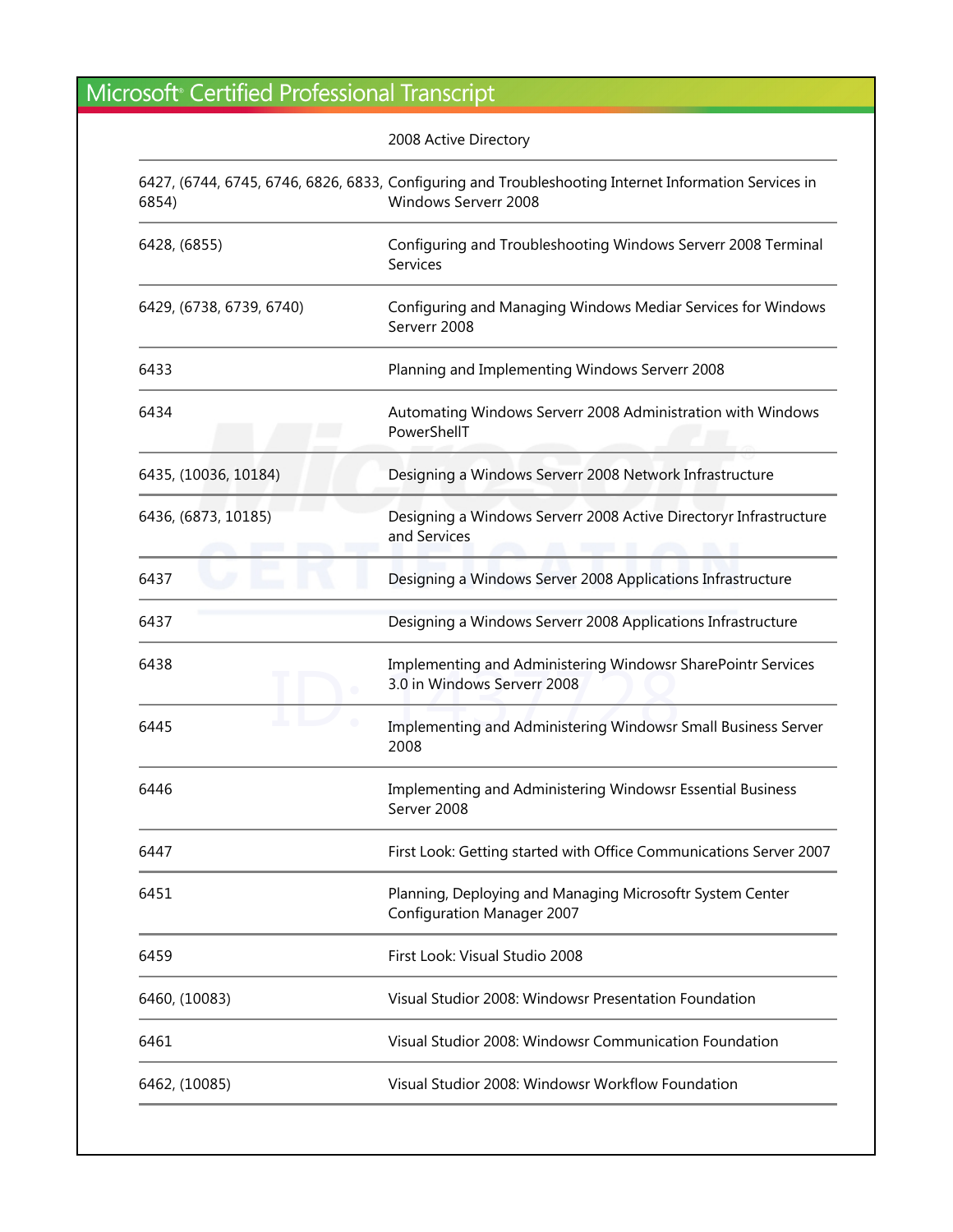| | |
|---|---|
| | 2008 Active Directory |
| 6427, (6744, 6745, 6746, 6826, 6833, 6854) | Configuring and Troubleshooting Internet Information Services in Windows Serverr 2008 |
| 6428, (6855) | Configuring and Troubleshooting Windows Serverr 2008 Terminal Services |
| 6429, (6738, 6739, 6740) | Configuring and Managing Windows Mediar Services for Windows Serverr 2008 |
| 6433 | Planning and Implementing Windows Serverr 2008 |
| 6434 | Automating Windows Serverr 2008 Administration with Windows PowerShellT |
| 6435, (10036, 10184) | Designing a Windows Serverr 2008 Network Infrastructure |
| 6436, (6873, 10185) | Designing a Windows Serverr 2008 Active Directoryr Infrastructure and Services |
| 6437 | Designing a Windows Server 2008 Applications Infrastructure |
| 6437 | Designing a Windows Serverr 2008 Applications Infrastructure |
| 6438 | Implementing and Administering Windowsr SharePointr Services 3.0 in Windows Serverr 2008 |
| 6445 | Implementing and Administering Windowsr Small Business Server 2008 |
| 6446 | Implementing and Administering Windowsr Essential Business Server 2008 |
| 6447 | First Look: Getting started with Office Communications Server 2007 |
| 6451 | Planning, Deploying and Managing Microsoftr System Center Configuration Manager 2007 |
| 6459 | First Look: Visual Studio 2008 |
| 6460, (10083) | Visual Studior 2008: Windowsr Presentation Foundation |
| 6461 | Visual Studior 2008: Windowsr Communication Foundation |
| 6462, (10085) | Visual Studior 2008: Windowsr Workflow Foundation |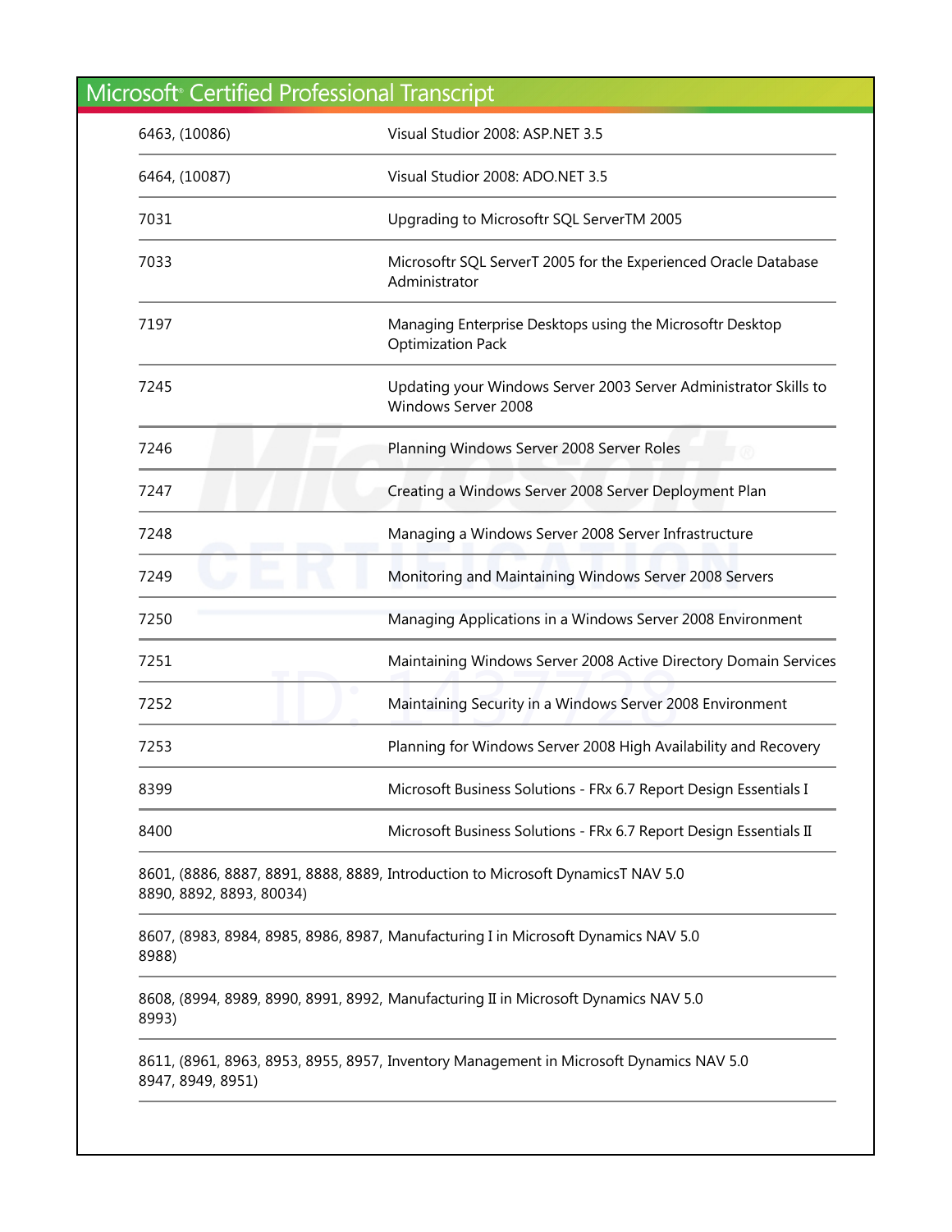# Microsoft® Certified Professional Transcript

| | |
|---|---|
| 6463, (10086) | Visual Studior 2008: ASP.NET 3.5 |
| 6464, (10087) | Visual Studior 2008: ADO.NET 3.5 |
| 7031 | Upgrading to Microsoftr SQL ServerTM 2005 |
| 7033 | Microsoftr SQL ServerT 2005 for the Experienced Oracle Database Administrator |
| 7197 | Managing Enterprise Desktops using the Microsoftr Desktop Optimization Pack |
| 7245 | Updating your Windows Server 2003 Server Administrator Skills to Windows Server 2008 |
| 7246 | Planning Windows Server 2008 Server Roles |
| 7247 | Creating a Windows Server 2008 Server Deployment Plan |
| 7248 | Managing a Windows Server 2008 Server Infrastructure |
| 7249 | Monitoring and Maintaining Windows Server 2008 Servers |
| 7250 | Managing Applications in a Windows Server 2008 Environment |
| 7251 | Maintaining Windows Server 2008 Active Directory Domain Services |
| 7252 | Maintaining Security in a Windows Server 2008 Environment |
| 7253 | Planning for Windows Server 2008 High Availability and Recovery |
| 8399 | Microsoft Business Solutions - FRx 6.7 Report Design Essentials I |
| 8400 | Microsoft Business Solutions - FRx 6.7 Report Design Essentials II |
| 8601, (8886, 8887, 8891, 8888, 8889, 8890, 8892, 8893, 80034) | Introduction to Microsoft DynamicsT NAV 5.0 |
| 8607, (8983, 8984, 8985, 8986, 8987, 8988) | Manufacturing I in Microsoft Dynamics NAV 5.0 |
| 8608, (8994, 8989, 8990, 8991, 8992, 8993) | Manufacturing II in Microsoft Dynamics NAV 5.0 |
| 8611, (8961, 8963, 8953, 8955, 8957, 8947, 8949, 8951) | Inventory Management in Microsoft Dynamics NAV 5.0 |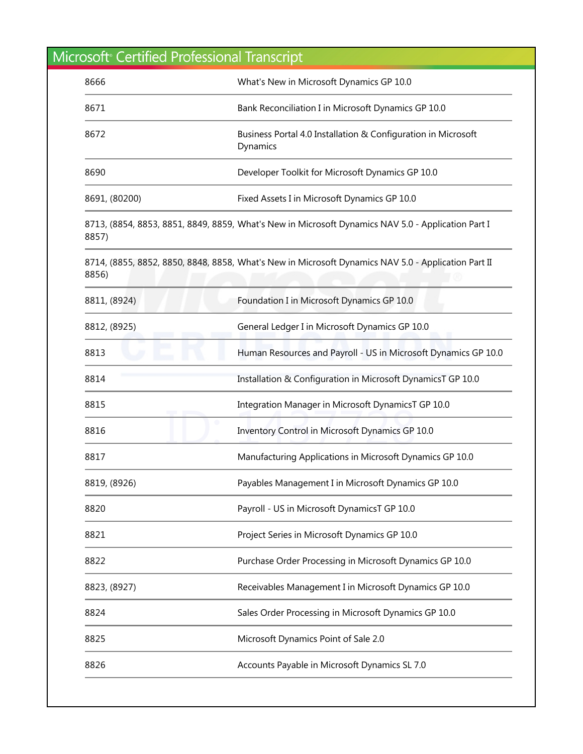# Microsoft® Certified Professional Transcript

| | |
|---|---|
| 8666 | What's New in Microsoft Dynamics GP 10.0 |
| 8671 | Bank Reconciliation I in Microsoft Dynamics GP 10.0 |
| 8672 | Business Portal 4.0 Installation & Configuration in Microsoft Dynamics |
| 8690 | Developer Toolkit for Microsoft Dynamics GP 10.0 |
| 8691, (80200) | Fixed Assets I in Microsoft Dynamics GP 10.0 |
| 8713, (8854, 8853, 8851, 8849, 8859, 8857) | What's New in Microsoft Dynamics NAV 5.0 - Application Part I |
| 8714, (8855, 8852, 8850, 8848, 8858, 8856) | What's New in Microsoft Dynamics NAV 5.0 - Application Part II |
| 8811, (8924) | Foundation I in Microsoft Dynamics GP 10.0 |
| 8812, (8925) | General Ledger I in Microsoft Dynamics GP 10.0 |
| 8813 | Human Resources and Payroll - US in Microsoft Dynamics GP 10.0 |
| 8814 | Installation & Configuration in Microsoft DynamicsT GP 10.0 |
| 8815 | Integration Manager in Microsoft DynamicsT GP 10.0 |
| 8816 | Inventory Control in Microsoft Dynamics GP 10.0 |
| 8817 | Manufacturing Applications in Microsoft Dynamics GP 10.0 |
| 8819, (8926) | Payables Management I in Microsoft Dynamics GP 10.0 |
| 8820 | Payroll - US in Microsoft DynamicsT GP 10.0 |
| 8821 | Project Series in Microsoft Dynamics GP 10.0 |
| 8822 | Purchase Order Processing in Microsoft Dynamics GP 10.0 |
| 8823, (8927) | Receivables Management I in Microsoft Dynamics GP 10.0 |
| 8824 | Sales Order Processing in Microsoft Dynamics GP 10.0 |
| 8825 | Microsoft Dynamics Point of Sale 2.0 |
| 8826 | Accounts Payable in Microsoft Dynamics SL 7.0 |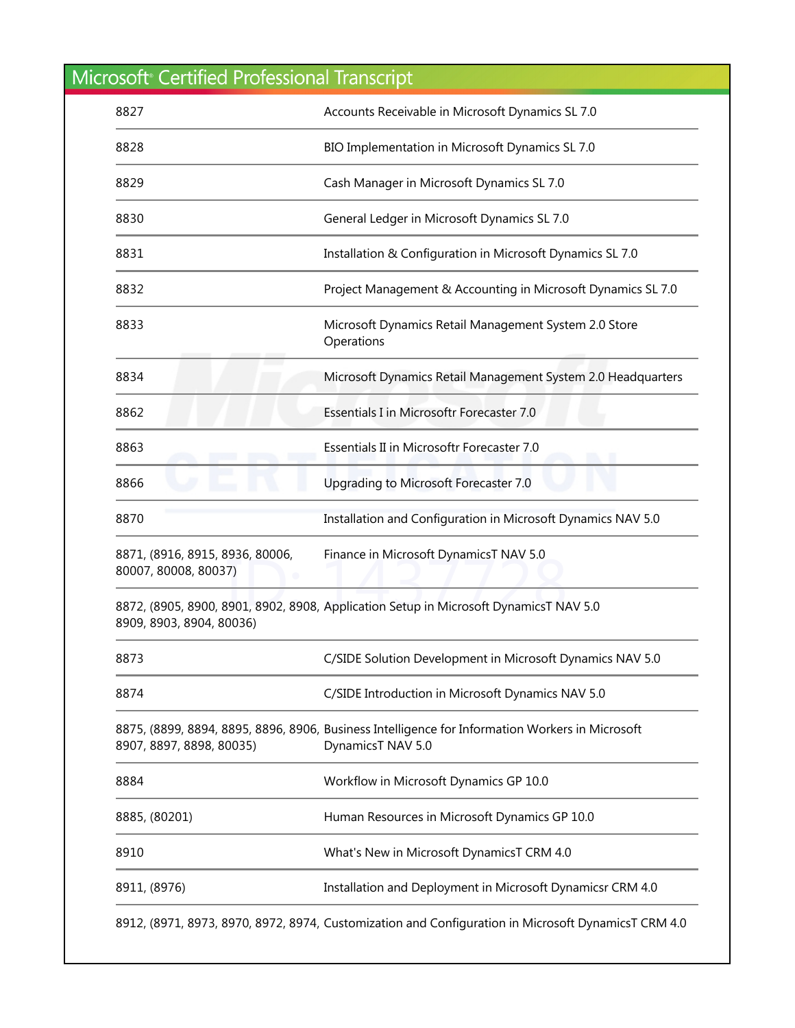# Microsoft® Certified Professional Transcript

| | |
|---|---|
| 8827 | Accounts Receivable in Microsoft Dynamics SL 7.0 |
| 8828 | BIO Implementation in Microsoft Dynamics SL 7.0 |
| 8829 | Cash Manager in Microsoft Dynamics SL 7.0 |
| 8830 | General Ledger in Microsoft Dynamics SL 7.0 |
| 8831 | Installation & Configuration in Microsoft Dynamics SL 7.0 |
| 8832 | Project Management & Accounting in Microsoft Dynamics SL 7.0 |
| 8833 | Microsoft Dynamics Retail Management System 2.0 Store Operations |
| 8834 | Microsoft Dynamics Retail Management System 2.0 Headquarters |
| 8862 | Essentials I in Microsoftr Forecaster 7.0 |
| 8863 | Essentials II in Microsoftr Forecaster 7.0 |
| 8866 | Upgrading to Microsoft Forecaster 7.0 |
| 8870 | Installation and Configuration in Microsoft Dynamics NAV 5.0 |
| 8871, (8916, 8915, 8936, 80006, 80007, 80008, 80037) | Finance in Microsoft DynamicsT NAV 5.0 |
| 8872, (8905, 8900, 8901, 8902, 8908, 8909, 8903, 8904, 80036) | Application Setup in Microsoft DynamicsT NAV 5.0 |
| 8873 | C/SIDE Solution Development in Microsoft Dynamics NAV 5.0 |
| 8874 | C/SIDE Introduction in Microsoft Dynamics NAV 5.0 |
| 8875, (8899, 8894, 8895, 8896, 8906, 8907, 8897, 8898, 80035) | Business Intelligence for Information Workers in Microsoft DynamicsT NAV 5.0 |
| 8884 | Workflow in Microsoft Dynamics GP 10.0 |
| 8885, (80201) | Human Resources in Microsoft Dynamics GP 10.0 |
| 8910 | What's New in Microsoft DynamicsT CRM 4.0 |
| 8911, (8976) | Installation and Deployment in Microsoft Dynamicsr CRM 4.0 |
| 8912, (8971, 8973, 8970, 8972, 8974, | Customization and Configuration in Microsoft DynamicsT CRM 4.0 |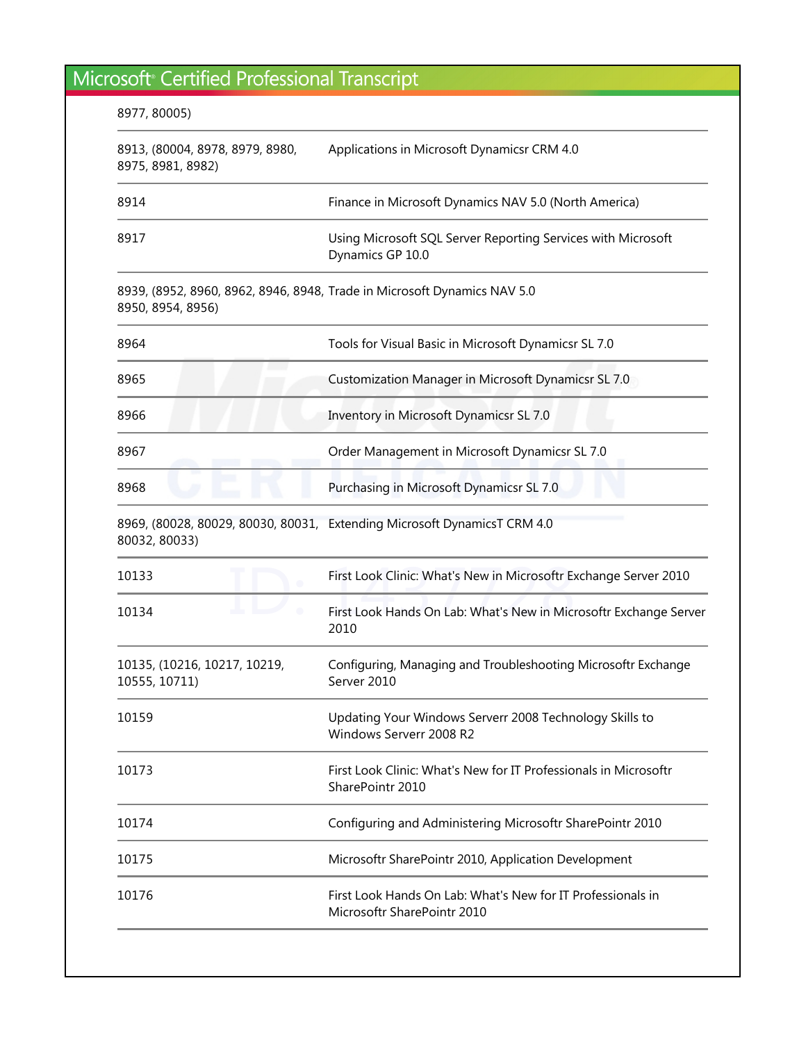| | |
|---|---|
| 8977, 80005) | |
| 8913, (80004, 8978, 8979, 8980, 8975, 8981, 8982) | Applications in Microsoft Dynamicsr CRM 4.0 |
| 8914 | Finance in Microsoft Dynamics NAV 5.0 (North America) |
| 8917 | Using Microsoft SQL Server Reporting Services with Microsoft Dynamics GP 10.0 |
| 8939, (8952, 8960, 8962, 8946, 8948, 8950, 8954, 8956) | Trade in Microsoft Dynamics NAV 5.0 |
| 8964 | Tools for Visual Basic in Microsoft Dynamicsr SL 7.0 |
| 8965 | Customization Manager in Microsoft Dynamicsr SL 7.0 |
| 8966 | Inventory in Microsoft Dynamicsr SL 7.0 |
| 8967 | Order Management in Microsoft Dynamicsr SL 7.0 |
| 8968 | Purchasing in Microsoft Dynamicsr SL 7.0 |
| 8969, (80028, 80029, 80030, 80031, 80032, 80033) | Extending Microsoft DynamicsT CRM 4.0 |
| 10133 | First Look Clinic: What's New in Microsoftr Exchange Server 2010 |
| 10134 | First Look Hands On Lab: What's New in Microsoftr Exchange Server 2010 |
| 10135, (10216, 10217, 10219, 10555, 10711) | Configuring, Managing and Troubleshooting Microsoftr Exchange Server 2010 |
| 10159 | Updating Your Windows Serverr 2008 Technology Skills to Windows Serverr 2008 R2 |
| 10173 | First Look Clinic: What's New for IT Professionals in Microsoftr SharePointr 2010 |
| 10174 | Configuring and Administering Microsoftr SharePointr 2010 |
| 10175 | Microsoftr SharePointr 2010, Application Development |
| 10176 | First Look Hands On Lab: What's New for IT Professionals in Microsoftr SharePointr 2010 |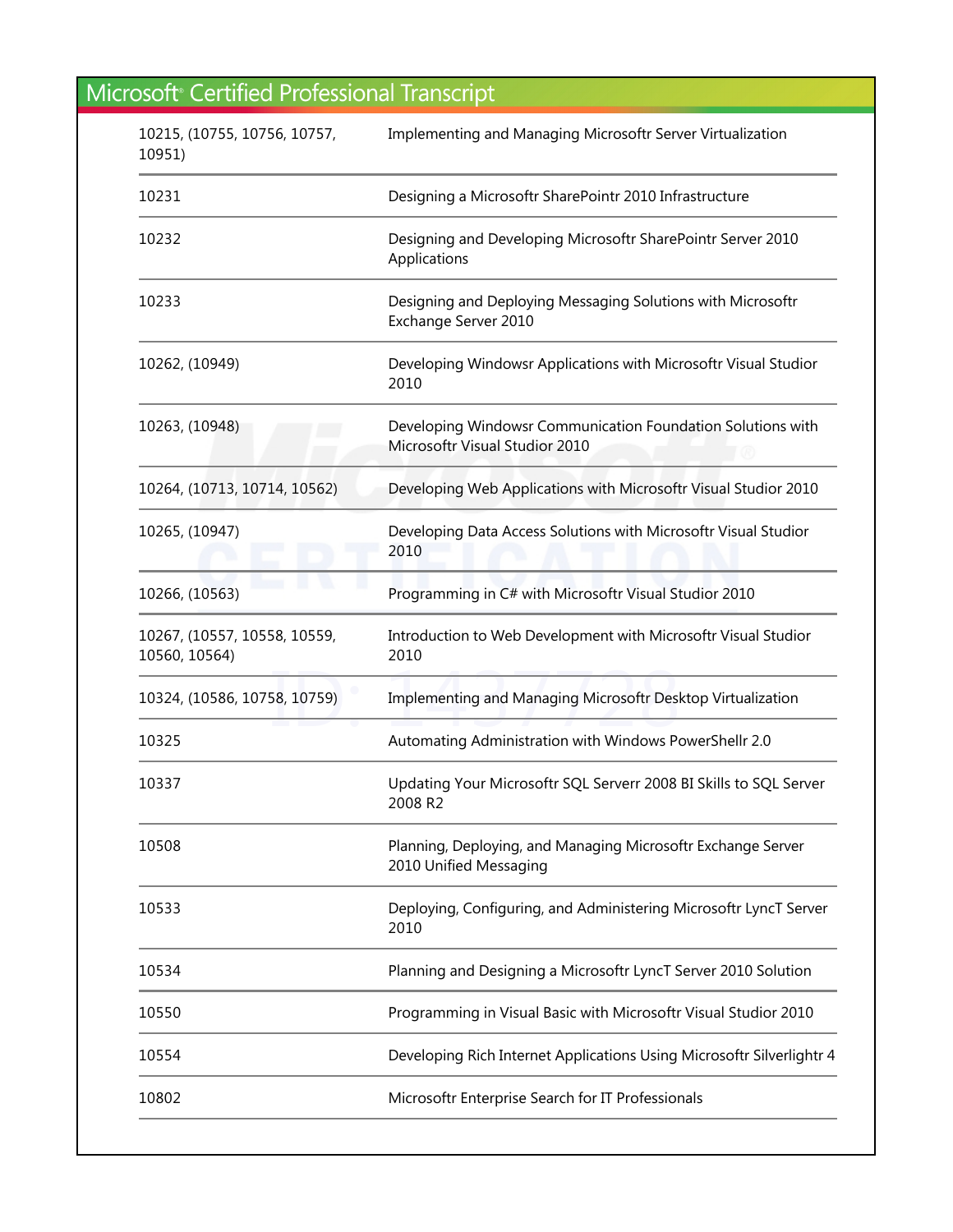# Microsoft® Certified Professional Transcript

| | |
|---|---|
| 10215, (10755, 10756, 10757, 10951) | Implementing and Managing Microsoftr Server Virtualization |
| 10231 | Designing a Microsoftr SharePointr 2010 Infrastructure |
| 10232 | Designing and Developing Microsoftr SharePointr Server 2010 Applications |
| 10233 | Designing and Deploying Messaging Solutions with Microsoftr Exchange Server 2010 |
| 10262, (10949) | Developing Windowsr Applications with Microsoftr Visual Studior 2010 |
| 10263, (10948) | Developing Windowsr Communication Foundation Solutions with Microsoftr Visual Studior 2010 |
| 10264, (10713, 10714, 10562) | Developing Web Applications with Microsoftr Visual Studior 2010 |
| 10265, (10947) | Developing Data Access Solutions with Microsoftr Visual Studior 2010 |
| 10266, (10563) | Programming in C# with Microsoftr Visual Studior 2010 |
| 10267, (10557, 10558, 10559, 10560, 10564) | Introduction to Web Development with Microsoftr Visual Studior 2010 |
| 10324, (10586, 10758, 10759) | Implementing and Managing Microsoftr Desktop Virtualization |
| 10325 | Automating Administration with Windows PowerShellr 2.0 |
| 10337 | Updating Your Microsoftr SQL Serverr 2008 BI Skills to SQL Server 2008 R2 |
| 10508 | Planning, Deploying, and Managing Microsoftr Exchange Server 2010 Unified Messaging |
| 10533 | Deploying, Configuring, and Administering Microsoftr LyncT Server 2010 |
| 10534 | Planning and Designing a Microsoftr LyncT Server 2010 Solution |
| 10550 | Programming in Visual Basic with Microsoftr Visual Studior 2010 |
| 10554 | Developing Rich Internet Applications Using Microsoftr Silverlightr 4 |
| 10802 | Microsoftr Enterprise Search for IT Professionals |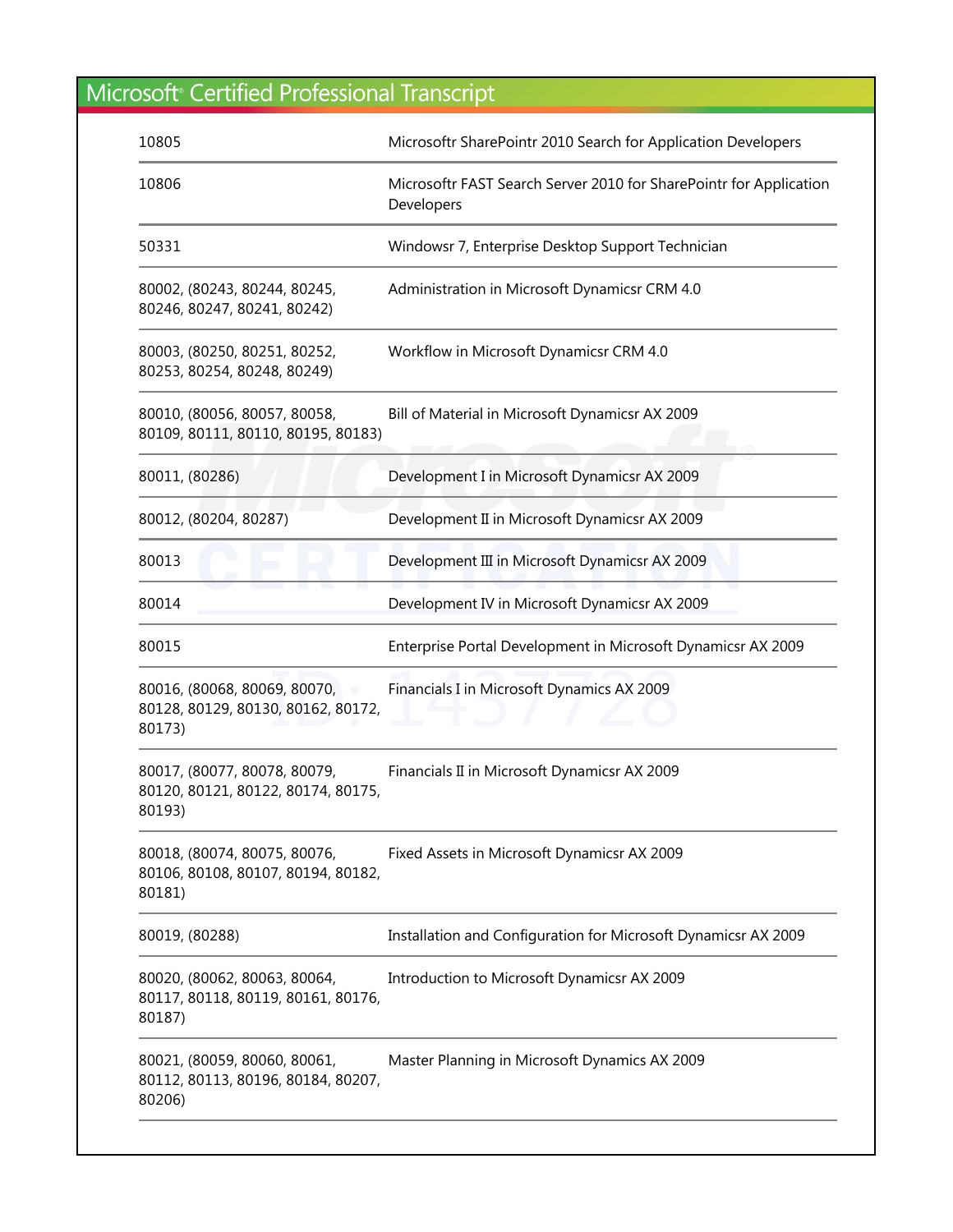# Microsoft® Certified Professional Transcript

| | |
|---|---|
| 10805 | Microsoftr SharePointr 2010 Search for Application Developers |
| 10806 | Microsoftr FAST Search Server 2010 for SharePointr for Application Developers |
| 50331 | Windowsr 7, Enterprise Desktop Support Technician |
| 80002, (80243, 80244, 80245, 80246, 80247, 80241, 80242) | Administration in Microsoft Dynamicsr CRM 4.0 |
| 80003, (80250, 80251, 80252, 80253, 80254, 80248, 80249) | Workflow in Microsoft Dynamicsr CRM 4.0 |
| 80010, (80056, 80057, 80058, 80109, 80111, 80110, 80195, 80183) | Bill of Material in Microsoft Dynamicsr AX 2009 |
| 80011, (80286) | Development I in Microsoft Dynamicsr AX 2009 |
| 80012, (80204, 80287) | Development II in Microsoft Dynamicsr AX 2009 |
| 80013 | Development III in Microsoft Dynamicsr AX 2009 |
| 80014 | Development IV in Microsoft Dynamicsr AX 2009 |
| 80015 | Enterprise Portal Development in Microsoft Dynamicsr AX 2009 |
| 80016, (80068, 80069, 80070, 80128, 80129, 80130, 80162, 80172, 80173) | Financials I in Microsoft Dynamics AX 2009 |
| 80017, (80077, 80078, 80079, 80120, 80121, 80122, 80174, 80175, 80193) | Financials II in Microsoft Dynamicsr AX 2009 |
| 80018, (80074, 80075, 80076, 80106, 80108, 80107, 80194, 80182, 80181) | Fixed Assets in Microsoft Dynamicsr AX 2009 |
| 80019, (80288) | Installation and Configuration for Microsoft Dynamicsr AX 2009 |
| 80020, (80062, 80063, 80064, 80117, 80118, 80119, 80161, 80176, 80187) | Introduction to Microsoft Dynamicsr AX 2009 |
| 80021, (80059, 80060, 80061, 80112, 80113, 80196, 80184, 80207, 80206) | Master Planning in Microsoft Dynamics AX 2009 |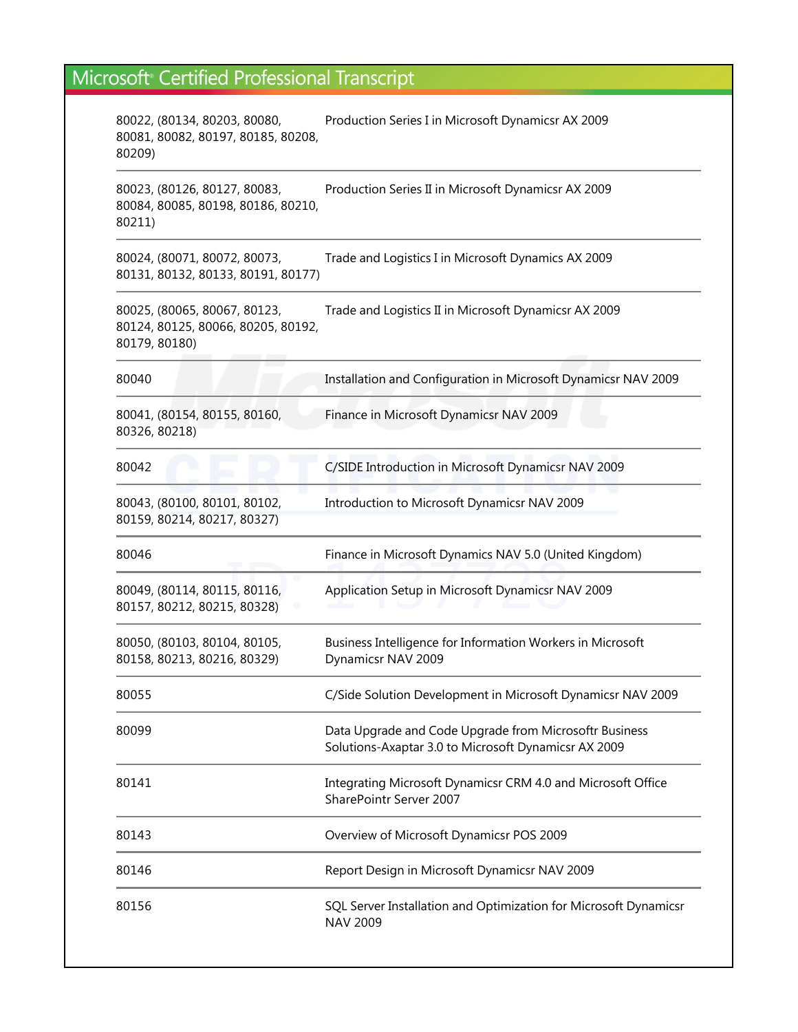# Microsoft® Certified Professional Transcript

| | |
|---|---|
| 80022, (80134, 80203, 80080, 80081, 80082, 80197, 80185, 80208, 80209) | Production Series I in Microsoft Dynamicsr AX 2009 |
| 80023, (80126, 80127, 80083, 80084, 80085, 80198, 80186, 80210, 80211) | Production Series II in Microsoft Dynamicsr AX 2009 |
| 80024, (80071, 80072, 80073, 80131, 80132, 80133, 80191, 80177) | Trade and Logistics I in Microsoft Dynamics AX 2009 |
| 80025, (80065, 80067, 80123, 80124, 80125, 80066, 80205, 80192, 80179, 80180) | Trade and Logistics II in Microsoft Dynamicsr AX 2009 |
| 80040 | Installation and Configuration in Microsoft Dynamicsr NAV 2009 |
| 80041, (80154, 80155, 80160, 80326, 80218) | Finance in Microsoft Dynamicsr NAV 2009 |
| 80042 | C/SIDE Introduction in Microsoft Dynamicsr NAV 2009 |
| 80043, (80100, 80101, 80102, 80159, 80214, 80217, 80327) | Introduction to Microsoft Dynamicsr NAV 2009 |
| 80046 | Finance in Microsoft Dynamics NAV 5.0 (United Kingdom) |
| 80049, (80114, 80115, 80116, 80157, 80212, 80215, 80328) | Application Setup in Microsoft Dynamicsr NAV 2009 |
| 80050, (80103, 80104, 80105, 80158, 80213, 80216, 80329) | Business Intelligence for Information Workers in Microsoft Dynamicsr NAV 2009 |
| 80055 | C/Side Solution Development in Microsoft Dynamicsr NAV 2009 |
| 80099 | Data Upgrade and Code Upgrade from Microsoftr Business Solutions-Axaptar 3.0 to Microsoft Dynamicsr AX 2009 |
| 80141 | Integrating Microsoft Dynamicsr CRM 4.0 and Microsoft Office SharePointr Server 2007 |
| 80143 | Overview of Microsoft Dynamicsr POS 2009 |
| 80146 | Report Design in Microsoft Dynamicsr NAV 2009 |
| 80156 | SQL Server Installation and Optimization for Microsoft Dynamicsr NAV 2009 |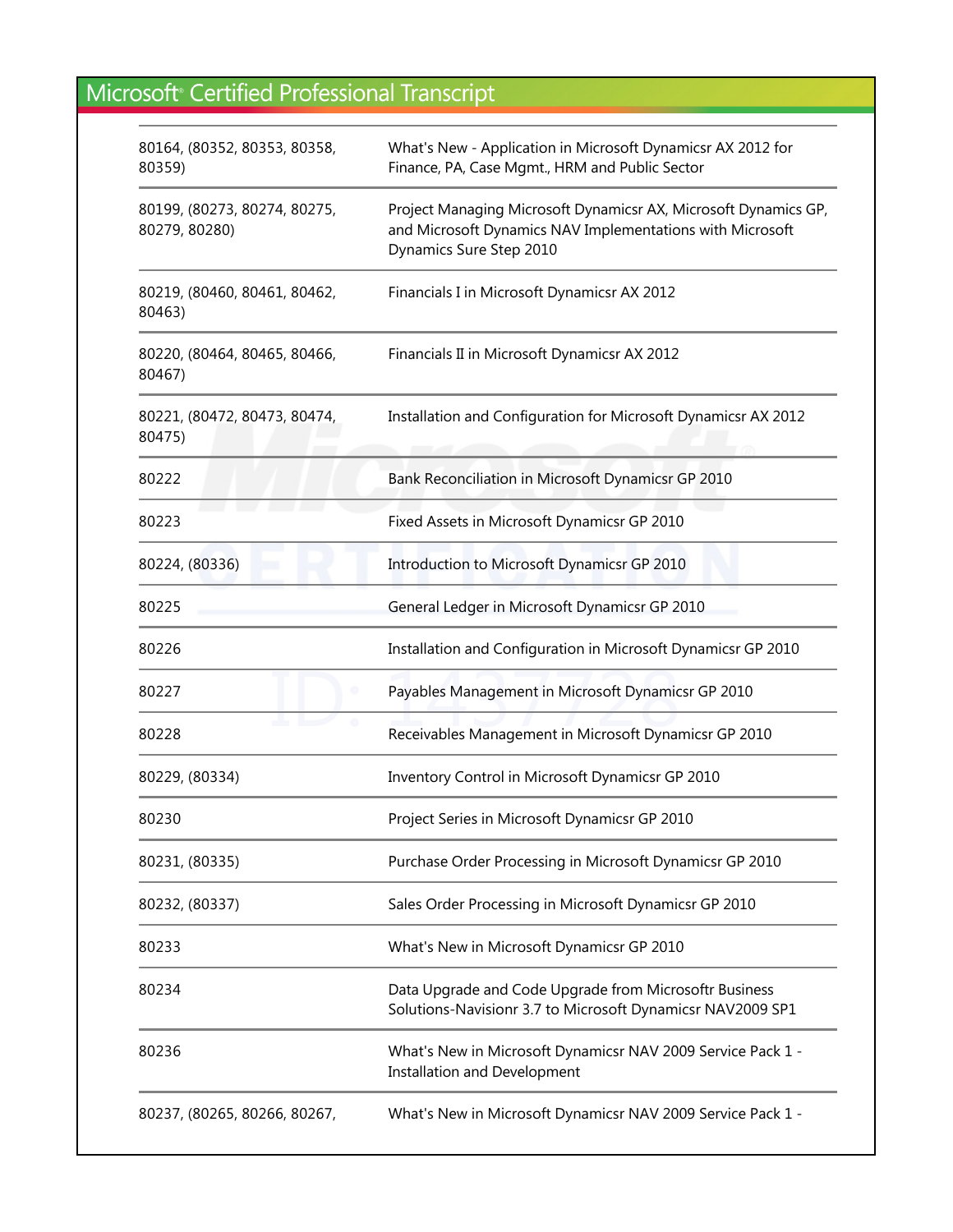| | |
|---|---|
| 80164, (80352, 80353, 80358, 80359) | What's New - Application in Microsoft Dynamicsr AX 2012 for Finance, PA, Case Mgmt., HRM and Public Sector |
| 80199, (80273, 80274, 80275, 80279, 80280) | Project Managing Microsoft Dynamicsr AX, Microsoft Dynamics GP, and Microsoft Dynamics NAV Implementations with Microsoft Dynamics Sure Step 2010 |
| 80219, (80460, 80461, 80462, 80463) | Financials I in Microsoft Dynamicsr AX 2012 |
| 80220, (80464, 80465, 80466, 80467) | Financials II in Microsoft Dynamicsr AX 2012 |
| 80221, (80472, 80473, 80474, 80475) | Installation and Configuration for Microsoft Dynamicsr AX 2012 |
| 80222 | Bank Reconciliation in Microsoft Dynamicsr GP 2010 |
| 80223 | Fixed Assets in Microsoft Dynamicsr GP 2010 |
| 80224, (80336) | Introduction to Microsoft Dynamicsr GP 2010 |
| 80225 | General Ledger in Microsoft Dynamicsr GP 2010 |
| 80226 | Installation and Configuration in Microsoft Dynamicsr GP 2010 |
| 80227 | Payables Management in Microsoft Dynamicsr GP 2010 |
| 80228 | Receivables Management in Microsoft Dynamicsr GP 2010 |
| 80229, (80334) | Inventory Control in Microsoft Dynamicsr GP 2010 |
| 80230 | Project Series in Microsoft Dynamicsr GP 2010 |
| 80231, (80335) | Purchase Order Processing in Microsoft Dynamicsr GP 2010 |
| 80232, (80337) | Sales Order Processing in Microsoft Dynamicsr GP 2010 |
| 80233 | What's New in Microsoft Dynamicsr GP 2010 |
| 80234 | Data Upgrade and Code Upgrade from Microsoftr Business Solutions-Navisionr 3.7 to Microsoft Dynamicsr NAV2009 SP1 |
| 80236 | What's New in Microsoft Dynamicsr NAV 2009 Service Pack 1 - Installation and Development |
| 80237, (80265, 80266, 80267, | What's New in Microsoft Dynamicsr NAV 2009 Service Pack 1 - |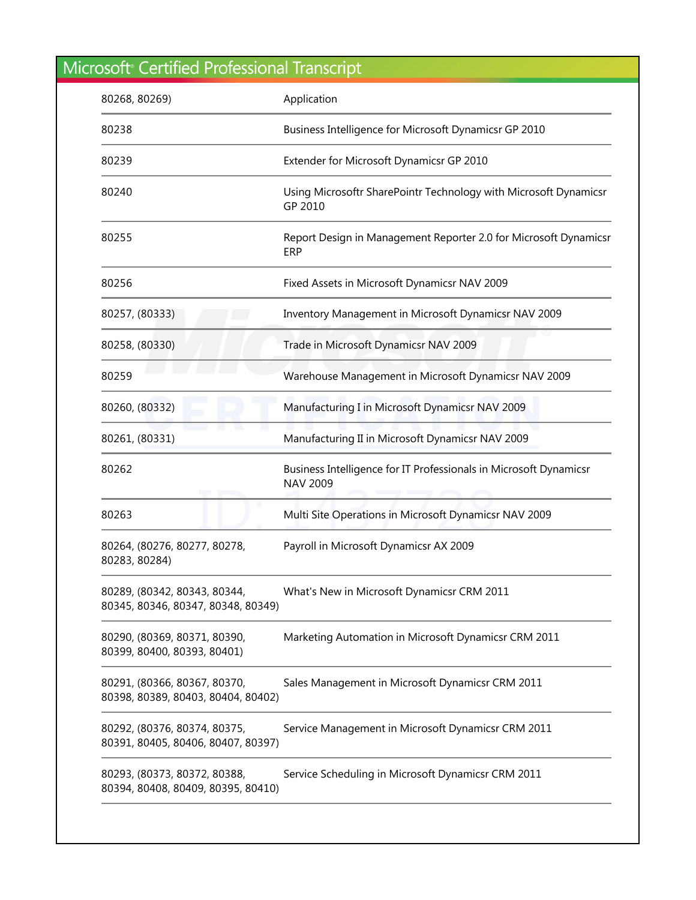| | |
|---|---|
| 80268, 80269) | Application |
| 80238 | Business Intelligence for Microsoft Dynamicsr GP 2010 |
| 80239 | Extender for Microsoft Dynamicsr GP 2010 |
| 80240 | Using Microsoftr SharePointr Technology with Microsoft Dynamicsr GP 2010 |
| 80255 | Report Design in Management Reporter 2.0 for Microsoft Dynamicsr ERP |
| 80256 | Fixed Assets in Microsoft Dynamicsr NAV 2009 |
| 80257, (80333) | Inventory Management in Microsoft Dynamicsr NAV 2009 |
| 80258, (80330) | Trade in Microsoft Dynamicsr NAV 2009 |
| 80259 | Warehouse Management in Microsoft Dynamicsr NAV 2009 |
| 80260, (80332) | Manufacturing I in Microsoft Dynamicsr NAV 2009 |
| 80261, (80331) | Manufacturing II in Microsoft Dynamicsr NAV 2009 |
| 80262 | Business Intelligence for IT Professionals in Microsoft Dynamicsr NAV 2009 |
| 80263 | Multi Site Operations in Microsoft Dynamicsr NAV 2009 |
| 80264, (80276, 80277, 80278, 80283, 80284) | Payroll in Microsoft Dynamicsr AX 2009 |
| 80289, (80342, 80343, 80344, 80345, 80346, 80347, 80348, 80349) | What's New in Microsoft Dynamicsr CRM 2011 |
| 80290, (80369, 80371, 80390, 80399, 80400, 80393, 80401) | Marketing Automation in Microsoft Dynamicsr CRM 2011 |
| 80291, (80366, 80367, 80370, 80398, 80389, 80403, 80404, 80402) | Sales Management in Microsoft Dynamicsr CRM 2011 |
| 80292, (80376, 80374, 80375, 80391, 80405, 80406, 80407, 80397) | Service Management in Microsoft Dynamicsr CRM 2011 |
| 80293, (80373, 80372, 80388, 80394, 80408, 80409, 80395, 80410) | Service Scheduling in Microsoft Dynamicsr CRM 2011 |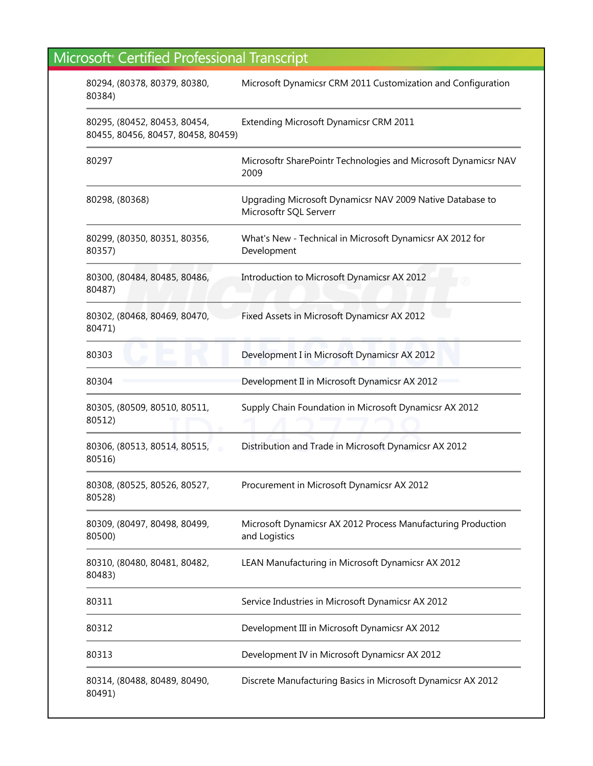| | |
|---|---|
| 80294, (80378, 80379, 80380, 80384) | Microsoft Dynamicsr CRM 2011 Customization and Configuration |
| 80295, (80452, 80453, 80454, 80455, 80456, 80457, 80458, 80459) | Extending Microsoft Dynamicsr CRM 2011 |
| 80297 | Microsoftr SharePointr Technologies and Microsoft Dynamicsr NAV 2009 |
| 80298, (80368) | Upgrading Microsoft Dynamicsr NAV 2009 Native Database to Microsoftr SQL Serverr |
| 80299, (80350, 80351, 80356, 80357) | What's New - Technical in Microsoft Dynamicsr AX 2012 for Development |
| 80300, (80484, 80485, 80486, 80487) | Introduction to Microsoft Dynamicsr AX 2012 |
| 80302, (80468, 80469, 80470, 80471) | Fixed Assets in Microsoft Dynamicsr AX 2012 |
| 80303 | Development I in Microsoft Dynamicsr AX 2012 |
| 80304 | Development II in Microsoft Dynamicsr AX 2012 |
| 80305, (80509, 80510, 80511, 80512) | Supply Chain Foundation in Microsoft Dynamicsr AX 2012 |
| 80306, (80513, 80514, 80515, 80516) | Distribution and Trade in Microsoft Dynamicsr AX 2012 |
| 80308, (80525, 80526, 80527, 80528) | Procurement in Microsoft Dynamicsr AX 2012 |
| 80309, (80497, 80498, 80499, 80500) | Microsoft Dynamicsr AX 2012 Process Manufacturing Production and Logistics |
| 80310, (80480, 80481, 80482, 80483) | LEAN Manufacturing in Microsoft Dynamicsr AX 2012 |
| 80311 | Service Industries in Microsoft Dynamicsr AX 2012 |
| 80312 | Development III in Microsoft Dynamicsr AX 2012 |
| 80313 | Development IV in Microsoft Dynamicsr AX 2012 |
| 80314, (80488, 80489, 80490, 80491) | Discrete Manufacturing Basics in Microsoft Dynamicsr AX 2012 |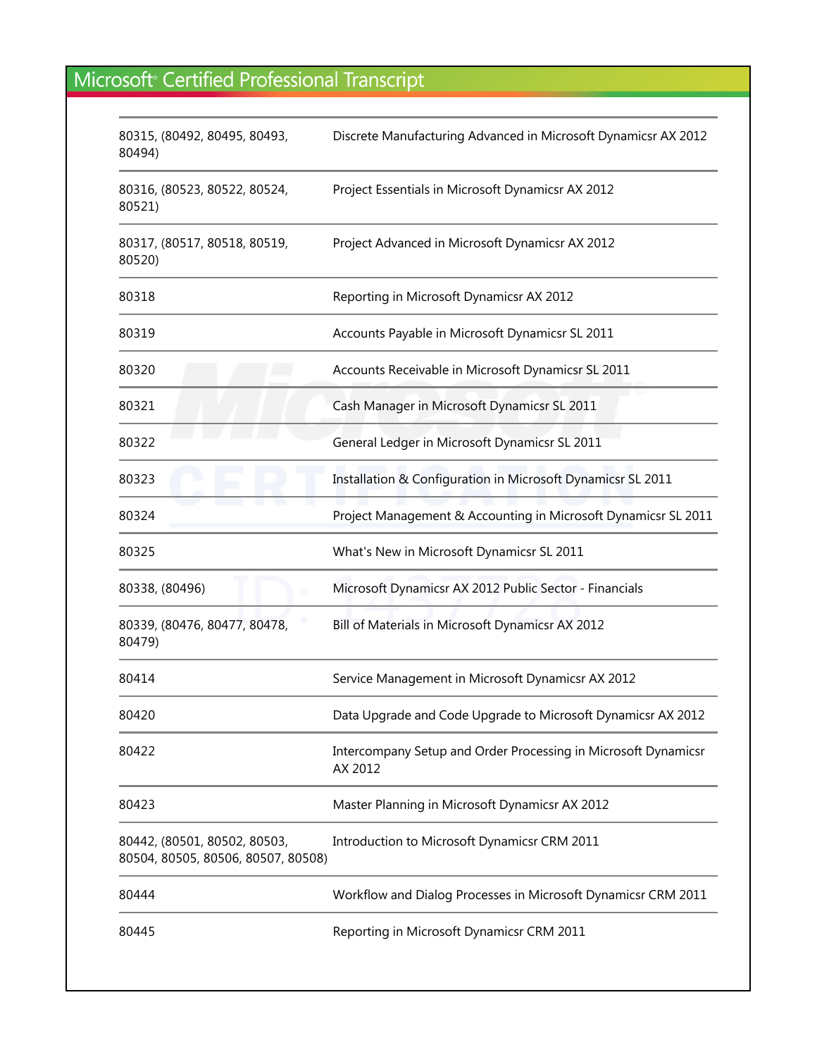| | |
|---|---|
| 80315, (80492, 80495, 80493, 80494) | Discrete Manufacturing Advanced in Microsoft Dynamicsr AX 2012 |
| 80316, (80523, 80522, 80524, 80521) | Project Essentials in Microsoft Dynamicsr AX 2012 |
| 80317, (80517, 80518, 80519, 80520) | Project Advanced in Microsoft Dynamicsr AX 2012 |
| 80318 | Reporting in Microsoft Dynamicsr AX 2012 |
| 80319 | Accounts Payable in Microsoft Dynamicsr SL 2011 |
| 80320 | Accounts Receivable in Microsoft Dynamicsr SL 2011 |
| 80321 | Cash Manager in Microsoft Dynamicsr SL 2011 |
| 80322 | General Ledger in Microsoft Dynamicsr SL 2011 |
| 80323 | Installation & Configuration in Microsoft Dynamicsr SL 2011 |
| 80324 | Project Management & Accounting in Microsoft Dynamicsr SL 2011 |
| 80325 | What's New in Microsoft Dynamicsr SL 2011 |
| 80338, (80496) | Microsoft Dynamicsr AX 2012 Public Sector - Financials |
| 80339, (80476, 80477, 80478, 80479) | Bill of Materials in Microsoft Dynamicsr AX 2012 |
| 80414 | Service Management in Microsoft Dynamicsr AX 2012 |
| 80420 | Data Upgrade and Code Upgrade to Microsoft Dynamicsr AX 2012 |
| 80422 | Intercompany Setup and Order Processing in Microsoft Dynamicsr AX 2012 |
| 80423 | Master Planning in Microsoft Dynamicsr AX 2012 |
| 80442, (80501, 80502, 80503, 80504, 80505, 80506, 80507, 80508) | Introduction to Microsoft Dynamicsr CRM 2011 |
| 80444 | Workflow and Dialog Processes in Microsoft Dynamicsr CRM 2011 |
| 80445 | Reporting in Microsoft Dynamicsr CRM 2011 |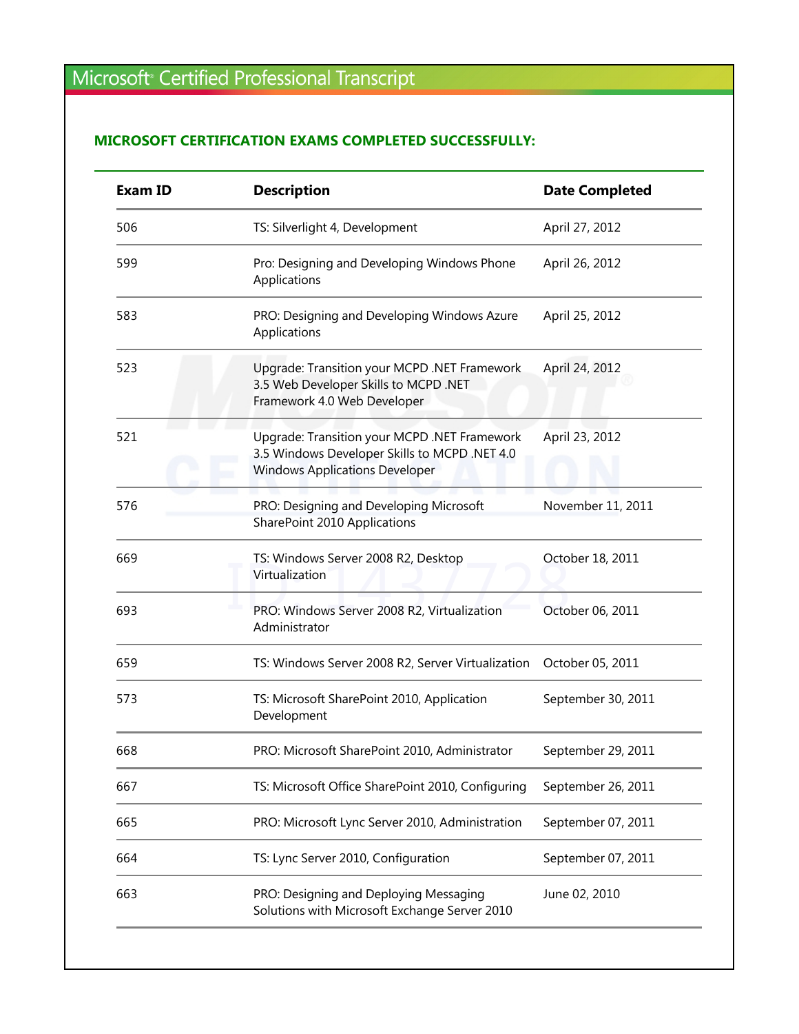# Microsoft® Certified Professional Transcript

## MICROSOFT CERTIFICATION EXAMS COMPLETED SUCCESSFULLY:

| Exam ID | Description | Date Completed |
|---|---|---|
| 506 | TS: Silverlight 4, Development | April 27, 2012 |
| 599 | Pro: Designing and Developing Windows Phone Applications | April 26, 2012 |
| 583 | PRO: Designing and Developing Windows Azure Applications | April 25, 2012 |
| 523 | Upgrade: Transition your MCPD .NET Framework 3.5 Web Developer Skills to MCPD .NET Framework 4.0 Web Developer | April 24, 2012 |
| 521 | Upgrade: Transition your MCPD .NET Framework 3.5 Windows Developer Skills to MCPD .NET 4.0 Windows Applications Developer | April 23, 2012 |
| 576 | PRO: Designing and Developing Microsoft SharePoint 2010 Applications | November 11, 2011 |
| 669 | TS: Windows Server 2008 R2, Desktop Virtualization | October 18, 2011 |
| 693 | PRO: Windows Server 2008 R2, Virtualization Administrator | October 06, 2011 |
| 659 | TS: Windows Server 2008 R2, Server Virtualization | October 05, 2011 |
| 573 | TS: Microsoft SharePoint 2010, Application Development | September 30, 2011 |
| 668 | PRO: Microsoft SharePoint 2010, Administrator | September 29, 2011 |
| 667 | TS: Microsoft Office SharePoint 2010, Configuring | September 26, 2011 |
| 665 | PRO: Microsoft Lync Server 2010, Administration | September 07, 2011 |
| 664 | TS: Lync Server 2010, Configuration | September 07, 2011 |
| 663 | PRO: Designing and Deploying Messaging Solutions with Microsoft Exchange Server 2010 | June 02, 2010 |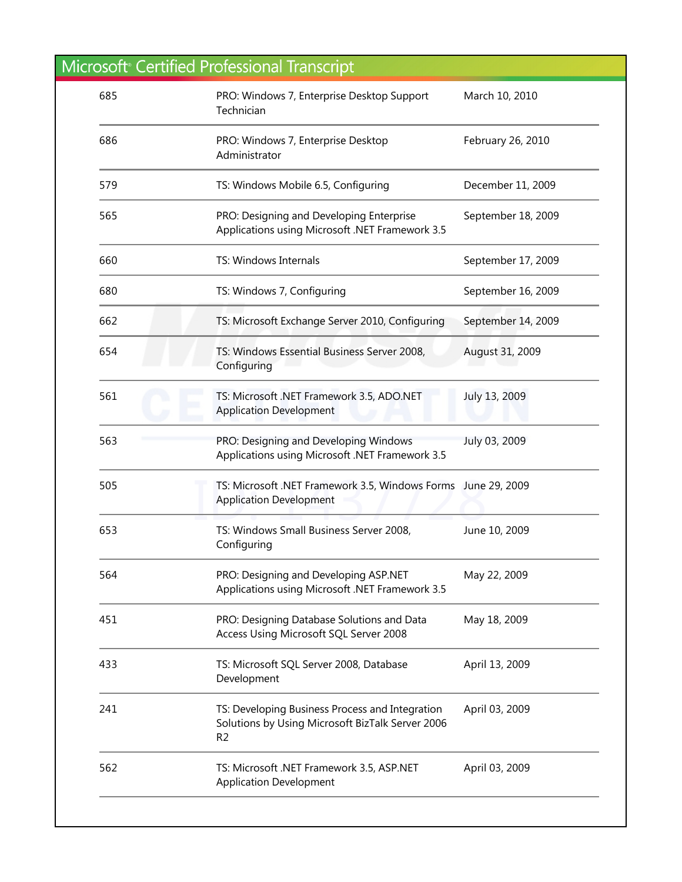| 685 | PRO: Windows 7, Enterprise Desktop Support Technician | March 10, 2010 |
|---|---|---|
| 686 | PRO: Windows 7, Enterprise Desktop Administrator | February 26, 2010 |
| 579 | TS: Windows Mobile 6.5, Configuring | December 11, 2009 |
| 565 | PRO: Designing and Developing Enterprise Applications using Microsoft .NET Framework 3.5 | September 18, 2009 |
| 660 | TS: Windows Internals | September 17, 2009 |
| 680 | TS: Windows 7, Configuring | September 16, 2009 |
| 662 | TS: Microsoft Exchange Server 2010, Configuring | September 14, 2009 |
| 654 | TS: Windows Essential Business Server 2008, Configuring | August 31, 2009 |
| 561 | TS: Microsoft .NET Framework 3.5, ADO.NET Application Development | July 13, 2009 |
| 563 | PRO: Designing and Developing Windows Applications using Microsoft .NET Framework 3.5 | July 03, 2009 |
| 505 | TS: Microsoft .NET Framework 3.5, Windows Forms Application Development | June 29, 2009 |
| 653 | TS: Windows Small Business Server 2008, Configuring | June 10, 2009 |
| 564 | PRO: Designing and Developing ASP.NET Applications using Microsoft .NET Framework 3.5 | May 22, 2009 |
| 451 | PRO: Designing Database Solutions and Data Access Using Microsoft SQL Server 2008 | May 18, 2009 |
| 433 | TS: Microsoft SQL Server 2008, Database Development | April 13, 2009 |
| 241 | TS: Developing Business Process and Integration Solutions by Using Microsoft BizTalk Server 2006 R2 | April 03, 2009 |
| 562 | TS: Microsoft .NET Framework 3.5, ASP.NET Application Development | April 03, 2009 |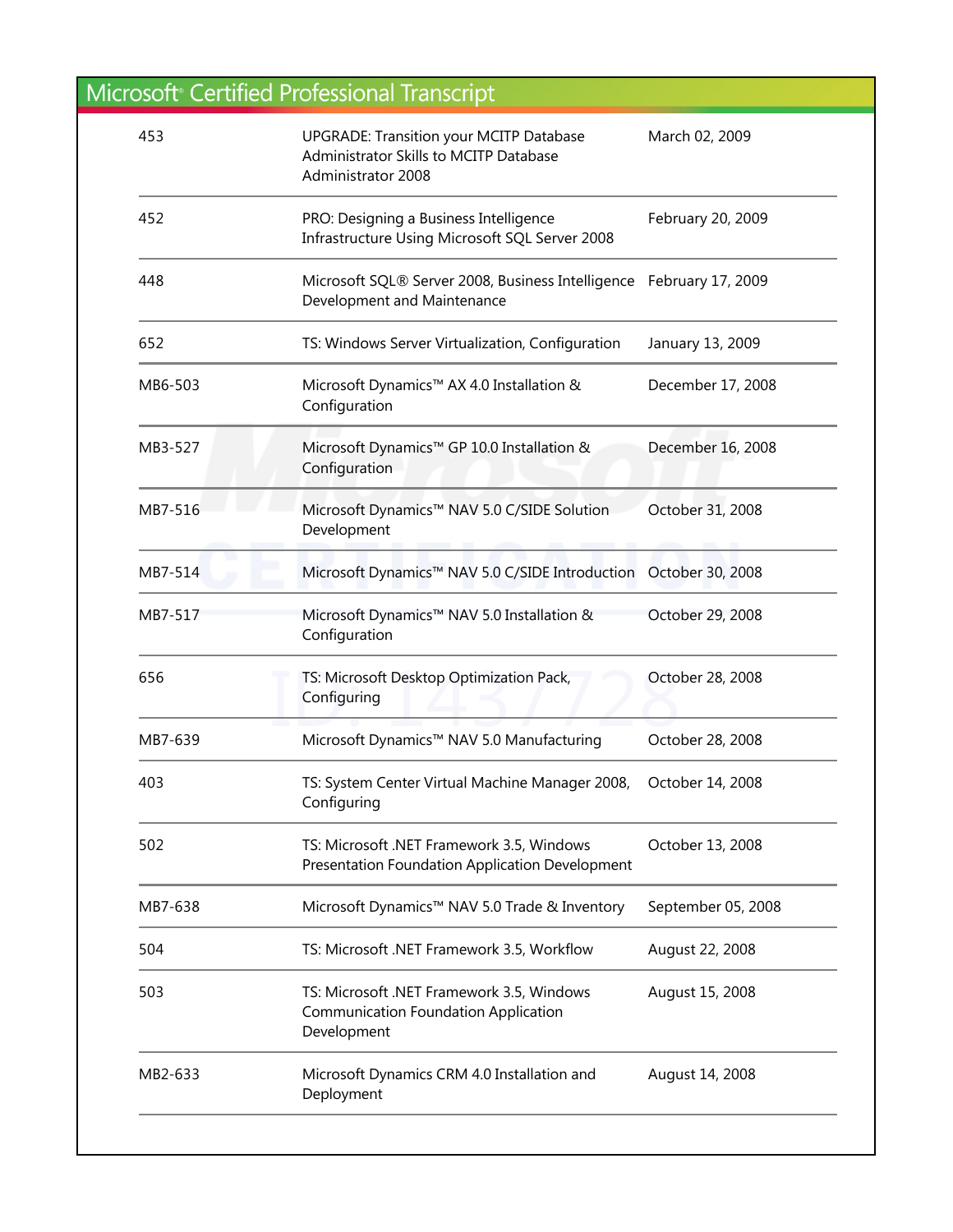| | | |
|---|---|---|
| 453 | UPGRADE: Transition your MCITP Database Administrator Skills to MCITP Database Administrator 2008 | March 02, 2009 |
| 452 | PRO: Designing a Business Intelligence Infrastructure Using Microsoft SQL Server 2008 | February 20, 2009 |
| 448 | Microsoft SQL® Server 2008, Business Intelligence Development and Maintenance | February 17, 2009 |
| 652 | TS: Windows Server Virtualization, Configuration | January 13, 2009 |
| MB6-503 | Microsoft Dynamics™ AX 4.0 Installation & Configuration | December 17, 2008 |
| MB3-527 | Microsoft Dynamics™ GP 10.0 Installation & Configuration | December 16, 2008 |
| MB7-516 | Microsoft Dynamics™ NAV 5.0 C/SIDE Solution Development | October 31, 2008 |
| MB7-514 | Microsoft Dynamics™ NAV 5.0 C/SIDE Introduction | October 30, 2008 |
| MB7-517 | Microsoft Dynamics™ NAV 5.0 Installation & Configuration | October 29, 2008 |
| 656 | TS: Microsoft Desktop Optimization Pack, Configuring | October 28, 2008 |
| MB7-639 | Microsoft Dynamics™ NAV 5.0 Manufacturing | October 28, 2008 |
| 403 | TS: System Center Virtual Machine Manager 2008, Configuring | October 14, 2008 |
| 502 | TS: Microsoft .NET Framework 3.5, Windows Presentation Foundation Application Development | October 13, 2008 |
| MB7-638 | Microsoft Dynamics™ NAV 5.0 Trade & Inventory | September 05, 2008 |
| 504 | TS: Microsoft .NET Framework 3.5, Workflow | August 22, 2008 |
| 503 | TS: Microsoft .NET Framework 3.5, Windows Communication Foundation Application Development | August 15, 2008 |
| MB2-633 | Microsoft Dynamics CRM 4.0 Installation and Deployment | August 14, 2008 |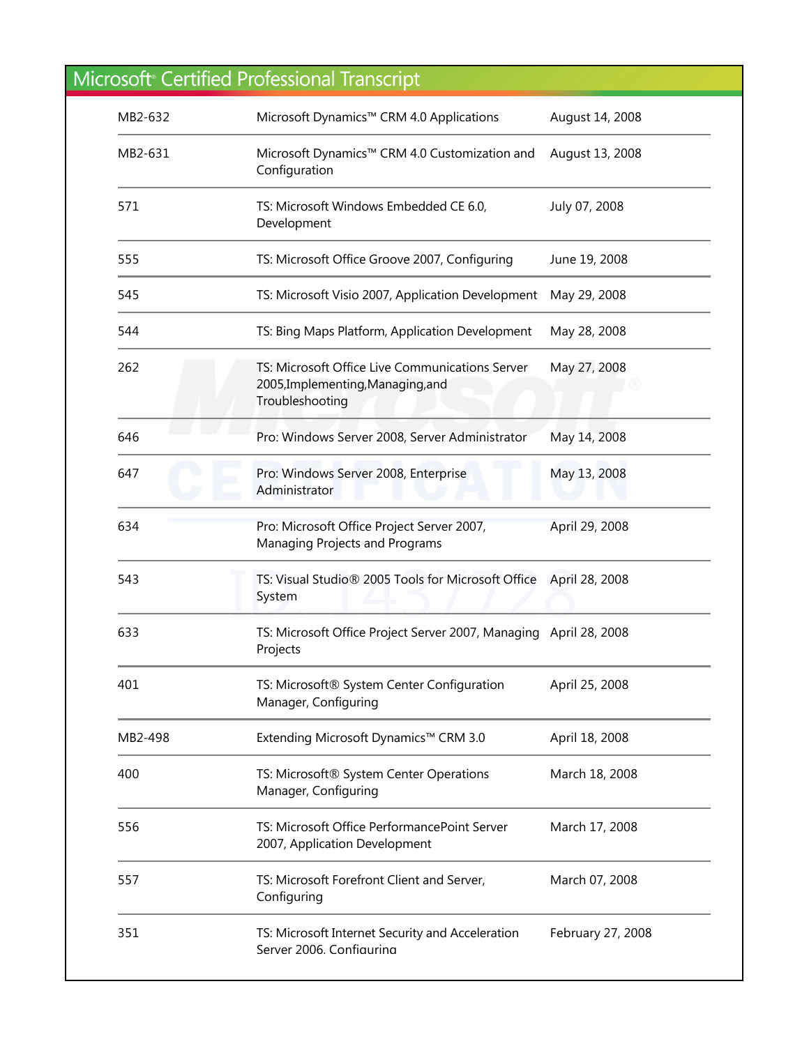# Microsoft® Certified Professional Transcript

| | | |
|---|---|---|
| MB2-632 | Microsoft Dynamics™ CRM 4.0 Applications | August 14, 2008 |
| MB2-631 | Microsoft Dynamics™ CRM 4.0 Customization and Configuration | August 13, 2008 |
| 571 | TS: Microsoft Windows Embedded CE 6.0, Development | July 07, 2008 |
| 555 | TS: Microsoft Office Groove 2007, Configuring | June 19, 2008 |
| 545 | TS: Microsoft Visio 2007, Application Development | May 29, 2008 |
| 544 | TS: Bing Maps Platform, Application Development | May 28, 2008 |
| 262 | TS: Microsoft Office Live Communications Server 2005,Implementing,Managing,and Troubleshooting | May 27, 2008 |
| 646 | Pro: Windows Server 2008, Server Administrator | May 14, 2008 |
| 647 | Pro: Windows Server 2008, Enterprise Administrator | May 13, 2008 |
| 634 | Pro: Microsoft Office Project Server 2007, Managing Projects and Programs | April 29, 2008 |
| 543 | TS: Visual Studio® 2005 Tools for Microsoft Office System | April 28, 2008 |
| 633 | TS: Microsoft Office Project Server 2007, Managing Projects | April 28, 2008 |
| 401 | TS: Microsoft® System Center Configuration Manager, Configuring | April 25, 2008 |
| MB2-498 | Extending Microsoft Dynamics™ CRM 3.0 | April 18, 2008 |
| 400 | TS: Microsoft® System Center Operations Manager, Configuring | March 18, 2008 |
| 556 | TS: Microsoft Office PerformancePoint Server 2007, Application Development | March 17, 2008 |
| 557 | TS: Microsoft Forefront Client and Server, Configuring | March 07, 2008 |
| 351 | TS: Microsoft Internet Security and Acceleration Server 2006, Configuring | February 27, 2008 |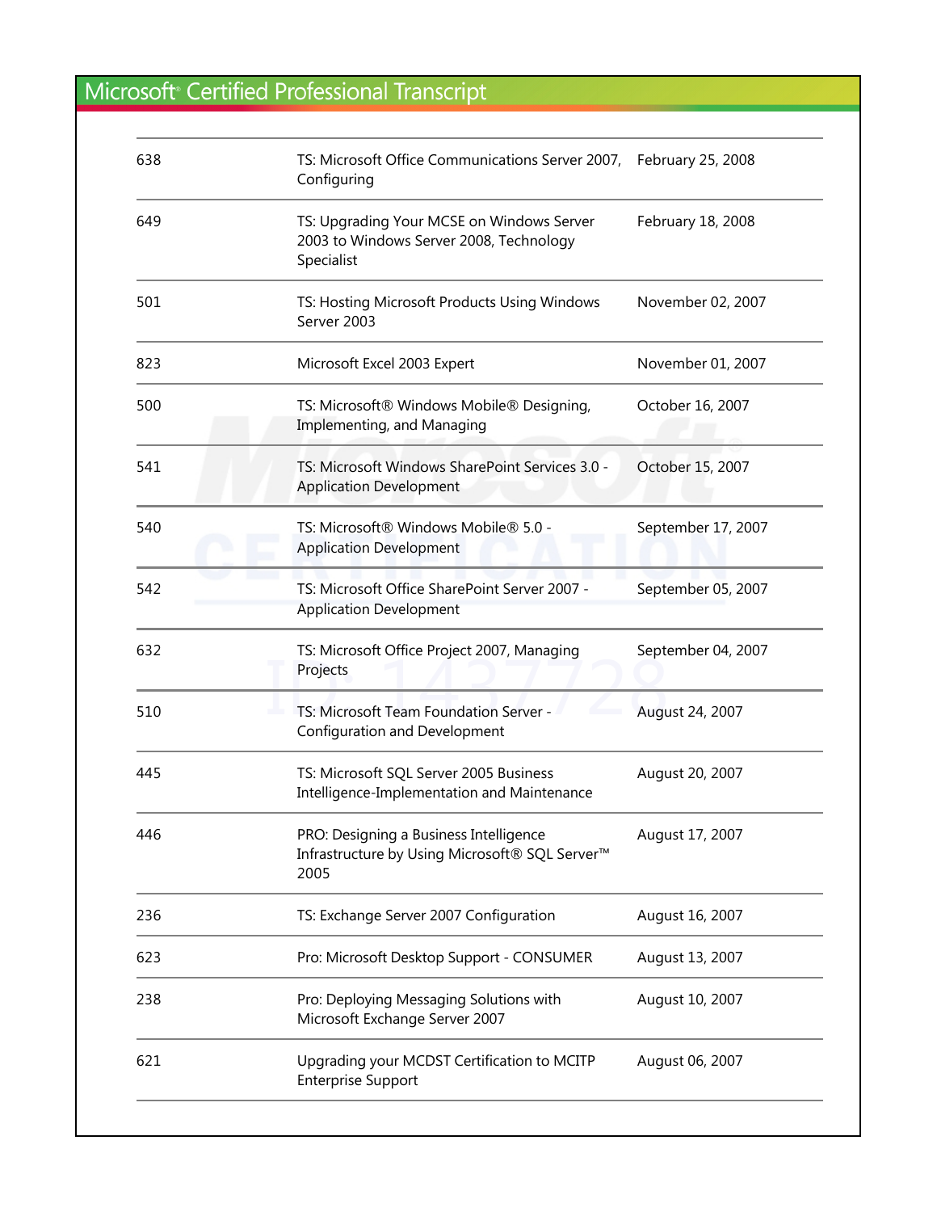| | | |
|---|---|---|
| 638 | TS: Microsoft Office Communications Server 2007, Configuring | February 25, 2008 |
| 649 | TS: Upgrading Your MCSE on Windows Server 2003 to Windows Server 2008, Technology Specialist | February 18, 2008 |
| 501 | TS: Hosting Microsoft Products Using Windows Server 2003 | November 02, 2007 |
| 823 | Microsoft Excel 2003 Expert | November 01, 2007 |
| 500 | TS: Microsoft® Windows Mobile® Designing, Implementing, and Managing | October 16, 2007 |
| 541 | TS: Microsoft Windows SharePoint Services 3.0 - Application Development | October 15, 2007 |
| 540 | TS: Microsoft® Windows Mobile® 5.0 - Application Development | September 17, 2007 |
| 542 | TS: Microsoft Office SharePoint Server 2007 - Application Development | September 05, 2007 |
| 632 | TS: Microsoft Office Project 2007, Managing Projects | September 04, 2007 |
| 510 | TS: Microsoft Team Foundation Server - Configuration and Development | August 24, 2007 |
| 445 | TS: Microsoft SQL Server 2005 Business Intelligence-Implementation and Maintenance | August 20, 2007 |
| 446 | PRO: Designing a Business Intelligence Infrastructure by Using Microsoft® SQL Server™ 2005 | August 17, 2007 |
| 236 | TS: Exchange Server 2007 Configuration | August 16, 2007 |
| 623 | Pro: Microsoft Desktop Support - CONSUMER | August 13, 2007 |
| 238 | Pro: Deploying Messaging Solutions with Microsoft Exchange Server 2007 | August 10, 2007 |
| 621 | Upgrading your MCDST Certification to MCITP Enterprise Support | August 06, 2007 |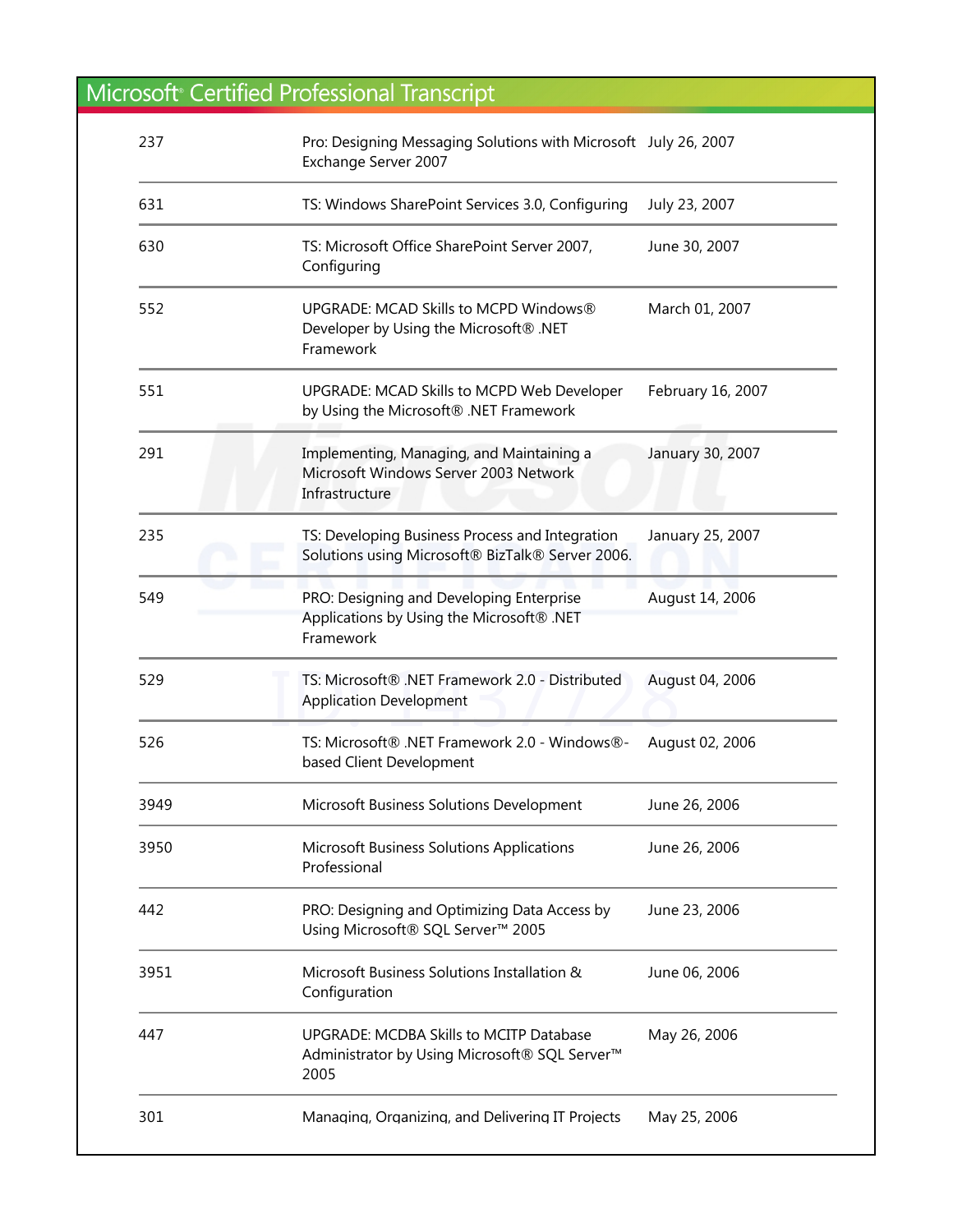# Microsoft® Certified Professional Transcript

| | | |
|---|---|---|
| 237 | Pro: Designing Messaging Solutions with Microsoft Exchange Server 2007 | July 26, 2007 |
| 631 | TS: Windows SharePoint Services 3.0, Configuring | July 23, 2007 |
| 630 | TS: Microsoft Office SharePoint Server 2007, Configuring | June 30, 2007 |
| 552 | UPGRADE: MCAD Skills to MCPD Windows® Developer by Using the Microsoft® .NET Framework | March 01, 2007 |
| 551 | UPGRADE: MCAD Skills to MCPD Web Developer by Using the Microsoft® .NET Framework | February 16, 2007 |
| 291 | Implementing, Managing, and Maintaining a Microsoft Windows Server 2003 Network Infrastructure | January 30, 2007 |
| 235 | TS: Developing Business Process and Integration Solutions using Microsoft® BizTalk® Server 2006. | January 25, 2007 |
| 549 | PRO: Designing and Developing Enterprise Applications by Using the Microsoft® .NET Framework | August 14, 2006 |
| 529 | TS: Microsoft® .NET Framework 2.0 - Distributed Application Development | August 04, 2006 |
| 526 | TS: Microsoft® .NET Framework 2.0 - Windows®-based Client Development | August 02, 2006 |
| 3949 | Microsoft Business Solutions Development | June 26, 2006 |
| 3950 | Microsoft Business Solutions Applications Professional | June 26, 2006 |
| 442 | PRO: Designing and Optimizing Data Access by Using Microsoft® SQL Server™ 2005 | June 23, 2006 |
| 3951 | Microsoft Business Solutions Installation & Configuration | June 06, 2006 |
| 447 | UPGRADE: MCDBA Skills to MCITP Database Administrator by Using Microsoft® SQL Server™ 2005 | May 26, 2006 |
| 301 | Managing, Organizing, and Delivering IT Projects | May 25, 2006 |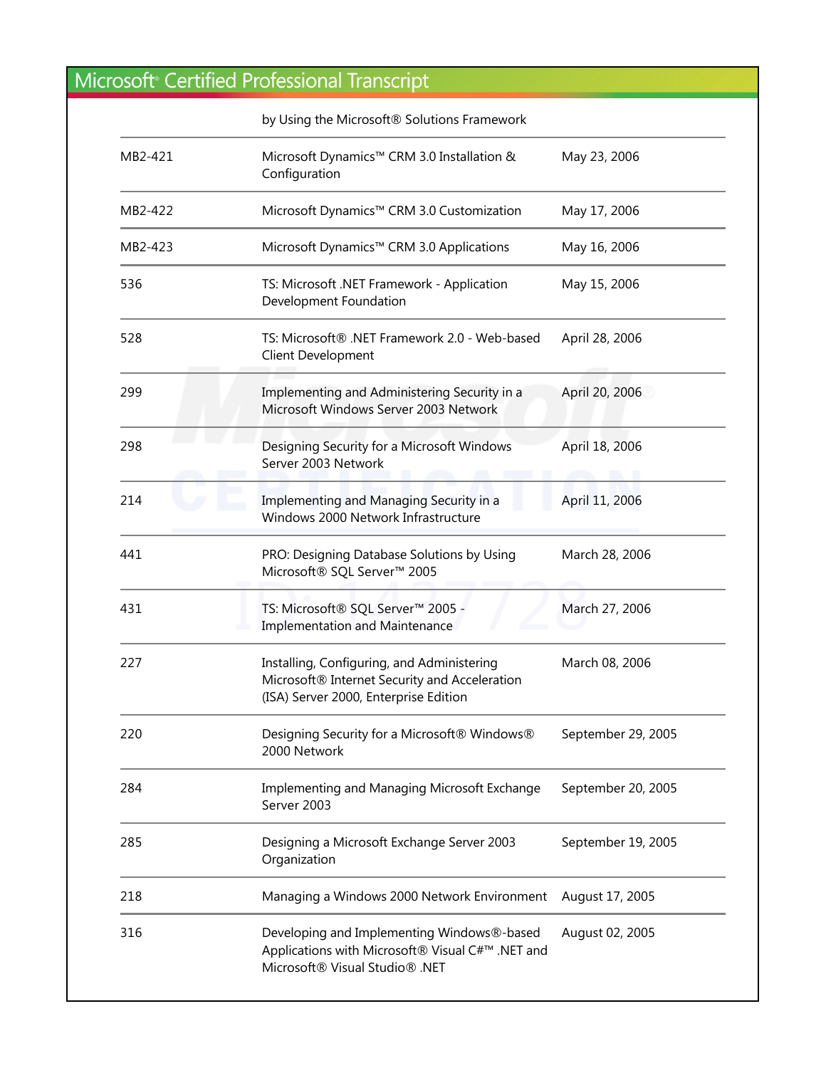# Microsoft® Certified Professional Transcript

| | | |
|---|---|---|
| | by Using the Microsoft® Solutions Framework | |
| MB2-421 | Microsoft Dynamics™ CRM 3.0 Installation & Configuration | May 23, 2006 |
| MB2-422 | Microsoft Dynamics™ CRM 3.0 Customization | May 17, 2006 |
| MB2-423 | Microsoft Dynamics™ CRM 3.0 Applications | May 16, 2006 |
| 536 | TS: Microsoft .NET Framework - Application Development Foundation | May 15, 2006 |
| 528 | TS: Microsoft® .NET Framework 2.0 - Web-based Client Development | April 28, 2006 |
| 299 | Implementing and Administering Security in a Microsoft Windows Server 2003 Network | April 20, 2006 |
| 298 | Designing Security for a Microsoft Windows Server 2003 Network | April 18, 2006 |
| 214 | Implementing and Managing Security in a Windows 2000 Network Infrastructure | April 11, 2006 |
| 441 | PRO: Designing Database Solutions by Using Microsoft® SQL Server™ 2005 | March 28, 2006 |
| 431 | TS: Microsoft® SQL Server™ 2005 - Implementation and Maintenance | March 27, 2006 |
| 227 | Installing, Configuring, and Administering Microsoft® Internet Security and Acceleration (ISA) Server 2000, Enterprise Edition | March 08, 2006 |
| 220 | Designing Security for a Microsoft® Windows® 2000 Network | September 29, 2005 |
| 284 | Implementing and Managing Microsoft Exchange Server 2003 | September 20, 2005 |
| 285 | Designing a Microsoft Exchange Server 2003 Organization | September 19, 2005 |
| 218 | Managing a Windows 2000 Network Environment | August 17, 2005 |
| 316 | Developing and Implementing Windows®-based Applications with Microsoft® Visual C#™ .NET and Microsoft® Visual Studio® .NET | August 02, 2005 |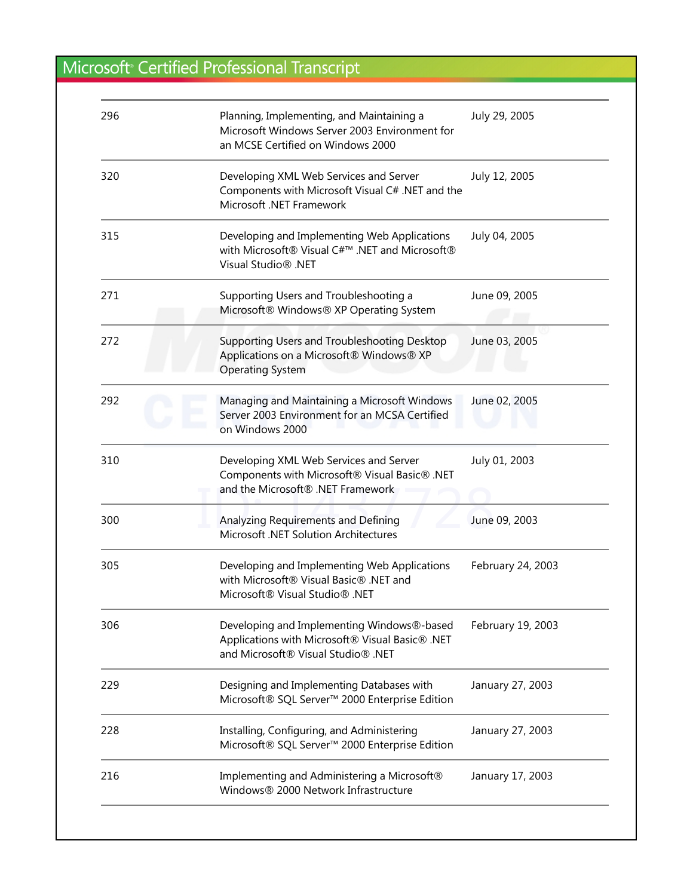# Microsoft® Certified Professional Transcript

| | | |
|---|---|---|
| 296 | Planning, Implementing, and Maintaining a Microsoft Windows Server 2003 Environment for an MCSE Certified on Windows 2000 | July 29, 2005 |
| 320 | Developing XML Web Services and Server Components with Microsoft Visual C# .NET and the Microsoft .NET Framework | July 12, 2005 |
| 315 | Developing and Implementing Web Applications with Microsoft® Visual C#™ .NET and Microsoft® Visual Studio® .NET | July 04, 2005 |
| 271 | Supporting Users and Troubleshooting a Microsoft® Windows® XP Operating System | June 09, 2005 |
| 272 | Supporting Users and Troubleshooting Desktop Applications on a Microsoft® Windows® XP Operating System | June 03, 2005 |
| 292 | Managing and Maintaining a Microsoft Windows Server 2003 Environment for an MCSA Certified on Windows 2000 | June 02, 2005 |
| 310 | Developing XML Web Services and Server Components with Microsoft® Visual Basic® .NET and the Microsoft® .NET Framework | July 01, 2003 |
| 300 | Analyzing Requirements and Defining Microsoft .NET Solution Architectures | June 09, 2003 |
| 305 | Developing and Implementing Web Applications with Microsoft® Visual Basic® .NET and Microsoft® Visual Studio® .NET | February 24, 2003 |
| 306 | Developing and Implementing Windows®-based Applications with Microsoft® Visual Basic® .NET and Microsoft® Visual Studio® .NET | February 19, 2003 |
| 229 | Designing and Implementing Databases with Microsoft® SQL Server™ 2000 Enterprise Edition | January 27, 2003 |
| 228 | Installing, Configuring, and Administering Microsoft® SQL Server™ 2000 Enterprise Edition | January 27, 2003 |
| 216 | Implementing and Administering a Microsoft® Windows® 2000 Network Infrastructure | January 17, 2003 |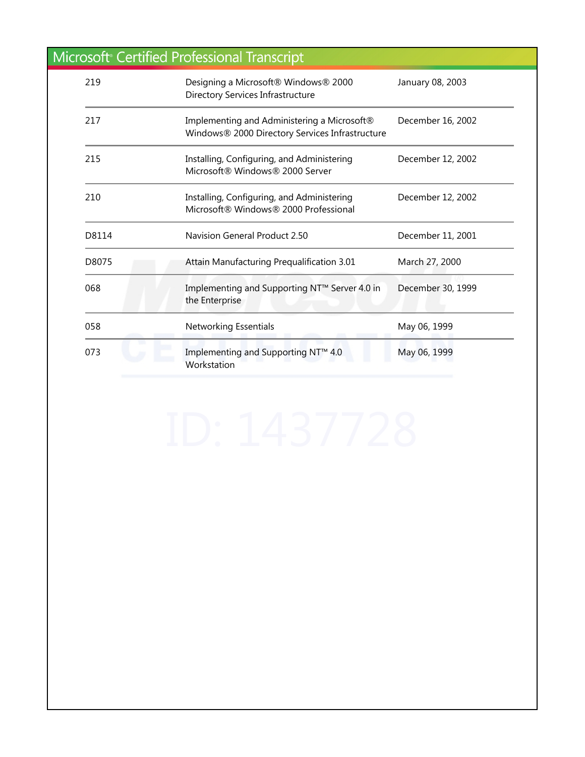# Microsoft® Certified Professional Transcript

| | | |
|---|---|---|
| 219 | Designing a Microsoft® Windows® 2000 Directory Services Infrastructure | January 08, 2003 |
| 217 | Implementing and Administering a Microsoft® Windows® 2000 Directory Services Infrastructure | December 16, 2002 |
| 215 | Installing, Configuring, and Administering Microsoft® Windows® 2000 Server | December 12, 2002 |
| 210 | Installing, Configuring, and Administering Microsoft® Windows® 2000 Professional | December 12, 2002 |
| D8114 | Navision General Product 2.50 | December 11, 2001 |
| D8075 | Attain Manufacturing Prequalification 3.01 | March 27, 2000 |
| 068 | Implementing and Supporting NT™ Server 4.0 in the Enterprise | December 30, 1999 |
| 058 | Networking Essentials | May 06, 1999 |
| 073 | Implementing and Supporting NT™ 4.0 Workstation | May 06, 1999 |

ID: 1437728